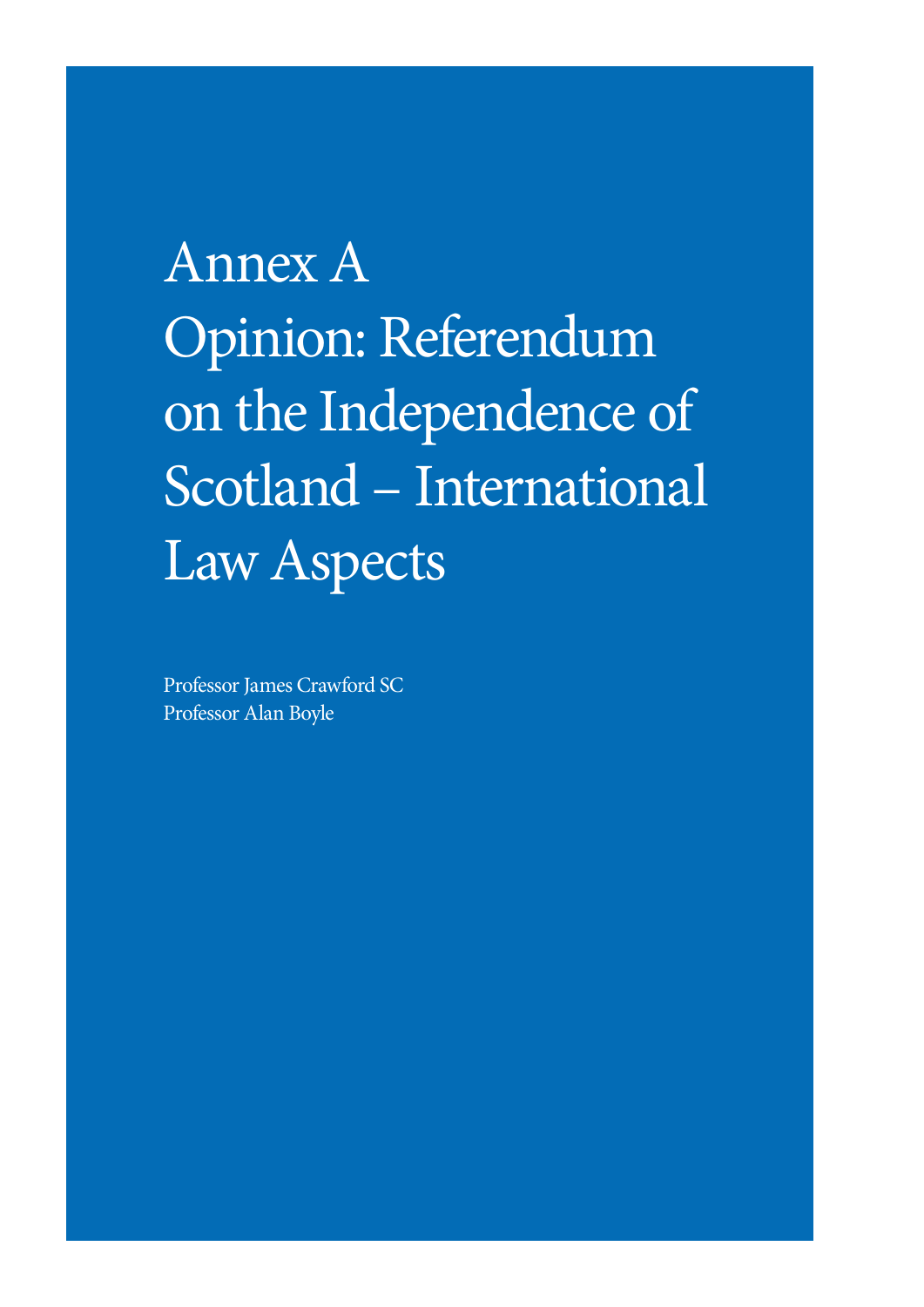# Annex A
# Opinion: Referendum on the Independence of Scotland – International Law Aspects

Professor James Crawford SC
Professor Alan Boyle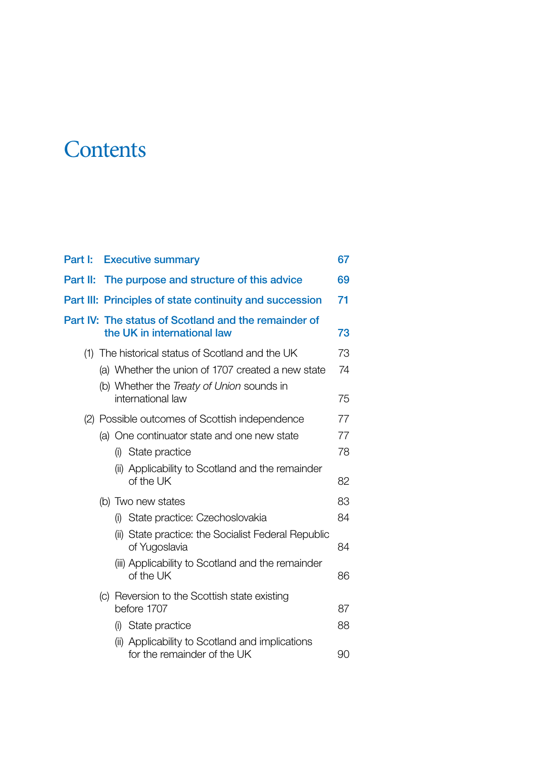# Contents

| | | |
|---|---|---|
| **Part I:** | **Executive summary** | **67** |
| **Part II:** | **The purpose and structure of this advice** | **69** |
| **Part III:** | **Principles of state continuity and succession** | **71** |
| **Part IV:** | **The status of Scotland and the remainder of the UK in international law** | **73** |

- (1) The historical status of Scotland and the UK — 73
  - (a) Whether the union of 1707 created a new state — 74
  - (b) Whether the *Treaty of Union* sounds in international law — 75
- (2) Possible outcomes of Scottish independence — 77
  - (a) One continuator state and one new state — 77
    - (i) State practice — 78
    - (ii) Applicability to Scotland and the remainder of the UK — 82
  - (b) Two new states — 83
    - (i) State practice: Czechoslovakia — 84
    - (ii) State practice: the Socialist Federal Republic of Yugoslavia — 84
    - (iii) Applicability to Scotland and the remainder of the UK — 86
  - (c) Reversion to the Scottish state existing before 1707 — 87
    - (i) State practice — 88
    - (ii) Applicability to Scotland and implications for the remainder of the UK — 90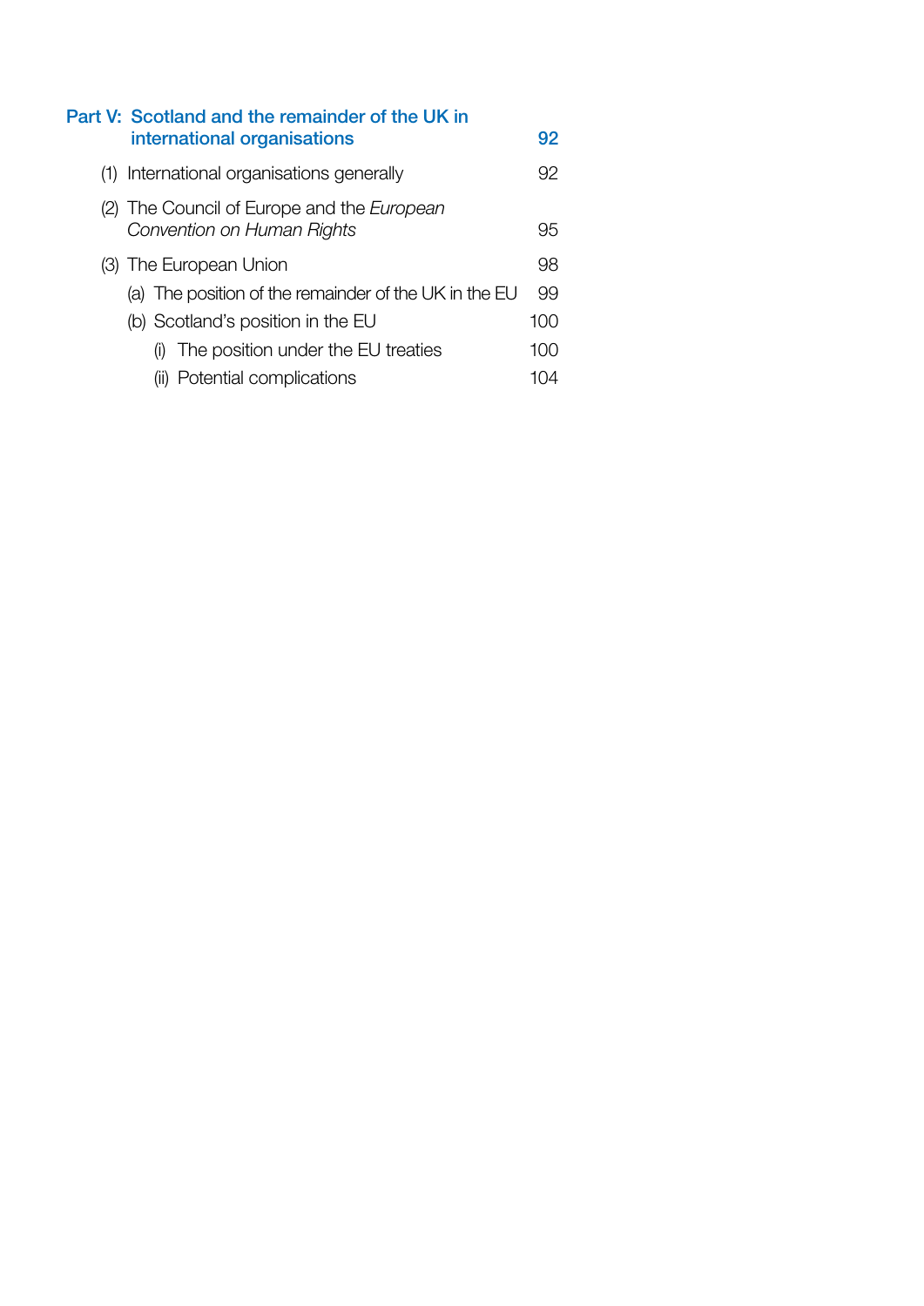**Part V: Scotland and the remainder of the UK in international organisations** 92

(1) International organisations generally 92

(2) The Council of Europe and the *European Convention on Human Rights* 95

(3) The European Union 98

(a) The position of the remainder of the UK in the EU 99

(b) Scotland's position in the EU 100

(i) The position under the EU treaties 100

(ii) Potential complications 104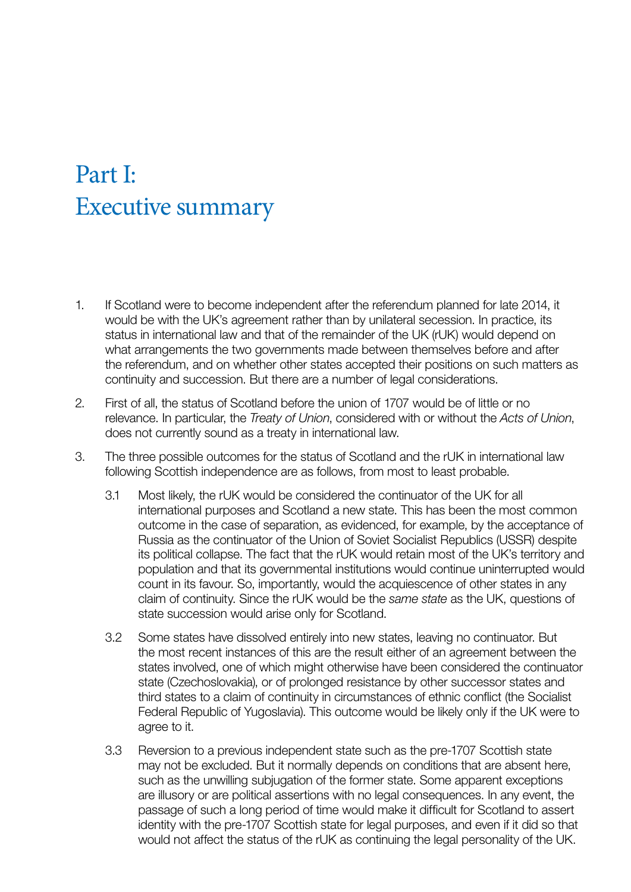# Part I: Executive summary

1. If Scotland were to become independent after the referendum planned for late 2014, it would be with the UK's agreement rather than by unilateral secession. In practice, its status in international law and that of the remainder of the UK (rUK) would depend on what arrangements the two governments made between themselves before and after the referendum, and on whether other states accepted their positions on such matters as continuity and succession. But there are a number of legal considerations.

2. First of all, the status of Scotland before the union of 1707 would be of little or no relevance. In particular, the *Treaty of Union*, considered with or without the *Acts of Union*, does not currently sound as a treaty in international law.

3. The three possible outcomes for the status of Scotland and the rUK in international law following Scottish independence are as follows, from most to least probable.

   3.1 Most likely, the rUK would be considered the continuator of the UK for all international purposes and Scotland a new state. This has been the most common outcome in the case of separation, as evidenced, for example, by the acceptance of Russia as the continuator of the Union of Soviet Socialist Republics (USSR) despite its political collapse. The fact that the rUK would retain most of the UK's territory and population and that its governmental institutions would continue uninterrupted would count in its favour. So, importantly, would the acquiescence of other states in any claim of continuity. Since the rUK would be the *same state* as the UK, questions of state succession would arise only for Scotland.

   3.2 Some states have dissolved entirely into new states, leaving no continuator. But the most recent instances of this are the result either of an agreement between the states involved, one of which might otherwise have been considered the continuator state (Czechoslovakia), or of prolonged resistance by other successor states and third states to a claim of continuity in circumstances of ethnic conflict (the Socialist Federal Republic of Yugoslavia). This outcome would be likely only if the UK were to agree to it.

   3.3 Reversion to a previous independent state such as the pre-1707 Scottish state may not be excluded. But it normally depends on conditions that are absent here, such as the unwilling subjugation of the former state. Some apparent exceptions are illusory or are political assertions with no legal consequences. In any event, the passage of such a long period of time would make it difficult for Scotland to assert identity with the pre-1707 Scottish state for legal purposes, and even if it did so that would not affect the status of the rUK as continuing the legal personality of the UK.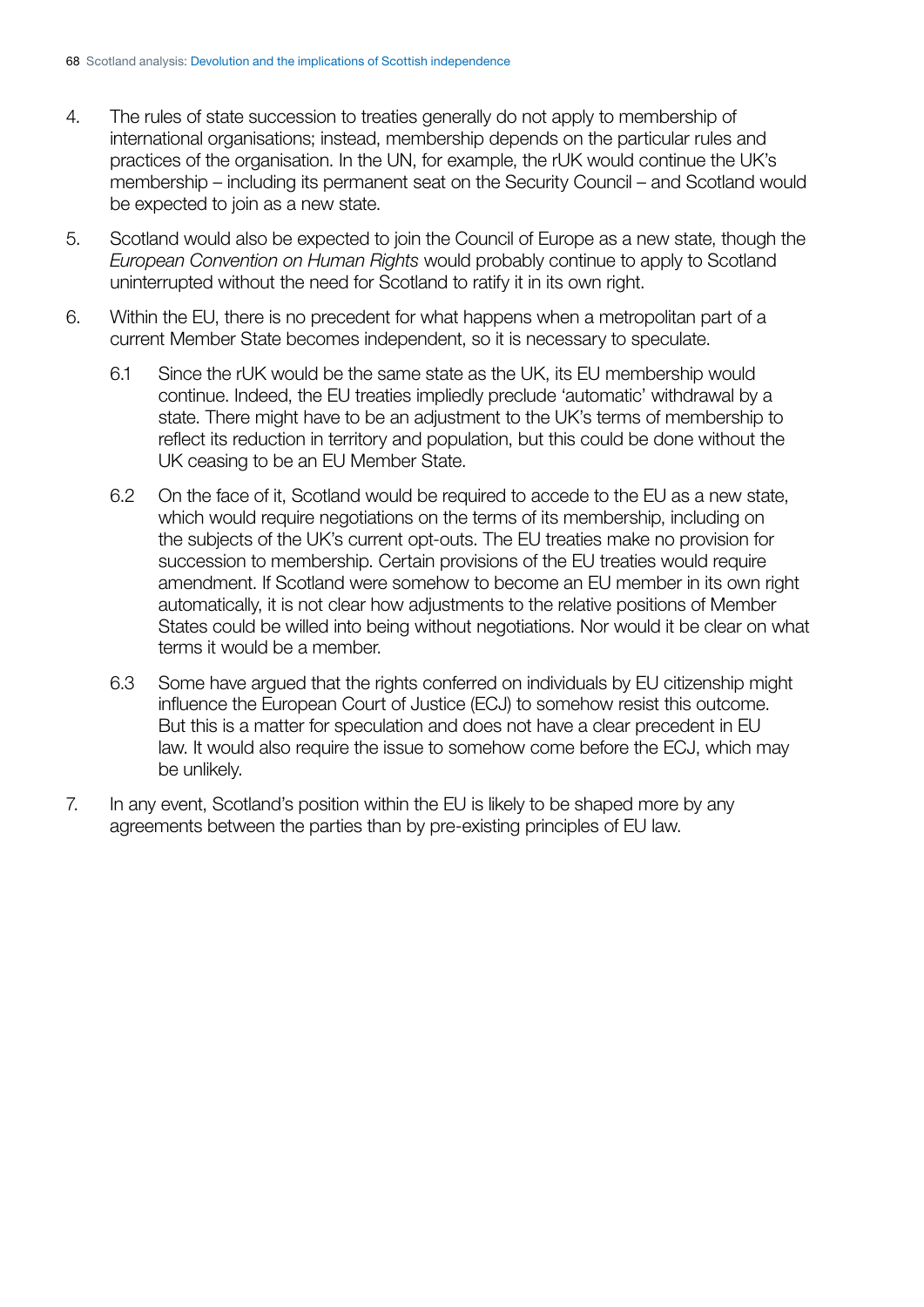4. The rules of state succession to treaties generally do not apply to membership of international organisations; instead, membership depends on the particular rules and practices of the organisation. In the UN, for example, the rUK would continue the UK's membership – including its permanent seat on the Security Council – and Scotland would be expected to join as a new state.

5. Scotland would also be expected to join the Council of Europe as a new state, though the *European Convention on Human Rights* would probably continue to apply to Scotland uninterrupted without the need for Scotland to ratify it in its own right.

6. Within the EU, there is no precedent for what happens when a metropolitan part of a current Member State becomes independent, so it is necessary to speculate.

   6.1 Since the rUK would be the same state as the UK, its EU membership would continue. Indeed, the EU treaties impliedly preclude 'automatic' withdrawal by a state. There might have to be an adjustment to the UK's terms of membership to reflect its reduction in territory and population, but this could be done without the UK ceasing to be an EU Member State.

   6.2 On the face of it, Scotland would be required to accede to the EU as a new state, which would require negotiations on the terms of its membership, including on the subjects of the UK's current opt-outs. The EU treaties make no provision for succession to membership. Certain provisions of the EU treaties would require amendment. If Scotland were somehow to become an EU member in its own right automatically, it is not clear how adjustments to the relative positions of Member States could be willed into being without negotiations. Nor would it be clear on what terms it would be a member.

   6.3 Some have argued that the rights conferred on individuals by EU citizenship might influence the European Court of Justice (ECJ) to somehow resist this outcome. But this is a matter for speculation and does not have a clear precedent in EU law. It would also require the issue to somehow come before the ECJ, which may be unlikely.

7. In any event, Scotland's position within the EU is likely to be shaped more by any agreements between the parties than by pre-existing principles of EU law.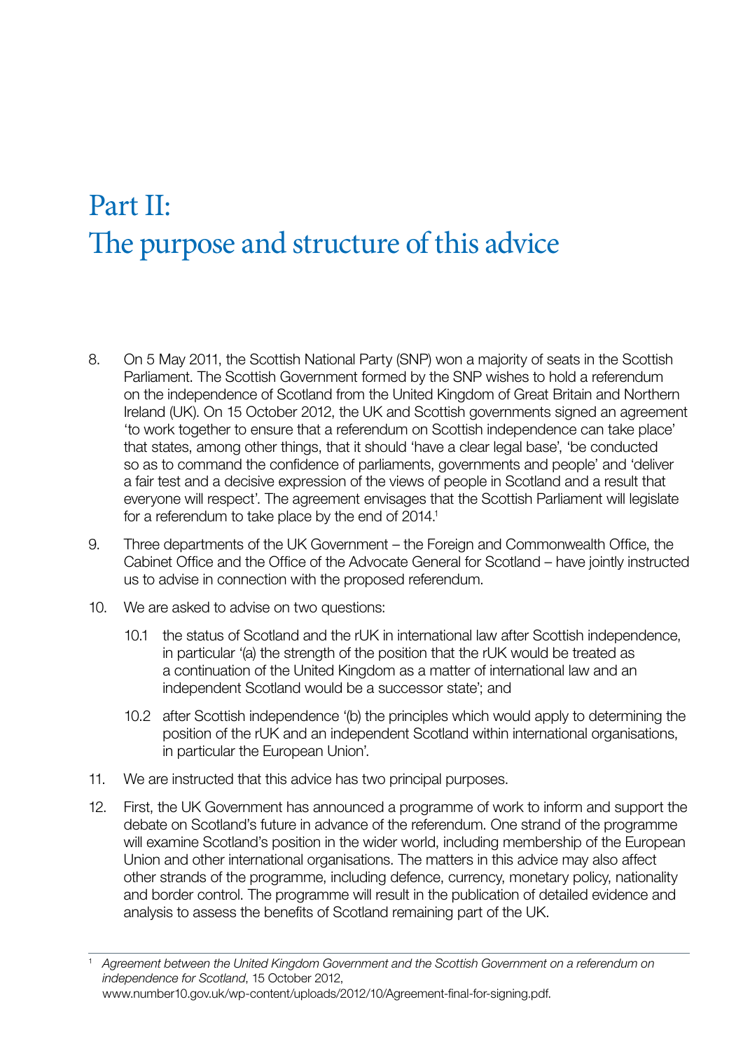# Part II: The purpose and structure of this advice

8. On 5 May 2011, the Scottish National Party (SNP) won a majority of seats in the Scottish Parliament. The Scottish Government formed by the SNP wishes to hold a referendum on the independence of Scotland from the United Kingdom of Great Britain and Northern Ireland (UK). On 15 October 2012, the UK and Scottish governments signed an agreement 'to work together to ensure that a referendum on Scottish independence can take place' that states, among other things, that it should 'have a clear legal base', 'be conducted so as to command the confidence of parliaments, governments and people' and 'deliver a fair test and a decisive expression of the views of people in Scotland and a result that everyone will respect'. The agreement envisages that the Scottish Parliament will legislate for a referendum to take place by the end of 2014.[1]

9. Three departments of the UK Government – the Foreign and Commonwealth Office, the Cabinet Office and the Office of the Advocate General for Scotland – have jointly instructed us to advise in connection with the proposed referendum.

10. We are asked to advise on two questions:

    10.1 the status of Scotland and the rUK in international law after Scottish independence, in particular '(a) the strength of the position that the rUK would be treated as a continuation of the United Kingdom as a matter of international law and an independent Scotland would be a successor state'; and

    10.2 after Scottish independence '(b) the principles which would apply to determining the position of the rUK and an independent Scotland within international organisations, in particular the European Union'.

11. We are instructed that this advice has two principal purposes.

12. First, the UK Government has announced a programme of work to inform and support the debate on Scotland's future in advance of the referendum. One strand of the programme will examine Scotland's position in the wider world, including membership of the European Union and other international organisations. The matters in this advice may also affect other strands of the programme, including defence, currency, monetary policy, nationality and border control. The programme will result in the publication of detailed evidence and analysis to assess the benefits of Scotland remaining part of the UK.

---

[1] *Agreement between the United Kingdom Government and the Scottish Government on a referendum on independence for Scotland*, 15 October 2012, www.number10.gov.uk/wp-content/uploads/2012/10/Agreement-final-for-signing.pdf.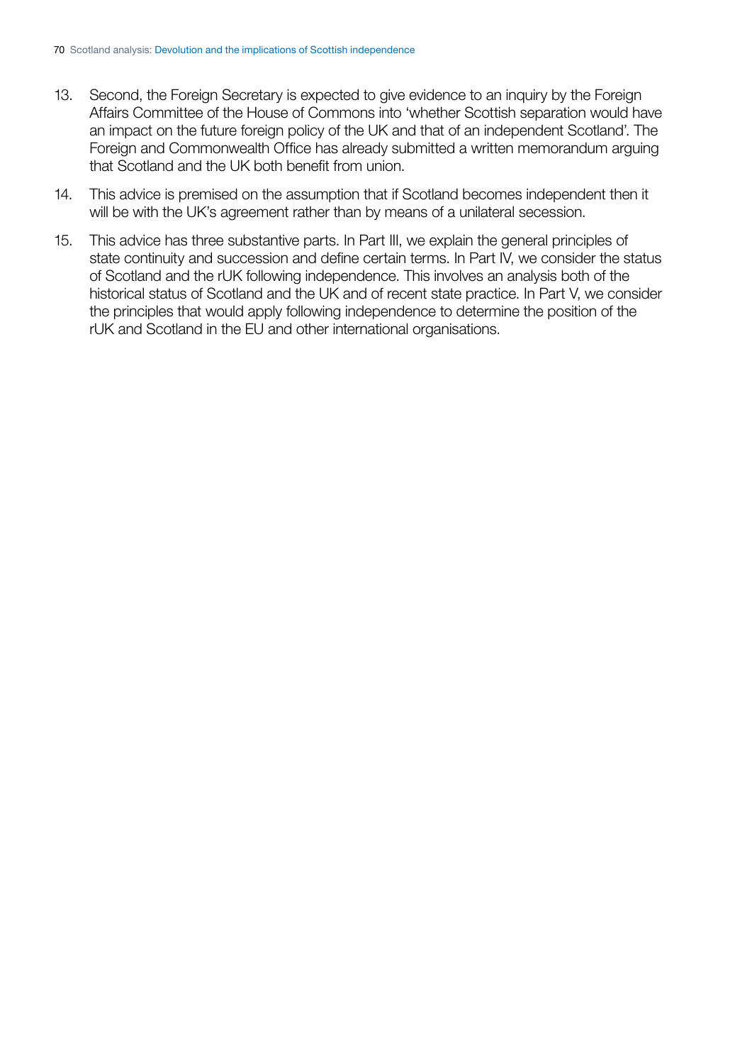13. Second, the Foreign Secretary is expected to give evidence to an inquiry by the Foreign Affairs Committee of the House of Commons into 'whether Scottish separation would have an impact on the future foreign policy of the UK and that of an independent Scotland'. The Foreign and Commonwealth Office has already submitted a written memorandum arguing that Scotland and the UK both benefit from union.

14. This advice is premised on the assumption that if Scotland becomes independent then it will be with the UK's agreement rather than by means of a unilateral secession.

15. This advice has three substantive parts. In Part III, we explain the general principles of state continuity and succession and define certain terms. In Part IV, we consider the status of Scotland and the rUK following independence. This involves an analysis both of the historical status of Scotland and the UK and of recent state practice. In Part V, we consider the principles that would apply following independence to determine the position of the rUK and Scotland in the EU and other international organisations.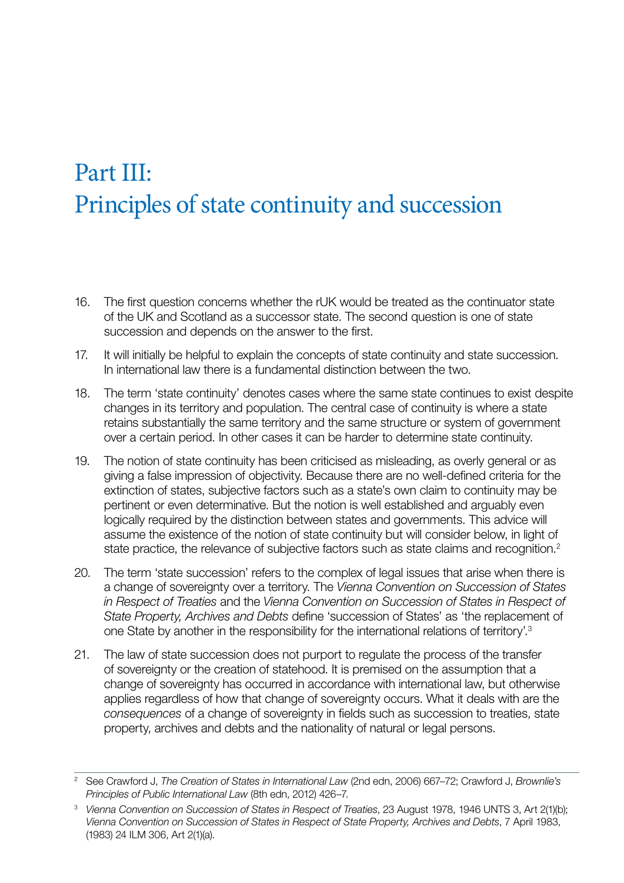# Part III: Principles of state continuity and succession

16. The first question concerns whether the rUK would be treated as the continuator state of the UK and Scotland as a successor state. The second question is one of state succession and depends on the answer to the first.

17. It will initially be helpful to explain the concepts of state continuity and state succession. In international law there is a fundamental distinction between the two.

18. The term 'state continuity' denotes cases where the same state continues to exist despite changes in its territory and population. The central case of continuity is where a state retains substantially the same territory and the same structure or system of government over a certain period. In other cases it can be harder to determine state continuity.

19. The notion of state continuity has been criticised as misleading, as overly general or as giving a false impression of objectivity. Because there are no well-defined criteria for the extinction of states, subjective factors such as a state's own claim to continuity may be pertinent or even determinative. But the notion is well established and arguably even logically required by the distinction between states and governments. This advice will assume the existence of the notion of state continuity but will consider below, in light of state practice, the relevance of subjective factors such as state claims and recognition.[2]

20. The term 'state succession' refers to the complex of legal issues that arise when there is a change of sovereignty over a territory. The *Vienna Convention on Succession of States in Respect of Treaties* and the *Vienna Convention on Succession of States in Respect of State Property, Archives and Debts* define 'succession of States' as 'the replacement of one State by another in the responsibility for the international relations of territory'.[3]

21. The law of state succession does not purport to regulate the process of the transfer of sovereignty or the creation of statehood. It is premised on the assumption that a change of sovereignty has occurred in accordance with international law, but otherwise applies regardless of how that change of sovereignty occurs. What it deals with are the *consequences* of a change of sovereignty in fields such as succession to treaties, state property, archives and debts and the nationality of natural or legal persons.

---

[2] See Crawford J, *The Creation of States in International Law* (2nd edn, 2006) 667–72; Crawford J, *Brownlie's Principles of Public International Law* (8th edn, 2012) 426–7.

[3] *Vienna Convention on Succession of States in Respect of Treaties*, 23 August 1978, 1946 UNTS 3, Art 2(1)(b); *Vienna Convention on Succession of States in Respect of State Property, Archives and Debts*, 7 April 1983, (1983) 24 ILM 306, Art 2(1)(a).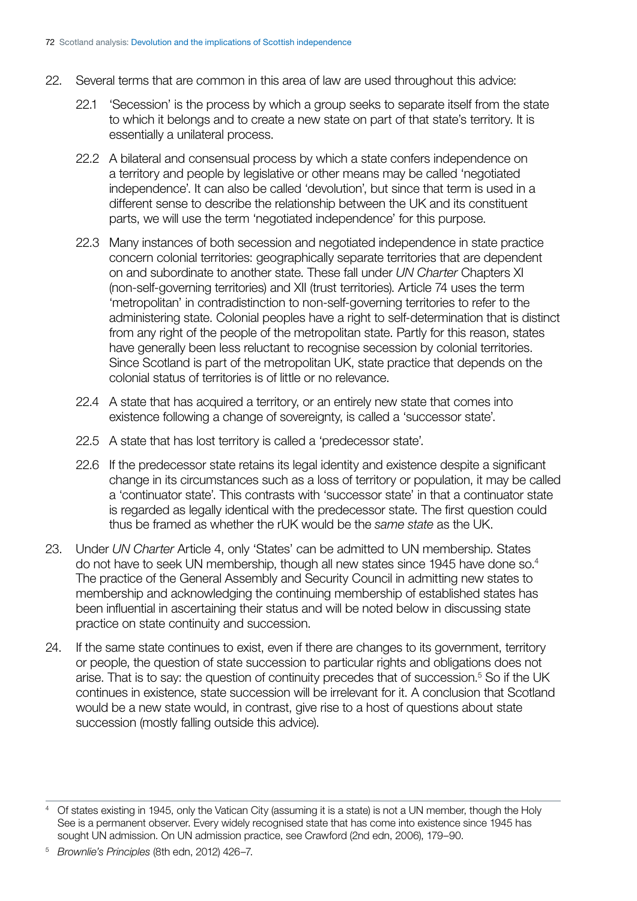22. Several terms that are common in this area of law are used throughout this advice:

    22.1 'Secession' is the process by which a group seeks to separate itself from the state to which it belongs and to create a new state on part of that state's territory. It is essentially a unilateral process.

    22.2 A bilateral and consensual process by which a state confers independence on a territory and people by legislative or other means may be called 'negotiated independence'. It can also be called 'devolution', but since that term is used in a different sense to describe the relationship between the UK and its constituent parts, we will use the term 'negotiated independence' for this purpose.

    22.3 Many instances of both secession and negotiated independence in state practice concern colonial territories: geographically separate territories that are dependent on and subordinate to another state. These fall under *UN Charter* Chapters XI (non-self-governing territories) and XII (trust territories). Article 74 uses the term 'metropolitan' in contradistinction to non-self-governing territories to refer to the administering state. Colonial peoples have a right to self-determination that is distinct from any right of the people of the metropolitan state. Partly for this reason, states have generally been less reluctant to recognise secession by colonial territories. Since Scotland is part of the metropolitan UK, state practice that depends on the colonial status of territories is of little or no relevance.

    22.4 A state that has acquired a territory, or an entirely new state that comes into existence following a change of sovereignty, is called a 'successor state'.

    22.5 A state that has lost territory is called a 'predecessor state'.

    22.6 If the predecessor state retains its legal identity and existence despite a significant change in its circumstances such as a loss of territory or population, it may be called a 'continuator state'. This contrasts with 'successor state' in that a continuator state is regarded as legally identical with the predecessor state. The first question could thus be framed as whether the rUK would be the *same state* as the UK.

23. Under *UN Charter* Article 4, only 'States' can be admitted to UN membership. States do not have to seek UN membership, though all new states since 1945 have done so.[4] The practice of the General Assembly and Security Council in admitting new states to membership and acknowledging the continuing membership of established states has been influential in ascertaining their status and will be noted below in discussing state practice on state continuity and succession.

24. If the same state continues to exist, even if there are changes to its government, territory or people, the question of state succession to particular rights and obligations does not arise. That is to say: the question of continuity precedes that of succession.[5] So if the UK continues in existence, state succession will be irrelevant for it. A conclusion that Scotland would be a new state would, in contrast, give rise to a host of questions about state succession (mostly falling outside this advice).

---

[4] Of states existing in 1945, only the Vatican City (assuming it is a state) is not a UN member, though the Holy See is a permanent observer. Every widely recognised state that has come into existence since 1945 has sought UN admission. On UN admission practice, see Crawford (2nd edn, 2006), 179–90.

[5] *Brownlie's Principles* (8th edn, 2012) 426–7.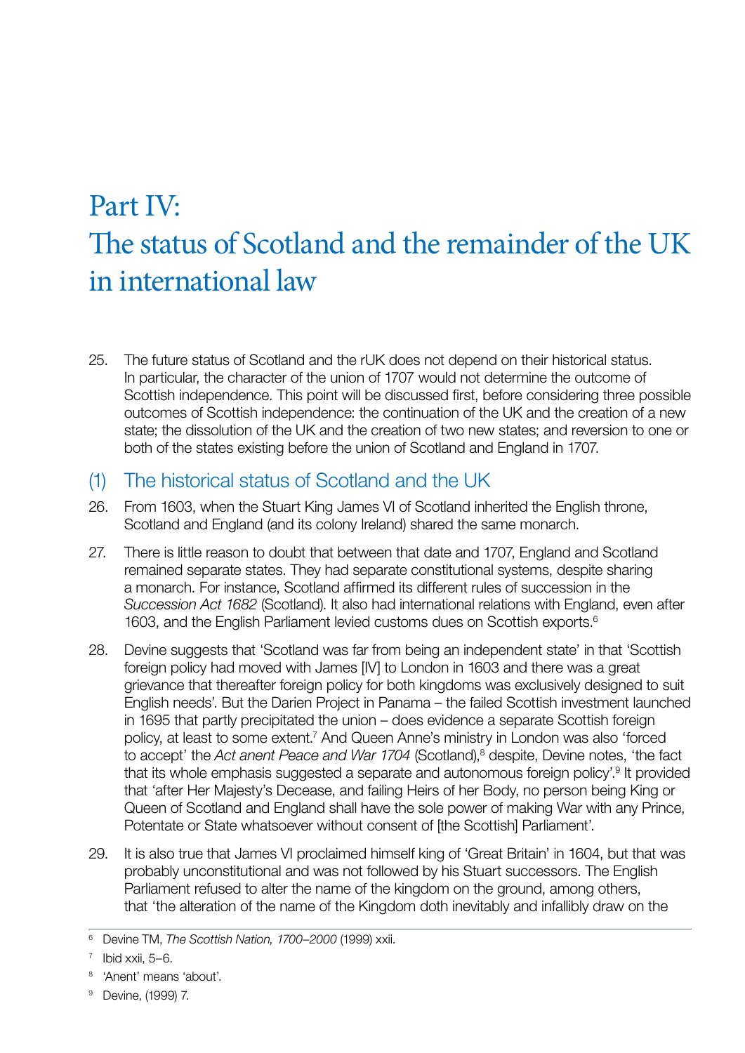# Part IV: The status of Scotland and the remainder of the UK in international law

25. The future status of Scotland and the rUK does not depend on their historical status. In particular, the character of the union of 1707 would not determine the outcome of Scottish independence. This point will be discussed first, before considering three possible outcomes of Scottish independence: the continuation of the UK and the creation of a new state; the dissolution of the UK and the creation of two new states; and reversion to one or both of the states existing before the union of Scotland and England in 1707.

## (1) The historical status of Scotland and the UK

26. From 1603, when the Stuart King James VI of Scotland inherited the English throne, Scotland and England (and its colony Ireland) shared the same monarch.

27. There is little reason to doubt that between that date and 1707, England and Scotland remained separate states. They had separate constitutional systems, despite sharing a monarch. For instance, Scotland affirmed its different rules of succession in the *Succession Act 1682* (Scotland). It also had international relations with England, even after 1603, and the English Parliament levied customs dues on Scottish exports.[6]

28. Devine suggests that 'Scotland was far from being an independent state' in that 'Scottish foreign policy had moved with James [IV] to London in 1603 and there was a great grievance that thereafter foreign policy for both kingdoms was exclusively designed to suit English needs'. But the Darien Project in Panama – the failed Scottish investment launched in 1695 that partly precipitated the union – does evidence a separate Scottish foreign policy, at least to some extent.[7] And Queen Anne's ministry in London was also 'forced to accept' the *Act anent Peace and War 1704* (Scotland),[8] despite, Devine notes, 'the fact that its whole emphasis suggested a separate and autonomous foreign policy'.[9] It provided that 'after Her Majesty's Decease, and failing Heirs of her Body, no person being King or Queen of Scotland and England shall have the sole power of making War with any Prince, Potentate or State whatsoever without consent of [the Scottish] Parliament'.

29. It is also true that James VI proclaimed himself king of 'Great Britain' in 1604, but that was probably unconstitutional and was not followed by his Stuart successors. The English Parliament refused to alter the name of the kingdom on the ground, among others, that 'the alteration of the name of the Kingdom doth inevitably and infallibly draw on the

---

[6] Devine TM, *The Scottish Nation, 1700–2000* (1999) xxii.

[7] Ibid xxii, 5–6.

[8] 'Anent' means 'about'.

[9] Devine, (1999) 7.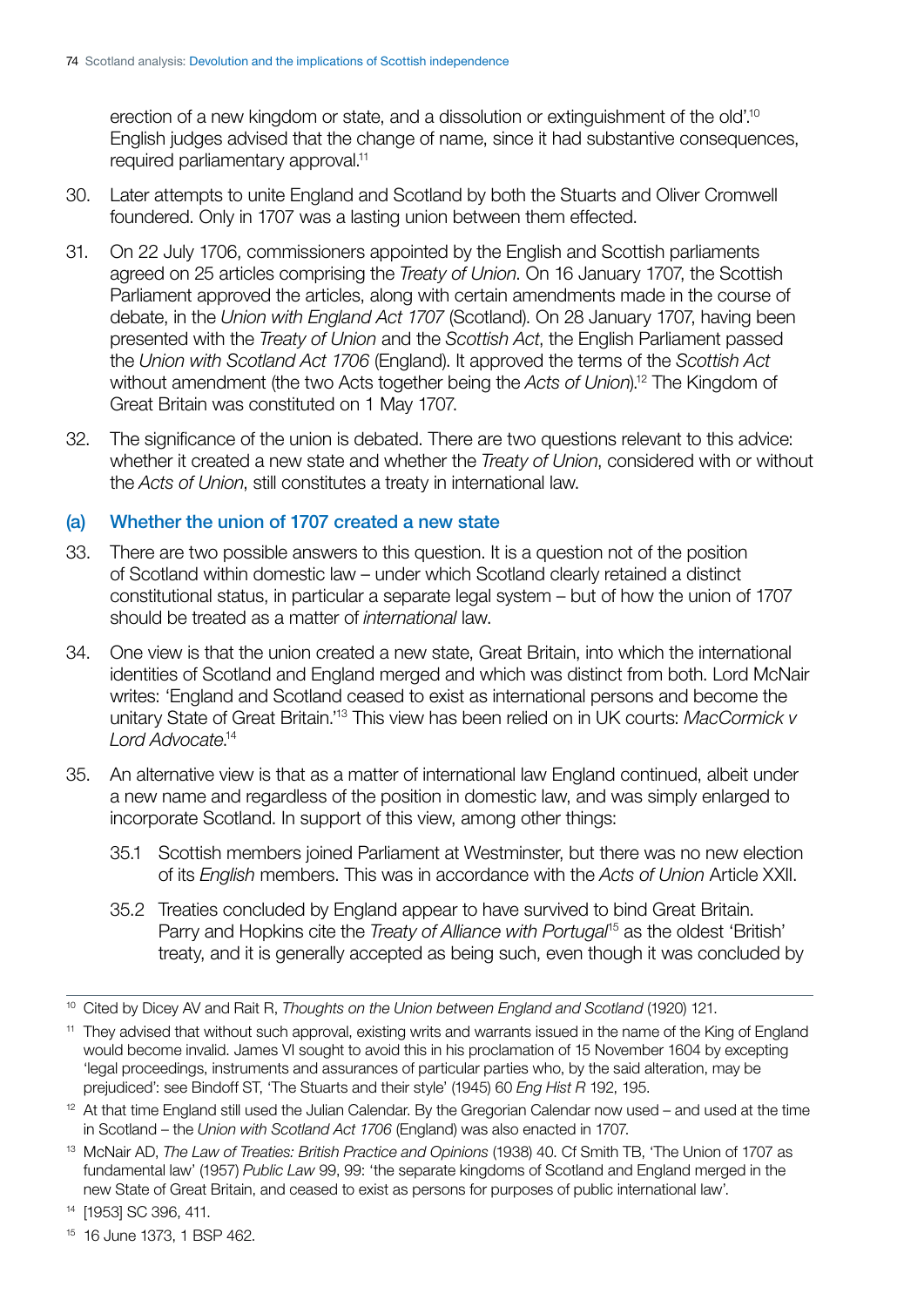erection of a new kingdom or state, and a dissolution or extinguishment of the old'.[10] English judges advised that the change of name, since it had substantive consequences, required parliamentary approval.[11]

30. Later attempts to unite England and Scotland by both the Stuarts and Oliver Cromwell foundered. Only in 1707 was a lasting union between them effected.

31. On 22 July 1706, commissioners appointed by the English and Scottish parliaments agreed on 25 articles comprising the *Treaty of Union*. On 16 January 1707, the Scottish Parliament approved the articles, along with certain amendments made in the course of debate, in the *Union with England Act 1707* (Scotland). On 28 January 1707, having been presented with the *Treaty of Union* and the *Scottish Act*, the English Parliament passed the *Union with Scotland Act 1706* (England). It approved the terms of the *Scottish Act* without amendment (the two Acts together being the *Acts of Union*).[12] The Kingdom of Great Britain was constituted on 1 May 1707.

32. The significance of the union is debated. There are two questions relevant to this advice: whether it created a new state and whether the *Treaty of Union*, considered with or without the *Acts of Union*, still constitutes a treaty in international law.

### (a) Whether the union of 1707 created a new state

33. There are two possible answers to this question. It is a question not of the position of Scotland within domestic law – under which Scotland clearly retained a distinct constitutional status, in particular a separate legal system – but of how the union of 1707 should be treated as a matter of *international* law.

34. One view is that the union created a new state, Great Britain, into which the international identities of Scotland and England merged and which was distinct from both. Lord McNair writes: 'England and Scotland ceased to exist as international persons and become the unitary State of Great Britain.'[13] This view has been relied on in UK courts: *MacCormick v Lord Advocate*.[14]

35. An alternative view is that as a matter of international law England continued, albeit under a new name and regardless of the position in domestic law, and was simply enlarged to incorporate Scotland. In support of this view, among other things:

    35.1 Scottish members joined Parliament at Westminster, but there was no new election of its *English* members. This was in accordance with the *Acts of Union* Article XXII.

    35.2 Treaties concluded by England appear to have survived to bind Great Britain. Parry and Hopkins cite the *Treaty of Alliance with Portugal*[15] as the oldest 'British' treaty, and it is generally accepted as being such, even though it was concluded by

---

[10] Cited by Dicey AV and Rait R, *Thoughts on the Union between England and Scotland* (1920) 121.

[11] They advised that without such approval, existing writs and warrants issued in the name of the King of England would become invalid. James VI sought to avoid this in his proclamation of 15 November 1604 by excepting 'legal proceedings, instruments and assurances of particular parties who, by the said alteration, may be prejudiced': see Bindoff ST, 'The Stuarts and their style' (1945) 60 *Eng Hist R* 192, 195.

[12] At that time England still used the Julian Calendar. By the Gregorian Calendar now used – and used at the time in Scotland – the *Union with Scotland Act 1706* (England) was also enacted in 1707.

[13] McNair AD, *The Law of Treaties: British Practice and Opinions* (1938) 40. Cf Smith TB, 'The Union of 1707 as fundamental law' (1957) *Public Law* 99, 99: 'the separate kingdoms of Scotland and England merged in the new State of Great Britain, and ceased to exist as persons for purposes of public international law'.

[14] [1953] SC 396, 411.

[15] 16 June 1373, 1 BSP 462.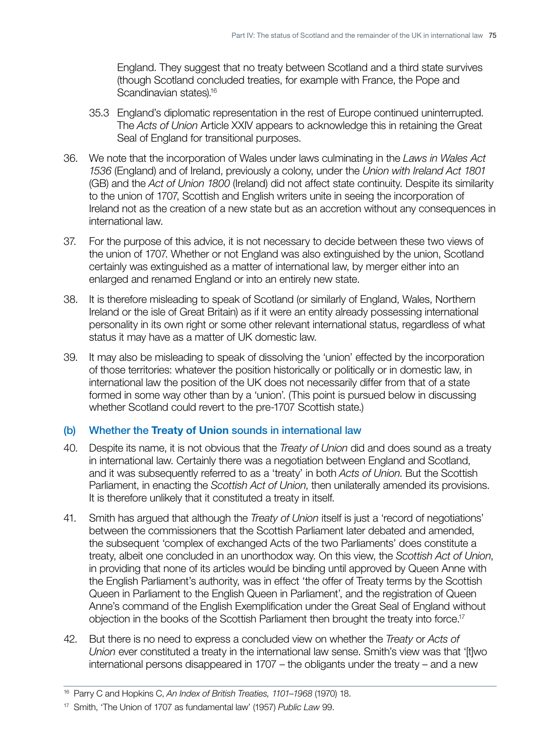England. They suggest that no treaty between Scotland and a third state survives (though Scotland concluded treaties, for example with France, the Pope and Scandinavian states).[16]

35.3 England's diplomatic representation in the rest of Europe continued uninterrupted. The *Acts of Union* Article XXIV appears to acknowledge this in retaining the Great Seal of England for transitional purposes.

36. We note that the incorporation of Wales under laws culminating in the *Laws in Wales Act 1536* (England) and of Ireland, previously a colony, under the *Union with Ireland Act 1801* (GB) and the *Act of Union 1800* (Ireland) did not affect state continuity. Despite its similarity to the union of 1707, Scottish and English writers unite in seeing the incorporation of Ireland not as the creation of a new state but as an accretion without any consequences in international law.

37. For the purpose of this advice, it is not necessary to decide between these two views of the union of 1707. Whether or not England was also extinguished by the union, Scotland certainly was extinguished as a matter of international law, by merger either into an enlarged and renamed England or into an entirely new state.

38. It is therefore misleading to speak of Scotland (or similarly of England, Wales, Northern Ireland or the isle of Great Britain) as if it were an entity already possessing international personality in its own right or some other relevant international status, regardless of what status it may have as a matter of UK domestic law.

39. It may also be misleading to speak of dissolving the 'union' effected by the incorporation of those territories: whatever the position historically or politically or in domestic law, in international law the position of the UK does not necessarily differ from that of a state formed in some way other than by a 'union'. (This point is pursued below in discussing whether Scotland could revert to the pre-1707 Scottish state.)

## (b) Whether the **Treaty of Union** sounds in international law

40. Despite its name, it is not obvious that the *Treaty of Union* did and does sound as a treaty in international law. Certainly there was a negotiation between England and Scotland, and it was subsequently referred to as a 'treaty' in both *Acts of Union*. But the Scottish Parliament, in enacting the *Scottish Act of Union*, then unilaterally amended its provisions. It is therefore unlikely that it constituted a treaty in itself.

41. Smith has argued that although the *Treaty of Union* itself is just a 'record of negotiations' between the commissioners that the Scottish Parliament later debated and amended, the subsequent 'complex of exchanged Acts of the two Parliaments' does constitute a treaty, albeit one concluded in an unorthodox way. On this view, the *Scottish Act of Union*, in providing that none of its articles would be binding until approved by Queen Anne with the English Parliament's authority, was in effect 'the offer of Treaty terms by the Scottish Queen in Parliament to the English Queen in Parliament', and the registration of Queen Anne's command of the English Exemplification under the Great Seal of England without objection in the books of the Scottish Parliament then brought the treaty into force.[17]

42. But there is no need to express a concluded view on whether the *Treaty* or *Acts of Union* ever constituted a treaty in the international law sense. Smith's view was that '[t]wo international persons disappeared in 1707 – the obligants under the treaty – and a new

---

[16] Parry C and Hopkins C, *An Index of British Treaties, 1101–1968* (1970) 18.

[17] Smith, 'The Union of 1707 as fundamental law' (1957) *Public Law* 99.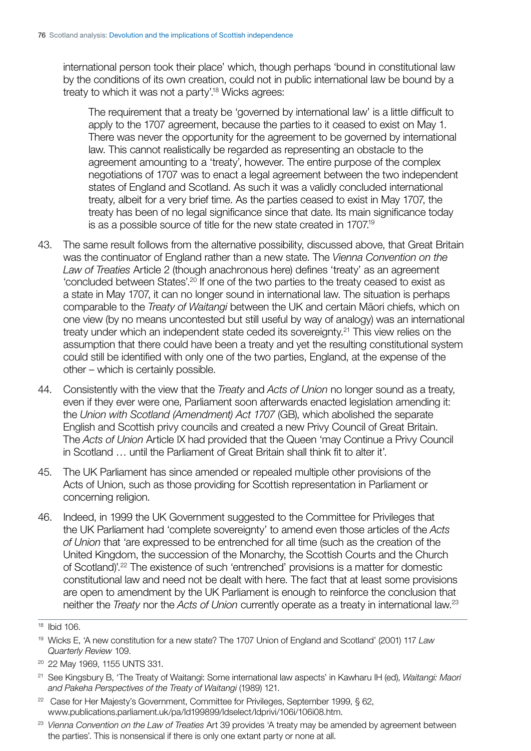international person took their place' which, though perhaps 'bound in constitutional law by the conditions of its own creation, could not in public international law be bound by a treaty to which it was not a party'.[18] Wicks agrees:

> The requirement that a treaty be 'governed by international law' is a little difficult to apply to the 1707 agreement, because the parties to it ceased to exist on May 1. There was never the opportunity for the agreement to be governed by international law. This cannot realistically be regarded as representing an obstacle to the agreement amounting to a 'treaty', however. The entire purpose of the complex negotiations of 1707 was to enact a legal agreement between the two independent states of England and Scotland. As such it was a validly concluded international treaty, albeit for a very brief time. As the parties ceased to exist in May 1707, the treaty has been of no legal significance since that date. Its main significance today is as a possible source of title for the new state created in 1707.[19]

43. The same result follows from the alternative possibility, discussed above, that Great Britain was the continuator of England rather than a new state. The *Vienna Convention on the Law of Treaties* Article 2 (though anachronous here) defines 'treaty' as an agreement 'concluded between States'.[20] If one of the two parties to the treaty ceased to exist as a state in May 1707, it can no longer sound in international law. The situation is perhaps comparable to the *Treaty of Waitangi* between the UK and certain Māori chiefs, which on one view (by no means uncontested but still useful by way of analogy) was an international treaty under which an independent state ceded its sovereignty.[21] This view relies on the assumption that there could have been a treaty and yet the resulting constitutional system could still be identified with only one of the two parties, England, at the expense of the other – which is certainly possible.

44. Consistently with the view that the *Treaty* and *Acts of Union* no longer sound as a treaty, even if they ever were one, Parliament soon afterwards enacted legislation amending it: the *Union with Scotland (Amendment) Act 1707* (GB), which abolished the separate English and Scottish privy councils and created a new Privy Council of Great Britain. The *Acts of Union* Article IX had provided that the Queen 'may Continue a Privy Council in Scotland … until the Parliament of Great Britain shall think fit to alter it'.

45. The UK Parliament has since amended or repealed multiple other provisions of the Acts of Union, such as those providing for Scottish representation in Parliament or concerning religion.

46. Indeed, in 1999 the UK Government suggested to the Committee for Privileges that the UK Parliament had 'complete sovereignty' to amend even those articles of the *Acts of Union* that 'are expressed to be entrenched for all time (such as the creation of the United Kingdom, the succession of the Monarchy, the Scottish Courts and the Church of Scotland)'.[22] The existence of such 'entrenched' provisions is a matter for domestic constitutional law and need not be dealt with here. The fact that at least some provisions are open to amendment by the UK Parliament is enough to reinforce the conclusion that neither the *Treaty* nor the *Acts of Union* currently operate as a treaty in international law.[23]

---

[18] Ibid 106.

[19] Wicks E, 'A new constitution for a new state? The 1707 Union of England and Scotland' (2001) 117 *Law Quarterly Review* 109.

[20] 22 May 1969, 1155 UNTS 331.

[21] See Kingsbury B, 'The Treaty of Waitangi: Some international law aspects' in Kawharu IH (ed), *Waitangi: Maori and Pakeha Perspectives of the Treaty of Waitangi* (1989) 121.

[22] Case for Her Majesty's Government, Committee for Privileges, September 1999, § 62, www.publications.parliament.uk/pa/ld199899/ldselect/ldprivi/106i/106i08.htm.

[23] *Vienna Convention on the Law of Treaties* Art 39 provides 'A treaty may be amended by agreement between the parties'. This is nonsensical if there is only one extant party or none at all.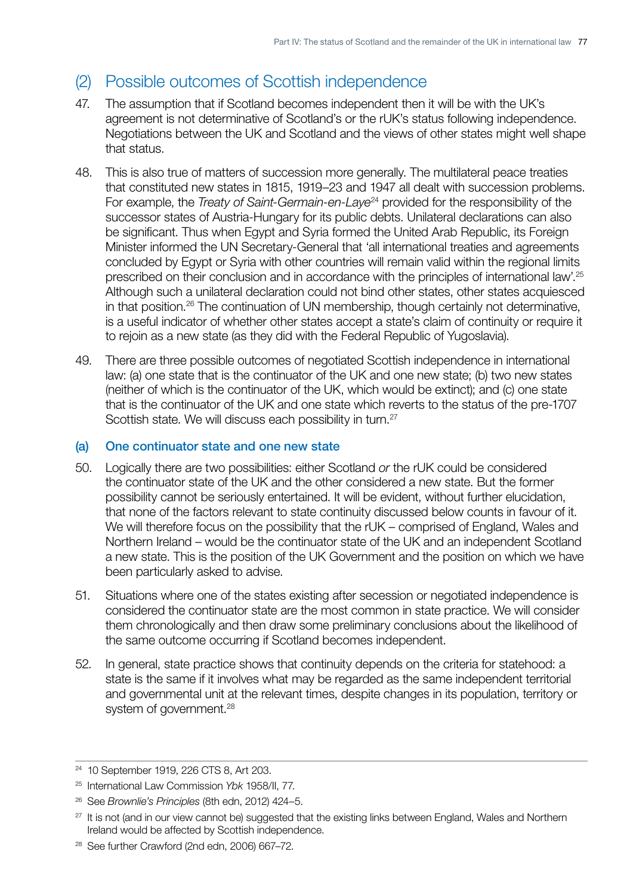## (2) Possible outcomes of Scottish independence

47. The assumption that if Scotland becomes independent then it will be with the UK's agreement is not determinative of Scotland's or the rUK's status following independence. Negotiations between the UK and Scotland and the views of other states might well shape that status.

48. This is also true of matters of succession more generally. The multilateral peace treaties that constituted new states in 1815, 1919–23 and 1947 all dealt with succession problems. For example, the *Treaty of Saint-Germain-en-Laye*[24] provided for the responsibility of the successor states of Austria-Hungary for its public debts. Unilateral declarations can also be significant. Thus when Egypt and Syria formed the United Arab Republic, its Foreign Minister informed the UN Secretary-General that 'all international treaties and agreements concluded by Egypt or Syria with other countries will remain valid within the regional limits prescribed on their conclusion and in accordance with the principles of international law'.[25] Although such a unilateral declaration could not bind other states, other states acquiesced in that position.[26] The continuation of UN membership, though certainly not determinative, is a useful indicator of whether other states accept a state's claim of continuity or require it to rejoin as a new state (as they did with the Federal Republic of Yugoslavia).

49. There are three possible outcomes of negotiated Scottish independence in international law: (a) one state that is the continuator of the UK and one new state; (b) two new states (neither of which is the continuator of the UK, which would be extinct); and (c) one state that is the continuator of the UK and one state which reverts to the status of the pre-1707 Scottish state. We will discuss each possibility in turn.[27]

### (a) One continuator state and one new state

50. Logically there are two possibilities: either Scotland *or* the rUK could be considered the continuator state of the UK and the other considered a new state. But the former possibility cannot be seriously entertained. It will be evident, without further elucidation, that none of the factors relevant to state continuity discussed below counts in favour of it. We will therefore focus on the possibility that the rUK – comprised of England, Wales and Northern Ireland – would be the continuator state of the UK and an independent Scotland a new state. This is the position of the UK Government and the position on which we have been particularly asked to advise.

51. Situations where one of the states existing after secession or negotiated independence is considered the continuator state are the most common in state practice. We will consider them chronologically and then draw some preliminary conclusions about the likelihood of the same outcome occurring if Scotland becomes independent.

52. In general, state practice shows that continuity depends on the criteria for statehood: a state is the same if it involves what may be regarded as the same independent territorial and governmental unit at the relevant times, despite changes in its population, territory or system of government.[28]

---

[24] 10 September 1919, 226 CTS 8, Art 203.

[25] International Law Commission *Ybk* 1958/II, 77.

[26] See *Brownlie's Principles* (8th edn, 2012) 424–5.

[27] It is not (and in our view cannot be) suggested that the existing links between England, Wales and Northern Ireland would be affected by Scottish independence.

[28] See further Crawford (2nd edn, 2006) 667–72.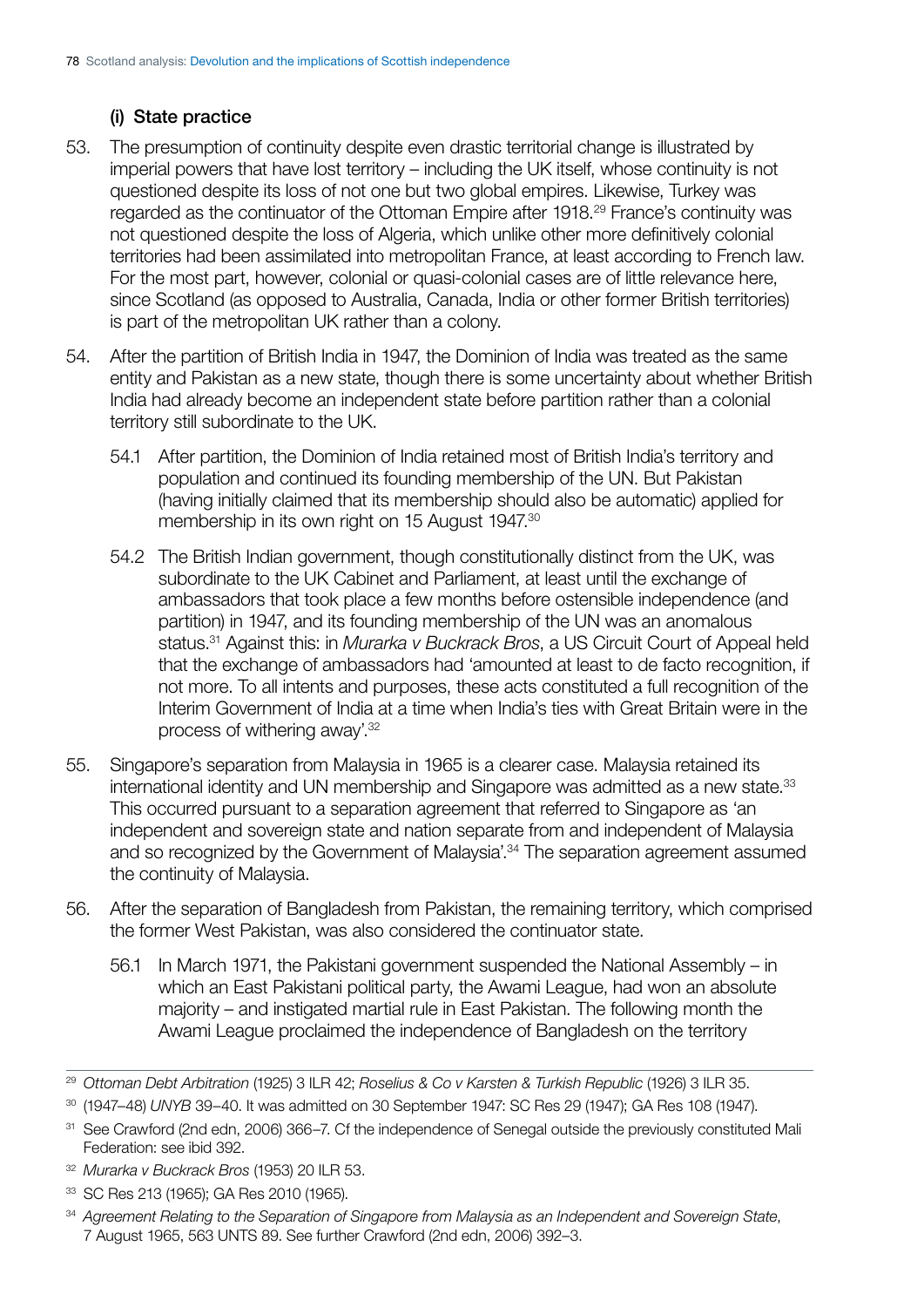### (i) State practice

53. The presumption of continuity despite even drastic territorial change is illustrated by imperial powers that have lost territory – including the UK itself, whose continuity is not questioned despite its loss of not one but two global empires. Likewise, Turkey was regarded as the continuator of the Ottoman Empire after 1918.[29] France's continuity was not questioned despite the loss of Algeria, which unlike other more definitively colonial territories had been assimilated into metropolitan France, at least according to French law. For the most part, however, colonial or quasi-colonial cases are of little relevance here, since Scotland (as opposed to Australia, Canada, India or other former British territories) is part of the metropolitan UK rather than a colony.

54. After the partition of British India in 1947, the Dominion of India was treated as the same entity and Pakistan as a new state, though there is some uncertainty about whether British India had already become an independent state before partition rather than a colonial territory still subordinate to the UK.

    54.1 After partition, the Dominion of India retained most of British India's territory and population and continued its founding membership of the UN. But Pakistan (having initially claimed that its membership should also be automatic) applied for membership in its own right on 15 August 1947.[30]

    54.2 The British Indian government, though constitutionally distinct from the UK, was subordinate to the UK Cabinet and Parliament, at least until the exchange of ambassadors that took place a few months before ostensible independence (and partition) in 1947, and its founding membership of the UN was an anomalous status.[31] Against this: in *Murarka v Buckrack Bros*, a US Circuit Court of Appeal held that the exchange of ambassadors had 'amounted at least to de facto recognition, if not more. To all intents and purposes, these acts constituted a full recognition of the Interim Government of India at a time when India's ties with Great Britain were in the process of withering away'.[32]

55. Singapore's separation from Malaysia in 1965 is a clearer case. Malaysia retained its international identity and UN membership and Singapore was admitted as a new state.[33] This occurred pursuant to a separation agreement that referred to Singapore as 'an independent and sovereign state and nation separate from and independent of Malaysia and so recognized by the Government of Malaysia'.[34] The separation agreement assumed the continuity of Malaysia.

56. After the separation of Bangladesh from Pakistan, the remaining territory, which comprised the former West Pakistan, was also considered the continuator state.

    56.1 In March 1971, the Pakistani government suspended the National Assembly – in which an East Pakistani political party, the Awami League, had won an absolute majority – and instigated martial rule in East Pakistan. The following month the Awami League proclaimed the independence of Bangladesh on the territory

---

[29] *Ottoman Debt Arbitration* (1925) 3 ILR 42; *Roselius & Co v Karsten & Turkish Republic* (1926) 3 ILR 35.

[30] (1947–48) *UNYB* 39–40. It was admitted on 30 September 1947: SC Res 29 (1947); GA Res 108 (1947).

[31] See Crawford (2nd edn, 2006) 366–7. Cf the independence of Senegal outside the previously constituted Mali Federation: see ibid 392.

[32] *Murarka v Buckrack Bros* (1953) 20 ILR 53.

[33] SC Res 213 (1965); GA Res 2010 (1965).

[34] *Agreement Relating to the Separation of Singapore from Malaysia as an Independent and Sovereign State*, 7 August 1965, 563 UNTS 89. See further Crawford (2nd edn, 2006) 392–3.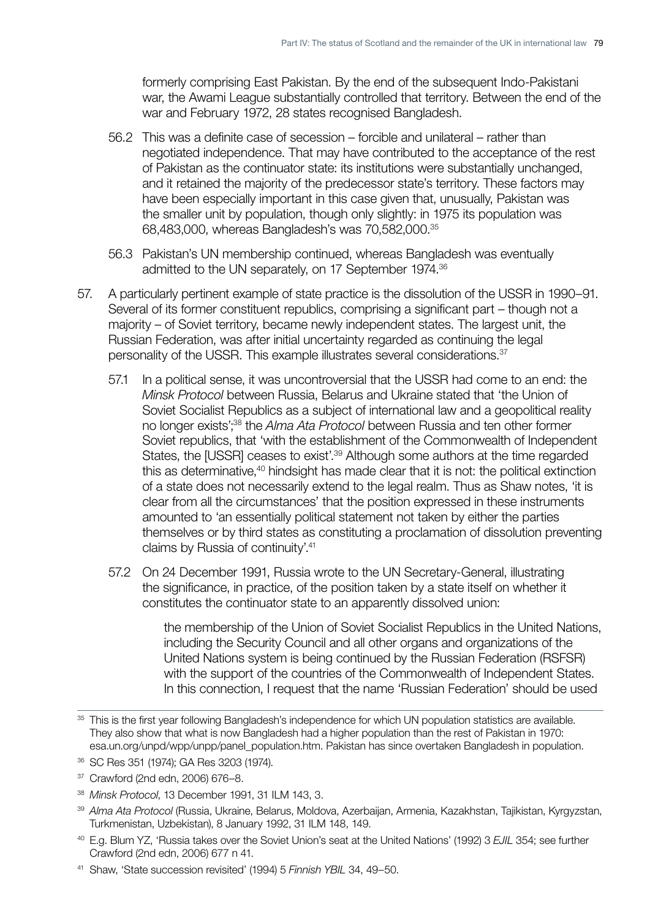formerly comprising East Pakistan. By the end of the subsequent Indo-Pakistani war, the Awami League substantially controlled that territory. Between the end of the war and February 1972, 28 states recognised Bangladesh.

56.2 This was a definite case of secession – forcible and unilateral – rather than negotiated independence. That may have contributed to the acceptance of the rest of Pakistan as the continuator state: its institutions were substantially unchanged, and it retained the majority of the predecessor state's territory. These factors may have been especially important in this case given that, unusually, Pakistan was the smaller unit by population, though only slightly: in 1975 its population was 68,483,000, whereas Bangladesh's was 70,582,000.[35]

56.3 Pakistan's UN membership continued, whereas Bangladesh was eventually admitted to the UN separately, on 17 September 1974.[36]

57. A particularly pertinent example of state practice is the dissolution of the USSR in 1990–91. Several of its former constituent republics, comprising a significant part – though not a majority – of Soviet territory, became newly independent states. The largest unit, the Russian Federation, was after initial uncertainty regarded as continuing the legal personality of the USSR. This example illustrates several considerations.[37]

57.1 In a political sense, it was uncontroversial that the USSR had come to an end: the *Minsk Protocol* between Russia, Belarus and Ukraine stated that 'the Union of Soviet Socialist Republics as a subject of international law and a geopolitical reality no longer exists';[38] the *Alma Ata Protocol* between Russia and ten other former Soviet republics, that 'with the establishment of the Commonwealth of Independent States, the [USSR] ceases to exist'.[39] Although some authors at the time regarded this as determinative,[40] hindsight has made clear that it is not: the political extinction of a state does not necessarily extend to the legal realm. Thus as Shaw notes, 'it is clear from all the circumstances' that the position expressed in these instruments amounted to 'an essentially political statement not taken by either the parties themselves or by third states as constituting a proclamation of dissolution preventing claims by Russia of continuity'.[41]

57.2 On 24 December 1991, Russia wrote to the UN Secretary-General, illustrating the significance, in practice, of the position taken by a state itself on whether it constitutes the continuator state to an apparently dissolved union:

> the membership of the Union of Soviet Socialist Republics in the United Nations, including the Security Council and all other organs and organizations of the United Nations system is being continued by the Russian Federation (RSFSR) with the support of the countries of the Commonwealth of Independent States. In this connection, I request that the name 'Russian Federation' should be used

---

[35] This is the first year following Bangladesh's independence for which UN population statistics are available. They also show that what is now Bangladesh had a higher population than the rest of Pakistan in 1970: esa.un.org/unpd/wpp/unpp/panel_population.htm. Pakistan has since overtaken Bangladesh in population.

[36] SC Res 351 (1974); GA Res 3203 (1974).

[37] Crawford (2nd edn, 2006) 676–8.

[38] *Minsk Protocol*, 13 December 1991, 31 ILM 143, 3.

[39] *Alma Ata Protocol* (Russia, Ukraine, Belarus, Moldova, Azerbaijan, Armenia, Kazakhstan, Tajikistan, Kyrgyzstan, Turkmenistan, Uzbekistan), 8 January 1992, 31 ILM 148, 149.

[40] E.g. Blum YZ, 'Russia takes over the Soviet Union's seat at the United Nations' (1992) 3 *EJIL* 354; see further Crawford (2nd edn, 2006) 677 n 41.

[41] Shaw, 'State succession revisited' (1994) 5 *Finnish YBIL* 34, 49–50.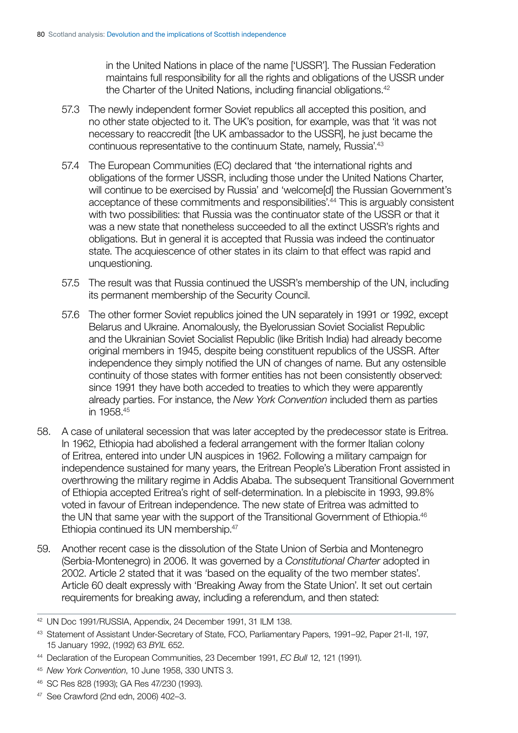in the United Nations in place of the name ['USSR']. The Russian Federation maintains full responsibility for all the rights and obligations of the USSR under the Charter of the United Nations, including financial obligations.[42]

57.3 The newly independent former Soviet republics all accepted this position, and no other state objected to it. The UK's position, for example, was that 'it was not necessary to reaccredit [the UK ambassador to the USSR], he just became the continuous representative to the continuum State, namely, Russia'.[43]

57.4 The European Communities (EC) declared that 'the international rights and obligations of the former USSR, including those under the United Nations Charter, will continue to be exercised by Russia' and 'welcome[d] the Russian Government's acceptance of these commitments and responsibilities'.[44] This is arguably consistent with two possibilities: that Russia was the continuator state of the USSR or that it was a new state that nonetheless succeeded to all the extinct USSR's rights and obligations. But in general it is accepted that Russia was indeed the continuator state. The acquiescence of other states in its claim to that effect was rapid and unquestioning.

57.5 The result was that Russia continued the USSR's membership of the UN, including its permanent membership of the Security Council.

57.6 The other former Soviet republics joined the UN separately in 1991 or 1992, except Belarus and Ukraine. Anomalously, the Byelorussian Soviet Socialist Republic and the Ukrainian Soviet Socialist Republic (like British India) had already become original members in 1945, despite being constituent republics of the USSR. After independence they simply notified the UN of changes of name. But any ostensible continuity of those states with former entities has not been consistently observed: since 1991 they have both acceded to treaties to which they were apparently already parties. For instance, the *New York Convention* included them as parties in 1958.[45]

58. A case of unilateral secession that was later accepted by the predecessor state is Eritrea. In 1962, Ethiopia had abolished a federal arrangement with the former Italian colony of Eritrea, entered into under UN auspices in 1962. Following a military campaign for independence sustained for many years, the Eritrean People's Liberation Front assisted in overthrowing the military regime in Addis Ababa. The subsequent Transitional Government of Ethiopia accepted Eritrea's right of self-determination. In a plebiscite in 1993, 99.8% voted in favour of Eritrean independence. The new state of Eritrea was admitted to the UN that same year with the support of the Transitional Government of Ethiopia.[46] Ethiopia continued its UN membership.[47]

59. Another recent case is the dissolution of the State Union of Serbia and Montenegro (Serbia-Montenegro) in 2006. It was governed by a *Constitutional Charter* adopted in 2002. Article 2 stated that it was 'based on the equality of the two member states'. Article 60 dealt expressly with 'Breaking Away from the State Union'. It set out certain requirements for breaking away, including a referendum, and then stated:

---

[42] UN Doc 1991/RUSSIA, Appendix, 24 December 1991, 31 ILM 138.

[43] Statement of Assistant Under-Secretary of State, FCO, Parliamentary Papers, 1991–92, Paper 21-II, 197, 15 January 1992, (1992) 63 *BYIL* 652.

[44] Declaration of the European Communities, 23 December 1991, *EC Bull* 12, 121 (1991).

[45] *New York Convention*, 10 June 1958, 330 UNTS 3.

[46] SC Res 828 (1993); GA Res 47/230 (1993).

[47] See Crawford (2nd edn, 2006) 402–3.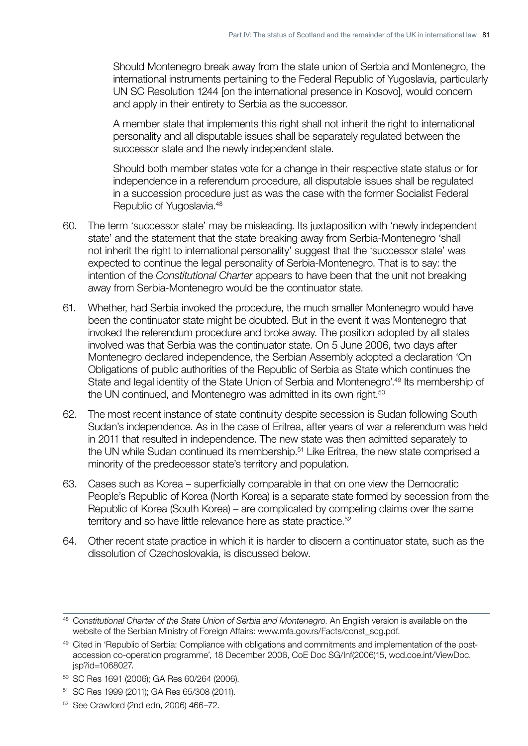> Should Montenegro break away from the state union of Serbia and Montenegro, the international instruments pertaining to the Federal Republic of Yugoslavia, particularly UN SC Resolution 1244 [on the international presence in Kosovo], would concern and apply in their entirety to Serbia as the successor.
>
> A member state that implements this right shall not inherit the right to international personality and all disputable issues shall be separately regulated between the successor state and the newly independent state.
>
> Should both member states vote for a change in their respective state status or for independence in a referendum procedure, all disputable issues shall be regulated in a succession procedure just as was the case with the former Socialist Federal Republic of Yugoslavia.[48]

60. The term 'successor state' may be misleading. Its juxtaposition with 'newly independent state' and the statement that the state breaking away from Serbia-Montenegro 'shall not inherit the right to international personality' suggest that the 'successor state' was expected to continue the legal personality of Serbia-Montenegro. That is to say: the intention of the *Constitutional Charter* appears to have been that the unit not breaking away from Serbia-Montenegro would be the continuator state.

61. Whether, had Serbia invoked the procedure, the much smaller Montenegro would have been the continuator state might be doubted. But in the event it was Montenegro that invoked the referendum procedure and broke away. The position adopted by all states involved was that Serbia was the continuator state. On 5 June 2006, two days after Montenegro declared independence, the Serbian Assembly adopted a declaration 'On Obligations of public authorities of the Republic of Serbia as State which continues the State and legal identity of the State Union of Serbia and Montenegro'.[49] Its membership of the UN continued, and Montenegro was admitted in its own right.[50]

62. The most recent instance of state continuity despite secession is Sudan following South Sudan's independence. As in the case of Eritrea, after years of war a referendum was held in 2011 that resulted in independence. The new state was then admitted separately to the UN while Sudan continued its membership.[51] Like Eritrea, the new state comprised a minority of the predecessor state's territory and population.

63. Cases such as Korea – superficially comparable in that on one view the Democratic People's Republic of Korea (North Korea) is a separate state formed by secession from the Republic of Korea (South Korea) – are complicated by competing claims over the same territory and so have little relevance here as state practice.[52]

64. Other recent state practice in which it is harder to discern a continuator state, such as the dissolution of Czechoslovakia, is discussed below.

---

[48] *Constitutional Charter of the State Union of Serbia and Montenegro*. An English version is available on the website of the Serbian Ministry of Foreign Affairs: www.mfa.gov.rs/Facts/const_scg.pdf.

[49] Cited in 'Republic of Serbia: Compliance with obligations and commitments and implementation of the post-accession co-operation programme', 18 December 2006, CoE Doc SG/Inf(2006)15, wcd.coe.int/ViewDoc.jsp?id=1068027.

[50] SC Res 1691 (2006); GA Res 60/264 (2006).

[51] SC Res 1999 (2011); GA Res 65/308 (2011).

[52] See Crawford (2nd edn, 2006) 466–72.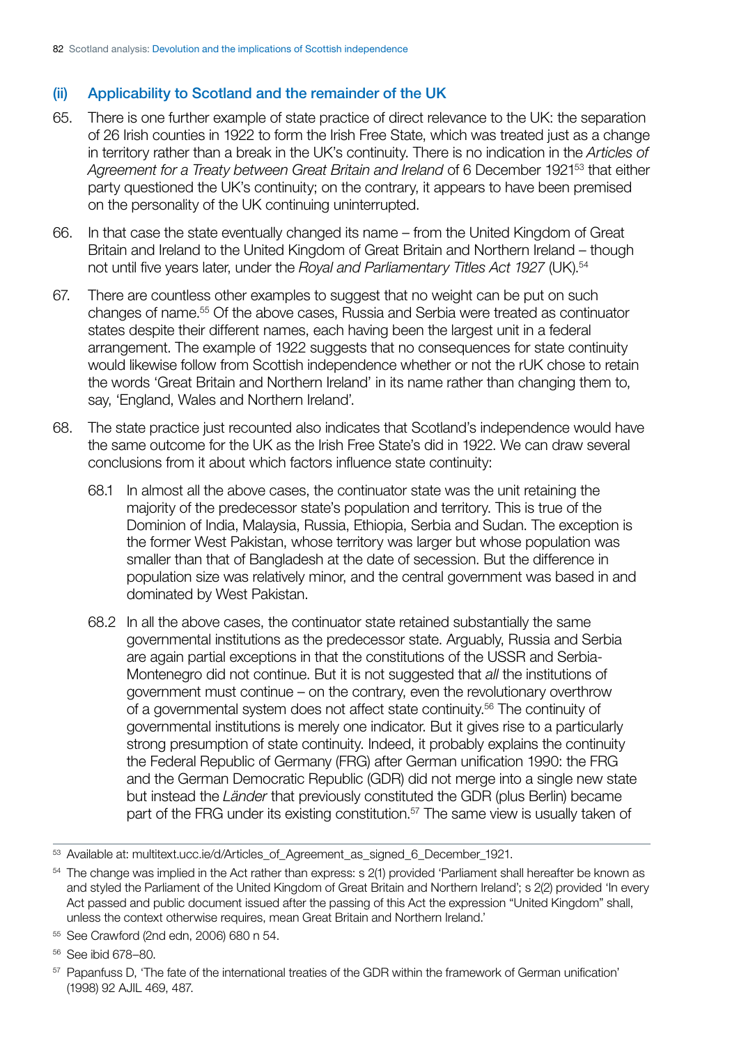### (ii) Applicability to Scotland and the remainder of the UK

65. There is one further example of state practice of direct relevance to the UK: the separation of 26 Irish counties in 1922 to form the Irish Free State, which was treated just as a change in territory rather than a break in the UK's continuity. There is no indication in the *Articles of Agreement for a Treaty between Great Britain and Ireland* of 6 December 1921[53] that either party questioned the UK's continuity; on the contrary, it appears to have been premised on the personality of the UK continuing uninterrupted.

66. In that case the state eventually changed its name – from the United Kingdom of Great Britain and Ireland to the United Kingdom of Great Britain and Northern Ireland – though not until five years later, under the *Royal and Parliamentary Titles Act 1927* (UK).[54]

67. There are countless other examples to suggest that no weight can be put on such changes of name.[55] Of the above cases, Russia and Serbia were treated as continuator states despite their different names, each having been the largest unit in a federal arrangement. The example of 1922 suggests that no consequences for state continuity would likewise follow from Scottish independence whether or not the rUK chose to retain the words 'Great Britain and Northern Ireland' in its name rather than changing them to, say, 'England, Wales and Northern Ireland'.

68. The state practice just recounted also indicates that Scotland's independence would have the same outcome for the UK as the Irish Free State's did in 1922. We can draw several conclusions from it about which factors influence state continuity:

    68.1 In almost all the above cases, the continuator state was the unit retaining the majority of the predecessor state's population and territory. This is true of the Dominion of India, Malaysia, Russia, Ethiopia, Serbia and Sudan. The exception is the former West Pakistan, whose territory was larger but whose population was smaller than that of Bangladesh at the date of secession. But the difference in population size was relatively minor, and the central government was based in and dominated by West Pakistan.

    68.2 In all the above cases, the continuator state retained substantially the same governmental institutions as the predecessor state. Arguably, Russia and Serbia are again partial exceptions in that the constitutions of the USSR and Serbia-Montenegro did not continue. But it is not suggested that *all* the institutions of government must continue – on the contrary, even the revolutionary overthrow of a governmental system does not affect state continuity.[56] The continuity of governmental institutions is merely one indicator. But it gives rise to a particularly strong presumption of state continuity. Indeed, it probably explains the continuity the Federal Republic of Germany (FRG) after German unification 1990: the FRG and the German Democratic Republic (GDR) did not merge into a single new state but instead the *Länder* that previously constituted the GDR (plus Berlin) became part of the FRG under its existing constitution.[57] The same view is usually taken of

---

[53] Available at: multitext.ucc.ie/d/Articles_of_Agreement_as_signed_6_December_1921.

[54] The change was implied in the Act rather than express: s 2(1) provided 'Parliament shall hereafter be known as and styled the Parliament of the United Kingdom of Great Britain and Northern Ireland'; s 2(2) provided 'In every Act passed and public document issued after the passing of this Act the expression "United Kingdom" shall, unless the context otherwise requires, mean Great Britain and Northern Ireland.'

[55] See Crawford (2nd edn, 2006) 680 n 54.

[56] See ibid 678–80.

[57] Papanfuss D, 'The fate of the international treaties of the GDR within the framework of German unification' (1998) 92 AJIL 469, 487.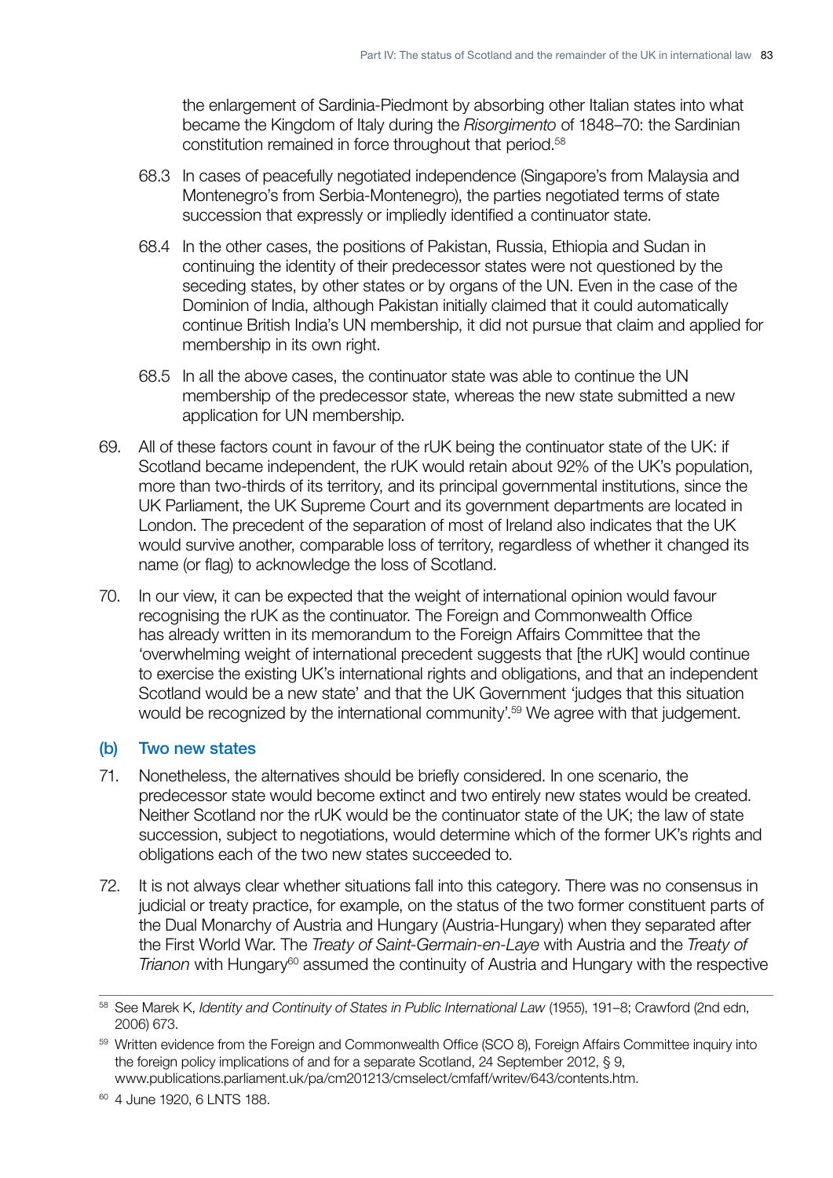the enlargement of Sardinia-Piedmont by absorbing other Italian states into what became the Kingdom of Italy during the *Risorgimento* of 1848–70: the Sardinian constitution remained in force throughout that period.[58]

68.3 In cases of peacefully negotiated independence (Singapore's from Malaysia and Montenegro's from Serbia-Montenegro), the parties negotiated terms of state succession that expressly or impliedly identified a continuator state.

68.4 In the other cases, the positions of Pakistan, Russia, Ethiopia and Sudan in continuing the identity of their predecessor states were not questioned by the seceding states, by other states or by organs of the UN. Even in the case of the Dominion of India, although Pakistan initially claimed that it could automatically continue British India's UN membership, it did not pursue that claim and applied for membership in its own right.

68.5 In all the above cases, the continuator state was able to continue the UN membership of the predecessor state, whereas the new state submitted a new application for UN membership.

69. All of these factors count in favour of the rUK being the continuator state of the UK: if Scotland became independent, the rUK would retain about 92% of the UK's population, more than two-thirds of its territory, and its principal governmental institutions, since the UK Parliament, the UK Supreme Court and its government departments are located in London. The precedent of the separation of most of Ireland also indicates that the UK would survive another, comparable loss of territory, regardless of whether it changed its name (or flag) to acknowledge the loss of Scotland.

70. In our view, it can be expected that the weight of international opinion would favour recognising the rUK as the continuator. The Foreign and Commonwealth Office has already written in its memorandum to the Foreign Affairs Committee that the 'overwhelming weight of international precedent suggests that [the rUK] would continue to exercise the existing UK's international rights and obligations, and that an independent Scotland would be a new state' and that the UK Government 'judges that this situation would be recognized by the international community'.[59] We agree with that judgement.

### (b) Two new states

71. Nonetheless, the alternatives should be briefly considered. In one scenario, the predecessor state would become extinct and two entirely new states would be created. Neither Scotland nor the rUK would be the continuator state of the UK; the law of state succession, subject to negotiations, would determine which of the former UK's rights and obligations each of the two new states succeeded to.

72. It is not always clear whether situations fall into this category. There was no consensus in judicial or treaty practice, for example, on the status of the two former constituent parts of the Dual Monarchy of Austria and Hungary (Austria-Hungary) when they separated after the First World War. The *Treaty of Saint-Germain-en-Laye* with Austria and the *Treaty of Trianon* with Hungary[60] assumed the continuity of Austria and Hungary with the respective

---

[58] See Marek K, *Identity and Continuity of States in Public International Law* (1955), 191–8; Crawford (2nd edn, 2006) 673.

[59] Written evidence from the Foreign and Commonwealth Office (SCO 8), Foreign Affairs Committee inquiry into the foreign policy implications of and for a separate Scotland, 24 September 2012, § 9, www.publications.parliament.uk/pa/cm201213/cmselect/cmfaff/writev/643/contents.htm.

[60] 4 June 1920, 6 LNTS 188.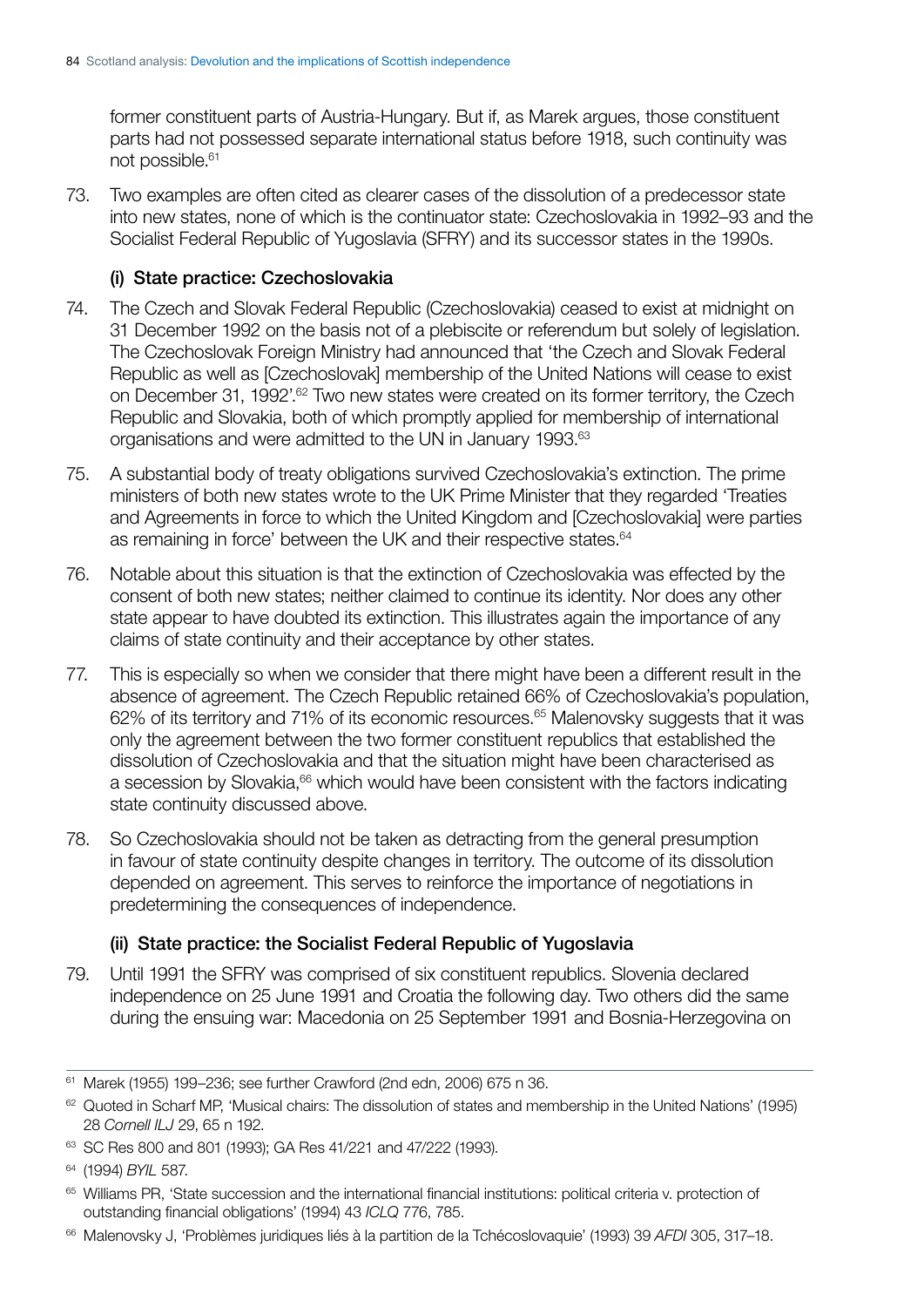former constituent parts of Austria-Hungary. But if, as Marek argues, those constituent parts had not possessed separate international status before 1918, such continuity was not possible.[61]

73. Two examples are often cited as clearer cases of the dissolution of a predecessor state into new states, none of which is the continuator state: Czechoslovakia in 1992–93 and the Socialist Federal Republic of Yugoslavia (SFRY) and its successor states in the 1990s.

#### (i) State practice: Czechoslovakia

74. The Czech and Slovak Federal Republic (Czechoslovakia) ceased to exist at midnight on 31 December 1992 on the basis not of a plebiscite or referendum but solely of legislation. The Czechoslovak Foreign Ministry had announced that 'the Czech and Slovak Federal Republic as well as [Czechoslovak] membership of the United Nations will cease to exist on December 31, 1992'.[62] Two new states were created on its former territory, the Czech Republic and Slovakia, both of which promptly applied for membership of international organisations and were admitted to the UN in January 1993.[63]

75. A substantial body of treaty obligations survived Czechoslovakia's extinction. The prime ministers of both new states wrote to the UK Prime Minister that they regarded 'Treaties and Agreements in force to which the United Kingdom and [Czechoslovakia] were parties as remaining in force' between the UK and their respective states.[64]

76. Notable about this situation is that the extinction of Czechoslovakia was effected by the consent of both new states; neither claimed to continue its identity. Nor does any other state appear to have doubted its extinction. This illustrates again the importance of any claims of state continuity and their acceptance by other states.

77. This is especially so when we consider that there might have been a different result in the absence of agreement. The Czech Republic retained 66% of Czechoslovakia's population, 62% of its territory and 71% of its economic resources.[65] Malenovsky suggests that it was only the agreement between the two former constituent republics that established the dissolution of Czechoslovakia and that the situation might have been characterised as a secession by Slovakia,[66] which would have been consistent with the factors indicating state continuity discussed above.

78. So Czechoslovakia should not be taken as detracting from the general presumption in favour of state continuity despite changes in territory. The outcome of its dissolution depended on agreement. This serves to reinforce the importance of negotiations in predetermining the consequences of independence.

#### (ii) State practice: the Socialist Federal Republic of Yugoslavia

79. Until 1991 the SFRY was comprised of six constituent republics. Slovenia declared independence on 25 June 1991 and Croatia the following day. Two others did the same during the ensuing war: Macedonia on 25 September 1991 and Bosnia-Herzegovina on

---

[61] Marek (1955) 199–236; see further Crawford (2nd edn, 2006) 675 n 36.

[62] Quoted in Scharf MP, 'Musical chairs: The dissolution of states and membership in the United Nations' (1995) 28 *Cornell ILJ* 29, 65 n 192.

[63] SC Res 800 and 801 (1993); GA Res 41/221 and 47/222 (1993).

[64] (1994) *BYIL* 587.

[65] Williams PR, 'State succession and the international financial institutions: political criteria v. protection of outstanding financial obligations' (1994) 43 *ICLQ* 776, 785.

[66] Malenovsky J, 'Problèmes juridiques liés à la partition de la Tchécoslovaquie' (1993) 39 *AFDI* 305, 317–18.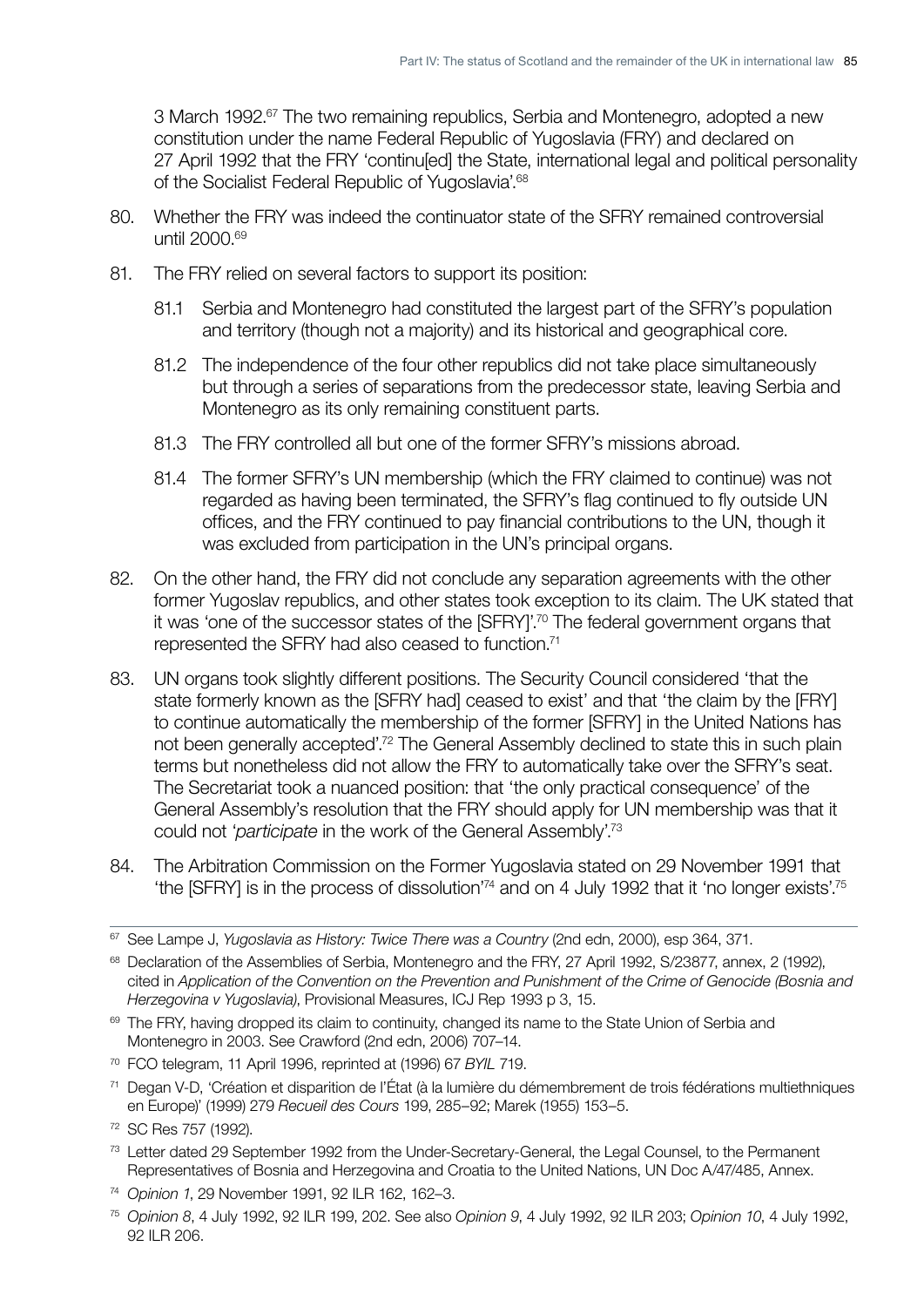3 March 1992.[67] The two remaining republics, Serbia and Montenegro, adopted a new constitution under the name Federal Republic of Yugoslavia (FRY) and declared on 27 April 1992 that the FRY 'continu[ed] the State, international legal and political personality of the Socialist Federal Republic of Yugoslavia'.[68]

80. Whether the FRY was indeed the continuator state of the SFRY remained controversial until 2000.[69]

81. The FRY relied on several factors to support its position:

    81.1 Serbia and Montenegro had constituted the largest part of the SFRY's population and territory (though not a majority) and its historical and geographical core.

    81.2 The independence of the four other republics did not take place simultaneously but through a series of separations from the predecessor state, leaving Serbia and Montenegro as its only remaining constituent parts.

    81.3 The FRY controlled all but one of the former SFRY's missions abroad.

    81.4 The former SFRY's UN membership (which the FRY claimed to continue) was not regarded as having been terminated, the SFRY's flag continued to fly outside UN offices, and the FRY continued to pay financial contributions to the UN, though it was excluded from participation in the UN's principal organs.

82. On the other hand, the FRY did not conclude any separation agreements with the other former Yugoslav republics, and other states took exception to its claim. The UK stated that it was 'one of the successor states of the [SFRY]'.[70] The federal government organs that represented the SFRY had also ceased to function.[71]

83. UN organs took slightly different positions. The Security Council considered 'that the state formerly known as the [SFRY had] ceased to exist' and that 'the claim by the [FRY] to continue automatically the membership of the former [SFRY] in the United Nations has not been generally accepted'.[72] The General Assembly declined to state this in such plain terms but nonetheless did not allow the FRY to automatically take over the SFRY's seat. The Secretariat took a nuanced position: that 'the only practical consequence' of the General Assembly's resolution that the FRY should apply for UN membership was that it could not '*participate* in the work of the General Assembly'.[73]

84. The Arbitration Commission on the Former Yugoslavia stated on 29 November 1991 that 'the [SFRY] is in the process of dissolution'[74] and on 4 July 1992 that it 'no longer exists'.[75]

---

[67] See Lampe J, *Yugoslavia as History: Twice There was a Country* (2nd edn, 2000), esp 364, 371.

[68] Declaration of the Assemblies of Serbia, Montenegro and the FRY, 27 April 1992, S/23877, annex, 2 (1992), cited in *Application of the Convention on the Prevention and Punishment of the Crime of Genocide (Bosnia and Herzegovina v Yugoslavia)*, Provisional Measures, ICJ Rep 1993 p 3, 15.

[69] The FRY, having dropped its claim to continuity, changed its name to the State Union of Serbia and Montenegro in 2003. See Crawford (2nd edn, 2006) 707–14.

[70] FCO telegram, 11 April 1996, reprinted at (1996) 67 *BYIL* 719.

[71] Degan V-D, 'Création et disparition de l'État (à la lumière du démembrement de trois fédérations multiethniques en Europe)' (1999) 279 *Recueil des Cours* 199, 285–92; Marek (1955) 153–5.

[72] SC Res 757 (1992).

[73] Letter dated 29 September 1992 from the Under-Secretary-General, the Legal Counsel, to the Permanent Representatives of Bosnia and Herzegovina and Croatia to the United Nations, UN Doc A/47/485, Annex.

[74] *Opinion 1*, 29 November 1991, 92 ILR 162, 162–3.

[75] *Opinion 8*, 4 July 1992, 92 ILR 199, 202. See also *Opinion 9*, 4 July 1992, 92 ILR 203; *Opinion 10*, 4 July 1992, 92 ILR 206.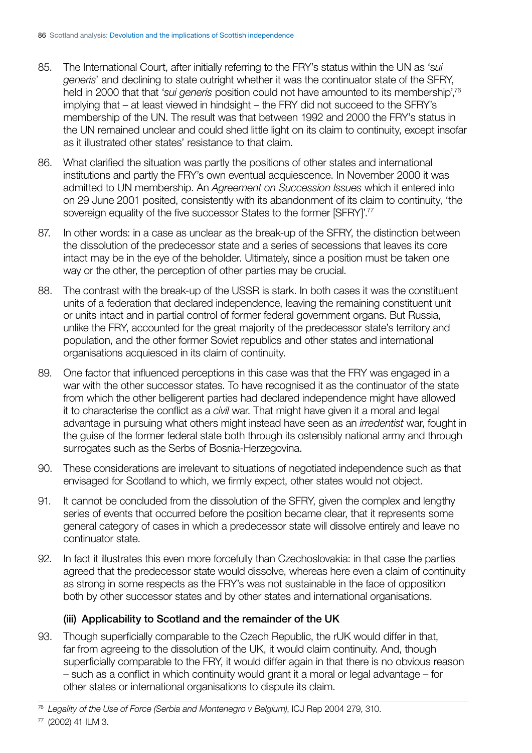85. The International Court, after initially referring to the FRY's status within the UN as '*sui generis*' and declining to state outright whether it was the continuator state of the SFRY, held in 2000 that that '*sui generis* position could not have amounted to its membership',[76] implying that – at least viewed in hindsight – the FRY did not succeed to the SFRY's membership of the UN. The result was that between 1992 and 2000 the FRY's status in the UN remained unclear and could shed little light on its claim to continuity, except insofar as it illustrated other states' resistance to that claim.

86. What clarified the situation was partly the positions of other states and international institutions and partly the FRY's own eventual acquiescence. In November 2000 it was admitted to UN membership. An *Agreement on Succession Issues* which it entered into on 29 June 2001 posited, consistently with its abandonment of its claim to continuity, 'the sovereign equality of the five successor States to the former [SFRY]'.[77]

87. In other words: in a case as unclear as the break-up of the SFRY, the distinction between the dissolution of the predecessor state and a series of secessions that leaves its core intact may be in the eye of the beholder. Ultimately, since a position must be taken one way or the other, the perception of other parties may be crucial.

88. The contrast with the break-up of the USSR is stark. In both cases it was the constituent units of a federation that declared independence, leaving the remaining constituent unit or units intact and in partial control of former federal government organs. But Russia, unlike the FRY, accounted for the great majority of the predecessor state's territory and population, and the other former Soviet republics and other states and international organisations acquiesced in its claim of continuity.

89. One factor that influenced perceptions in this case was that the FRY was engaged in a war with the other successor states. To have recognised it as the continuator of the state from which the other belligerent parties had declared independence might have allowed it to characterise the conflict as a *civil* war. That might have given it a moral and legal advantage in pursuing what others might instead have seen as an *irredentist* war, fought in the guise of the former federal state both through its ostensibly national army and through surrogates such as the Serbs of Bosnia-Herzegovina.

90. These considerations are irrelevant to situations of negotiated independence such as that envisaged for Scotland to which, we firmly expect, other states would not object.

91. It cannot be concluded from the dissolution of the SFRY, given the complex and lengthy series of events that occurred before the position became clear, that it represents some general category of cases in which a predecessor state will dissolve entirely and leave no continuator state.

92. In fact it illustrates this even more forcefully than Czechoslovakia: in that case the parties agreed that the predecessor state would dissolve, whereas here even a claim of continuity as strong in some respects as the FRY's was not sustainable in the face of opposition both by other successor states and by other states and international organisations.

### (iii) Applicability to Scotland and the remainder of the UK

93. Though superficially comparable to the Czech Republic, the rUK would differ in that, far from agreeing to the dissolution of the UK, it would claim continuity. And, though superficially comparable to the FRY, it would differ again in that there is no obvious reason – such as a conflict in which continuity would grant it a moral or legal advantage – for other states or international organisations to dispute its claim.

---

[76] *Legality of the Use of Force (Serbia and Montenegro v Belgium)*, ICJ Rep 2004 279, 310.

[77] (2002) 41 ILM 3.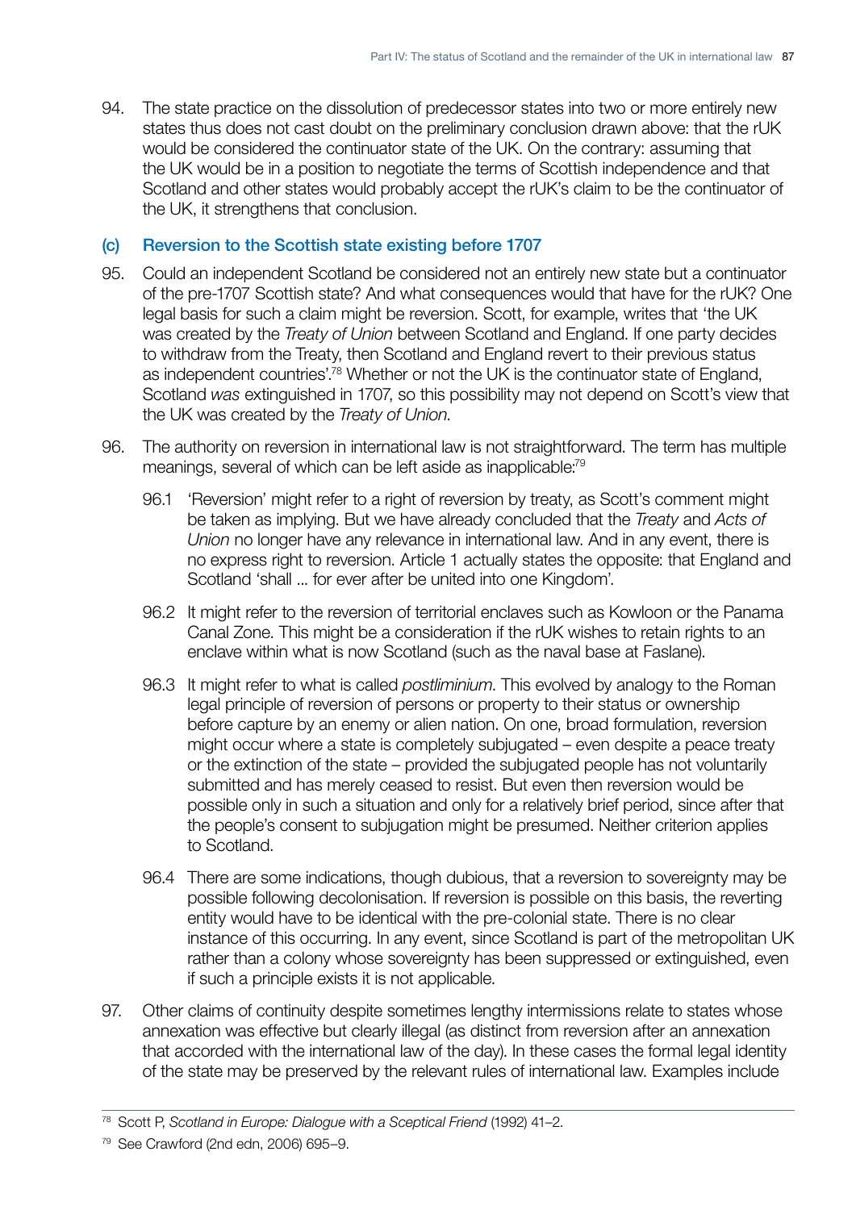94. The state practice on the dissolution of predecessor states into two or more entirely new states thus does not cast doubt on the preliminary conclusion drawn above: that the rUK would be considered the continuator state of the UK. On the contrary: assuming that the UK would be in a position to negotiate the terms of Scottish independence and that Scotland and other states would probably accept the rUK's claim to be the continuator of the UK, it strengthens that conclusion.

### (c) Reversion to the Scottish state existing before 1707

95. Could an independent Scotland be considered not an entirely new state but a continuator of the pre-1707 Scottish state? And what consequences would that have for the rUK? One legal basis for such a claim might be reversion. Scott, for example, writes that 'the UK was created by the *Treaty of Union* between Scotland and England. If one party decides to withdraw from the Treaty, then Scotland and England revert to their previous status as independent countries'.[78] Whether or not the UK is the continuator state of England, Scotland *was* extinguished in 1707, so this possibility may not depend on Scott's view that the UK was created by the *Treaty of Union*.

96. The authority on reversion in international law is not straightforward. The term has multiple meanings, several of which can be left aside as inapplicable:[79]

    96.1 'Reversion' might refer to a right of reversion by treaty, as Scott's comment might be taken as implying. But we have already concluded that the *Treaty* and *Acts of Union* no longer have any relevance in international law. And in any event, there is no express right to reversion. Article 1 actually states the opposite: that England and Scotland 'shall ... for ever after be united into one Kingdom'.

    96.2 It might refer to the reversion of territorial enclaves such as Kowloon or the Panama Canal Zone. This might be a consideration if the rUK wishes to retain rights to an enclave within what is now Scotland (such as the naval base at Faslane).

    96.3 It might refer to what is called *postliminium*. This evolved by analogy to the Roman legal principle of reversion of persons or property to their status or ownership before capture by an enemy or alien nation. On one, broad formulation, reversion might occur where a state is completely subjugated – even despite a peace treaty or the extinction of the state – provided the subjugated people has not voluntarily submitted and has merely ceased to resist. But even then reversion would be possible only in such a situation and only for a relatively brief period, since after that the people's consent to subjugation might be presumed. Neither criterion applies to Scotland.

    96.4 There are some indications, though dubious, that a reversion to sovereignty may be possible following decolonisation. If reversion is possible on this basis, the reverting entity would have to be identical with the pre-colonial state. There is no clear instance of this occurring. In any event, since Scotland is part of the metropolitan UK rather than a colony whose sovereignty has been suppressed or extinguished, even if such a principle exists it is not applicable.

97. Other claims of continuity despite sometimes lengthy intermissions relate to states whose annexation was effective but clearly illegal (as distinct from reversion after an annexation that accorded with the international law of the day). In these cases the formal legal identity of the state may be preserved by the relevant rules of international law. Examples include

---

[78] Scott P, *Scotland in Europe: Dialogue with a Sceptical Friend* (1992) 41–2.

[79] See Crawford (2nd edn, 2006) 695–9.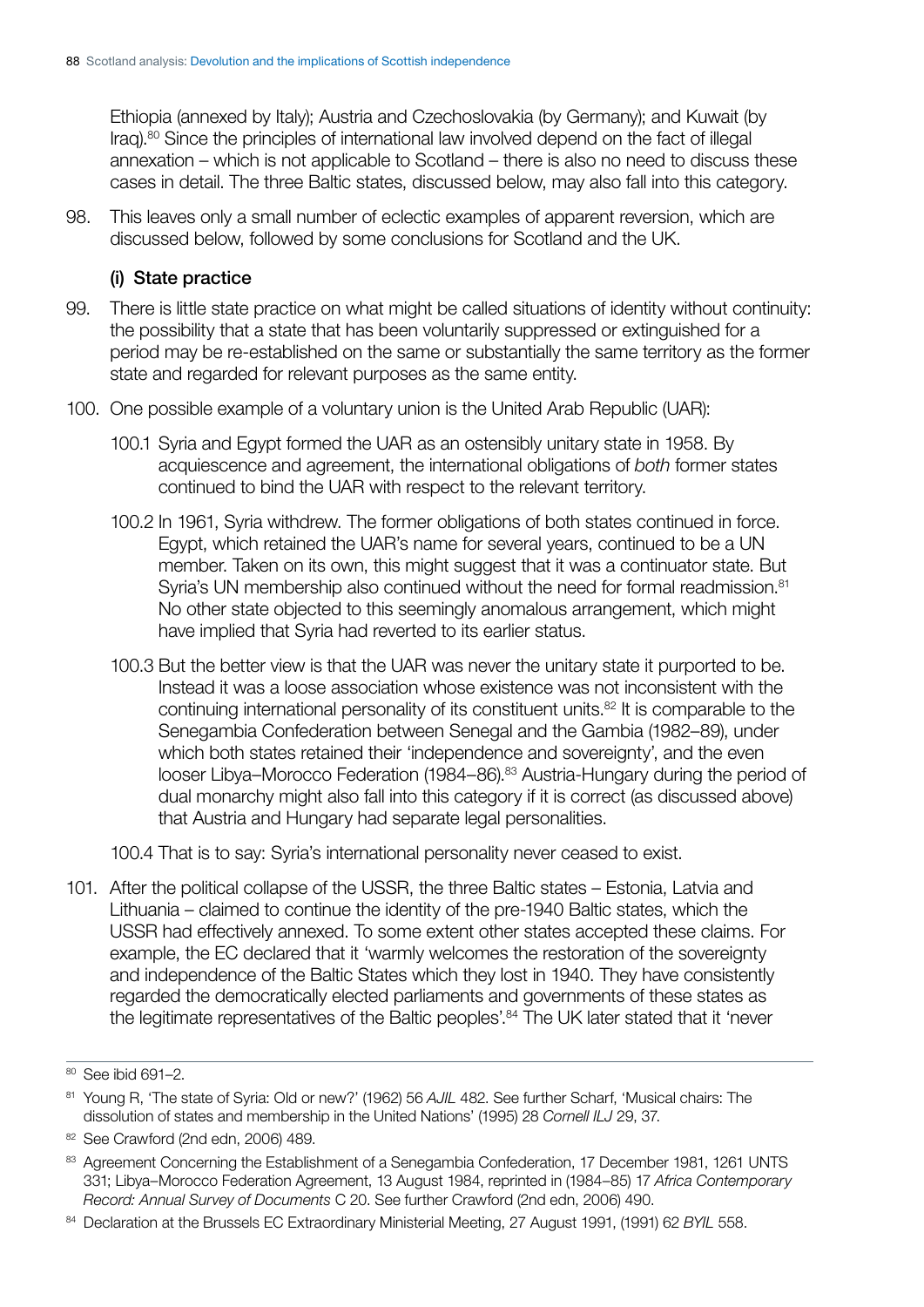Ethiopia (annexed by Italy); Austria and Czechoslovakia (by Germany); and Kuwait (by Iraq).[80] Since the principles of international law involved depend on the fact of illegal annexation – which is not applicable to Scotland – there is also no need to discuss these cases in detail. The three Baltic states, discussed below, may also fall into this category.

98. This leaves only a small number of eclectic examples of apparent reversion, which are discussed below, followed by some conclusions for Scotland and the UK.

### (i) State practice

99. There is little state practice on what might be called situations of identity without continuity: the possibility that a state that has been voluntarily suppressed or extinguished for a period may be re-established on the same or substantially the same territory as the former state and regarded for relevant purposes as the same entity.

100. One possible example of a voluntary union is the United Arab Republic (UAR):

100.1 Syria and Egypt formed the UAR as an ostensibly unitary state in 1958. By acquiescence and agreement, the international obligations of *both* former states continued to bind the UAR with respect to the relevant territory.

100.2 In 1961, Syria withdrew. The former obligations of both states continued in force. Egypt, which retained the UAR's name for several years, continued to be a UN member. Taken on its own, this might suggest that it was a continuator state. But Syria's UN membership also continued without the need for formal readmission.[81] No other state objected to this seemingly anomalous arrangement, which might have implied that Syria had reverted to its earlier status.

100.3 But the better view is that the UAR was never the unitary state it purported to be. Instead it was a loose association whose existence was not inconsistent with the continuing international personality of its constituent units.[82] It is comparable to the Senegambia Confederation between Senegal and the Gambia (1982–89), under which both states retained their 'independence and sovereignty', and the even looser Libya–Morocco Federation (1984–86).[83] Austria-Hungary during the period of dual monarchy might also fall into this category if it is correct (as discussed above) that Austria and Hungary had separate legal personalities.

100.4 That is to say: Syria's international personality never ceased to exist.

101. After the political collapse of the USSR, the three Baltic states – Estonia, Latvia and Lithuania – claimed to continue the identity of the pre-1940 Baltic states, which the USSR had effectively annexed. To some extent other states accepted these claims. For example, the EC declared that it 'warmly welcomes the restoration of the sovereignty and independence of the Baltic States which they lost in 1940. They have consistently regarded the democratically elected parliaments and governments of these states as the legitimate representatives of the Baltic peoples'.[84] The UK later stated that it 'never

---

[80] See ibid 691–2.

[81] Young R, 'The state of Syria: Old or new?' (1962) 56 *AJIL* 482. See further Scharf, 'Musical chairs: The dissolution of states and membership in the United Nations' (1995) 28 *Cornell ILJ* 29, 37.

[82] See Crawford (2nd edn, 2006) 489.

[83] Agreement Concerning the Establishment of a Senegambia Confederation, 17 December 1981, 1261 UNTS 331; Libya–Morocco Federation Agreement, 13 August 1984, reprinted in (1984–85) 17 *Africa Contemporary Record: Annual Survey of Documents* C 20. See further Crawford (2nd edn, 2006) 490.

[84] Declaration at the Brussels EC Extraordinary Ministerial Meeting, 27 August 1991, (1991) 62 *BYIL* 558.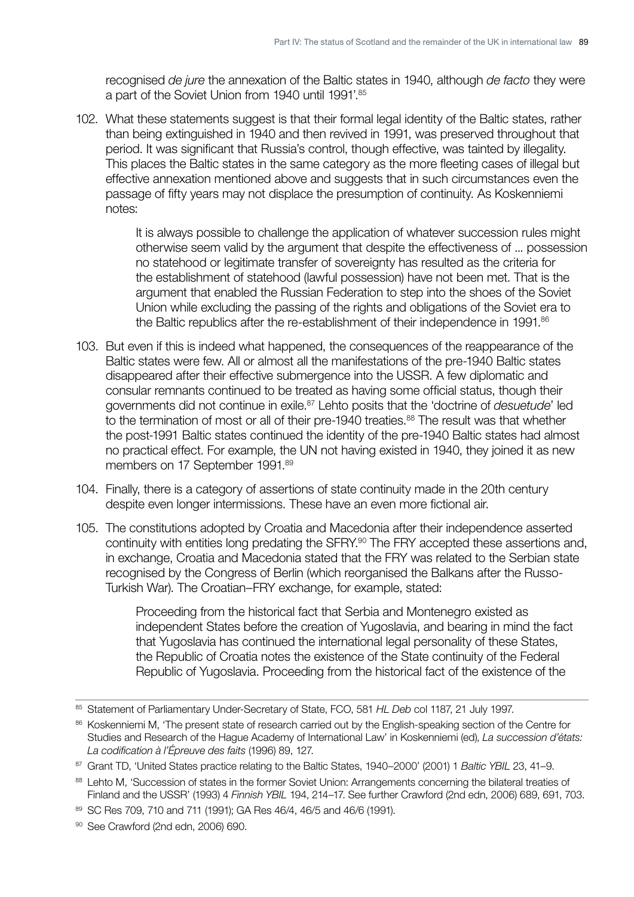recognised *de jure* the annexation of the Baltic states in 1940, although *de facto* they were a part of the Soviet Union from 1940 until 1991'.[85]

102. What these statements suggest is that their formal legal identity of the Baltic states, rather than being extinguished in 1940 and then revived in 1991, was preserved throughout that period. It was significant that Russia's control, though effective, was tainted by illegality. This places the Baltic states in the same category as the more fleeting cases of illegal but effective annexation mentioned above and suggests that in such circumstances even the passage of fifty years may not displace the presumption of continuity. As Koskenniemi notes:

> It is always possible to challenge the application of whatever succession rules might otherwise seem valid by the argument that despite the effectiveness of ... possession no statehood or legitimate transfer of sovereignty has resulted as the criteria for the establishment of statehood (lawful possession) have not been met. That is the argument that enabled the Russian Federation to step into the shoes of the Soviet Union while excluding the passing of the rights and obligations of the Soviet era to the Baltic republics after the re-establishment of their independence in 1991.[86]

103. But even if this is indeed what happened, the consequences of the reappearance of the Baltic states were few. All or almost all the manifestations of the pre-1940 Baltic states disappeared after their effective submergence into the USSR. A few diplomatic and consular remnants continued to be treated as having some official status, though their governments did not continue in exile.[87] Lehto posits that the 'doctrine of *desuetude*' led to the termination of most or all of their pre-1940 treaties.[88] The result was that whether the post-1991 Baltic states continued the identity of the pre-1940 Baltic states had almost no practical effect. For example, the UN not having existed in 1940, they joined it as new members on 17 September 1991.[89]

104. Finally, there is a category of assertions of state continuity made in the 20th century despite even longer intermissions. These have an even more fictional air.

105. The constitutions adopted by Croatia and Macedonia after their independence asserted continuity with entities long predating the SFRY.[90] The FRY accepted these assertions and, in exchange, Croatia and Macedonia stated that the FRY was related to the Serbian state recognised by the Congress of Berlin (which reorganised the Balkans after the Russo-Turkish War). The Croatian–FRY exchange, for example, stated:

> Proceeding from the historical fact that Serbia and Montenegro existed as independent States before the creation of Yugoslavia, and bearing in mind the fact that Yugoslavia has continued the international legal personality of these States, the Republic of Croatia notes the existence of the State continuity of the Federal Republic of Yugoslavia. Proceeding from the historical fact of the existence of the

---

[85] Statement of Parliamentary Under-Secretary of State, FCO, 581 *HL Deb* col 1187, 21 July 1997.

[86] Koskenniemi M, 'The present state of research carried out by the English-speaking section of the Centre for Studies and Research of the Hague Academy of International Law' in Koskenniemi (ed), *La succession d'états: La codification à l'Épreuve des faits* (1996) 89, 127.

[87] Grant TD, 'United States practice relating to the Baltic States, 1940–2000' (2001) 1 *Baltic YBIL* 23, 41–9.

[88] Lehto M, 'Succession of states in the former Soviet Union: Arrangements concerning the bilateral treaties of Finland and the USSR' (1993) 4 *Finnish YBIL* 194, 214–17. See further Crawford (2nd edn, 2006) 689, 691, 703.

[89] SC Res 709, 710 and 711 (1991); GA Res 46/4, 46/5 and 46/6 (1991).

[90] See Crawford (2nd edn, 2006) 690.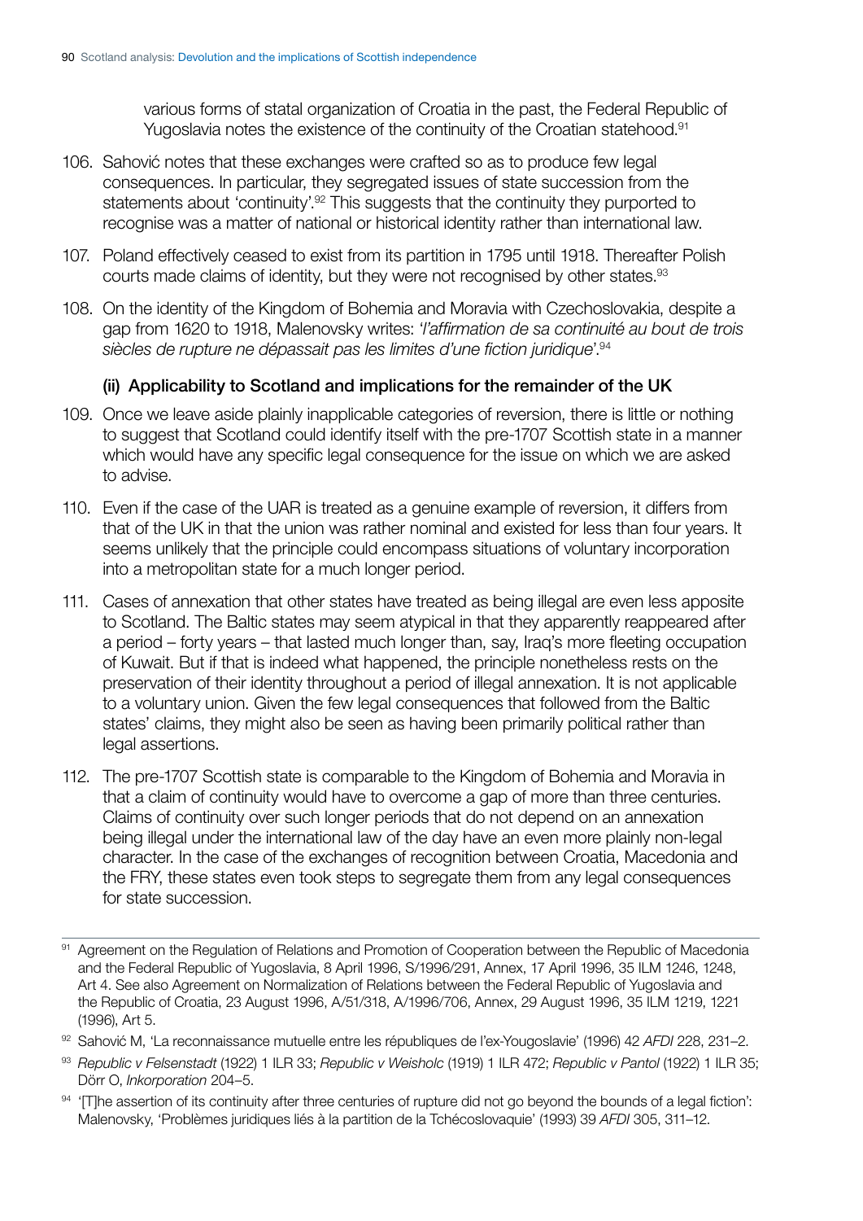various forms of statal organization of Croatia in the past, the Federal Republic of Yugoslavia notes the existence of the continuity of the Croatian statehood.[91]

106. Sahović notes that these exchanges were crafted so as to produce few legal consequences. In particular, they segregated issues of state succession from the statements about 'continuity'.[92] This suggests that the continuity they purported to recognise was a matter of national or historical identity rather than international law.

107. Poland effectively ceased to exist from its partition in 1795 until 1918. Thereafter Polish courts made claims of identity, but they were not recognised by other states.[93]

108. On the identity of the Kingdom of Bohemia and Moravia with Czechoslovakia, despite a gap from 1620 to 1918, Malenovsky writes: '*l'affirmation de sa continuité au bout de trois siècles de rupture ne dépassait pas les limites d'une fiction juridique*'.[94]

### (ii) Applicability to Scotland and implications for the remainder of the UK

109. Once we leave aside plainly inapplicable categories of reversion, there is little or nothing to suggest that Scotland could identify itself with the pre-1707 Scottish state in a manner which would have any specific legal consequence for the issue on which we are asked to advise.

110. Even if the case of the UAR is treated as a genuine example of reversion, it differs from that of the UK in that the union was rather nominal and existed for less than four years. It seems unlikely that the principle could encompass situations of voluntary incorporation into a metropolitan state for a much longer period.

111. Cases of annexation that other states have treated as being illegal are even less apposite to Scotland. The Baltic states may seem atypical in that they apparently reappeared after a period – forty years – that lasted much longer than, say, Iraq's more fleeting occupation of Kuwait. But if that is indeed what happened, the principle nonetheless rests on the preservation of their identity throughout a period of illegal annexation. It is not applicable to a voluntary union. Given the few legal consequences that followed from the Baltic states' claims, they might also be seen as having been primarily political rather than legal assertions.

112. The pre-1707 Scottish state is comparable to the Kingdom of Bohemia and Moravia in that a claim of continuity would have to overcome a gap of more than three centuries. Claims of continuity over such longer periods that do not depend on an annexation being illegal under the international law of the day have an even more plainly non-legal character. In the case of the exchanges of recognition between Croatia, Macedonia and the FRY, these states even took steps to segregate them from any legal consequences for state succession.

---

[91] Agreement on the Regulation of Relations and Promotion of Cooperation between the Republic of Macedonia and the Federal Republic of Yugoslavia, 8 April 1996, S/1996/291, Annex, 17 April 1996, 35 ILM 1246, 1248, Art 4. See also Agreement on Normalization of Relations between the Federal Republic of Yugoslavia and the Republic of Croatia, 23 August 1996, A/51/318, A/1996/706, Annex, 29 August 1996, 35 ILM 1219, 1221 (1996), Art 5.

[92] Sahović M, 'La reconnaissance mutuelle entre les républiques de l'ex-Yougoslavie' (1996) 42 *AFDI* 228, 231–2.

[93] *Republic v Felsenstadt* (1922) 1 ILR 33; *Republic v Weisholc* (1919) 1 ILR 472; *Republic v Pantol* (1922) 1 ILR 35; Dörr O, *Inkorporation* 204–5.

[94] '[T]he assertion of its continuity after three centuries of rupture did not go beyond the bounds of a legal fiction': Malenovsky, 'Problèmes juridiques liés à la partition de la Tchécoslovaquie' (1993) 39 *AFDI* 305, 311–12.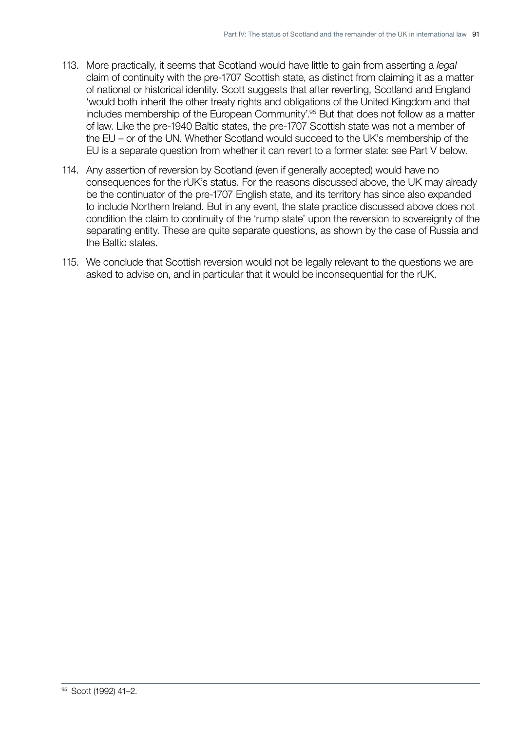113. More practically, it seems that Scotland would have little to gain from asserting a *legal* claim of continuity with the pre-1707 Scottish state, as distinct from claiming it as a matter of national or historical identity. Scott suggests that after reverting, Scotland and England 'would both inherit the other treaty rights and obligations of the United Kingdom and that includes membership of the European Community'.[95] But that does not follow as a matter of law. Like the pre-1940 Baltic states, the pre-1707 Scottish state was not a member of the EU – or of the UN. Whether Scotland would succeed to the UK's membership of the EU is a separate question from whether it can revert to a former state: see Part V below.

114. Any assertion of reversion by Scotland (even if generally accepted) would have no consequences for the rUK's status. For the reasons discussed above, the UK may already be the continuator of the pre-1707 English state, and its territory has since also expanded to include Northern Ireland. But in any event, the state practice discussed above does not condition the claim to continuity of the 'rump state' upon the reversion to sovereignty of the separating entity. These are quite separate questions, as shown by the case of Russia and the Baltic states.

115. We conclude that Scottish reversion would not be legally relevant to the questions we are asked to advise on, and in particular that it would be inconsequential for the rUK.

[95] Scott (1992) 41–2.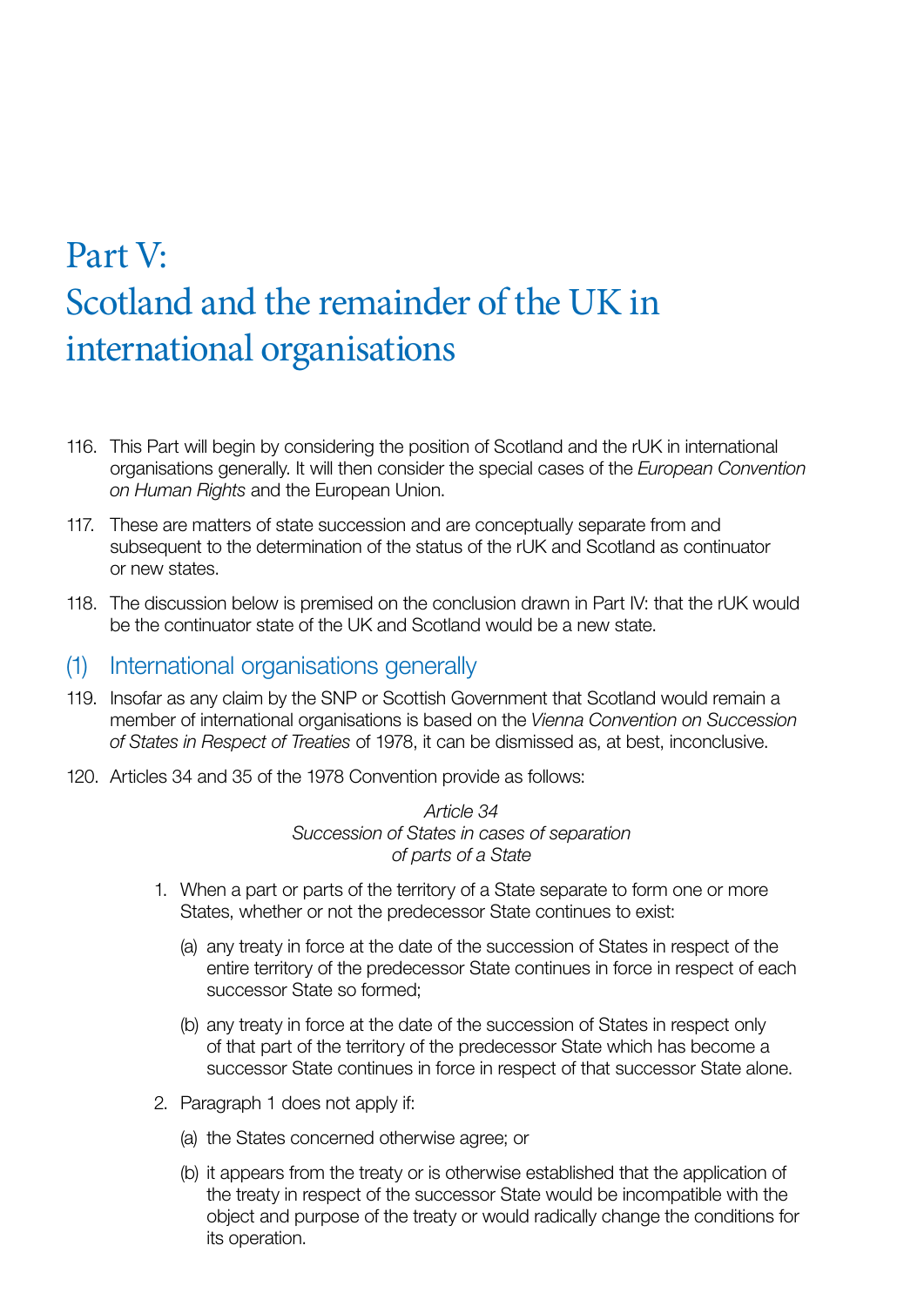# Part V: Scotland and the remainder of the UK in international organisations

116. This Part will begin by considering the position of Scotland and the rUK in international organisations generally. It will then consider the special cases of the *European Convention on Human Rights* and the European Union.

117. These are matters of state succession and are conceptually separate from and subsequent to the determination of the status of the rUK and Scotland as continuator or new states.

118. The discussion below is premised on the conclusion drawn in Part IV: that the rUK would be the continuator state of the UK and Scotland would be a new state.

## (1) International organisations generally

119. Insofar as any claim by the SNP or Scottish Government that Scotland would remain a member of international organisations is based on the *Vienna Convention on Succession of States in Respect of Treaties* of 1978, it can be dismissed as, at best, inconclusive.

120. Articles 34 and 35 of the 1978 Convention provide as follows:

> *Article 34*
> *Succession of States in cases of separation of parts of a State*
>
> 1. When a part or parts of the territory of a State separate to form one or more States, whether or not the predecessor State continues to exist:
>
>    (a) any treaty in force at the date of the succession of States in respect of the entire territory of the predecessor State continues in force in respect of each successor State so formed;
>
>    (b) any treaty in force at the date of the succession of States in respect only of that part of the territory of the predecessor State which has become a successor State continues in force in respect of that successor State alone.
>
> 2. Paragraph 1 does not apply if:
>
>    (a) the States concerned otherwise agree; or
>
>    (b) it appears from the treaty or is otherwise established that the application of the treaty in respect of the successor State would be incompatible with the object and purpose of the treaty or would radically change the conditions for its operation.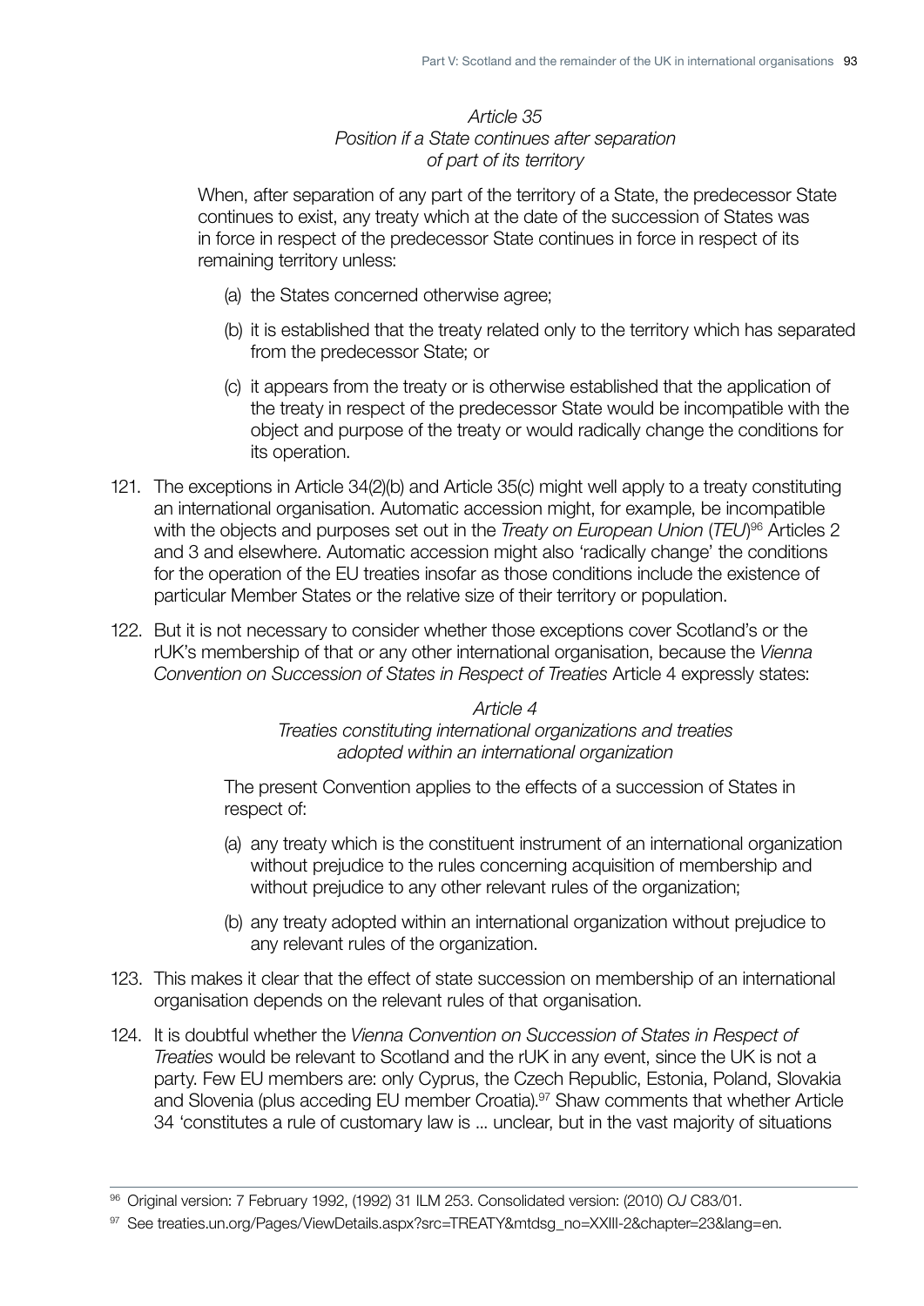*Article 35*
*Position if a State continues after separation of part of its territory*

When, after separation of any part of the territory of a State, the predecessor State continues to exist, any treaty which at the date of the succession of States was in force in respect of the predecessor State continues in force in respect of its remaining territory unless:

(a) the States concerned otherwise agree;

(b) it is established that the treaty related only to the territory which has separated from the predecessor State; or

(c) it appears from the treaty or is otherwise established that the application of the treaty in respect of the predecessor State would be incompatible with the object and purpose of the treaty or would radically change the conditions for its operation.

121. The exceptions in Article 34(2)(b) and Article 35(c) might well apply to a treaty constituting an international organisation. Automatic accession might, for example, be incompatible with the objects and purposes set out in the *Treaty on European Union* (*TEU*)[96] Articles 2 and 3 and elsewhere. Automatic accession might also 'radically change' the conditions for the operation of the EU treaties insofar as those conditions include the existence of particular Member States or the relative size of their territory or population.

122. But it is not necessary to consider whether those exceptions cover Scotland's or the rUK's membership of that or any other international organisation, because the *Vienna Convention on Succession of States in Respect of Treaties* Article 4 expressly states:

*Article 4*
*Treaties constituting international organizations and treaties adopted within an international organization*

The present Convention applies to the effects of a succession of States in respect of:

(a) any treaty which is the constituent instrument of an international organization without prejudice to the rules concerning acquisition of membership and without prejudice to any other relevant rules of the organization;

(b) any treaty adopted within an international organization without prejudice to any relevant rules of the organization.

123. This makes it clear that the effect of state succession on membership of an international organisation depends on the relevant rules of that organisation.

124. It is doubtful whether the *Vienna Convention on Succession of States in Respect of Treaties* would be relevant to Scotland and the rUK in any event, since the UK is not a party. Few EU members are: only Cyprus, the Czech Republic, Estonia, Poland, Slovakia and Slovenia (plus acceding EU member Croatia).[97] Shaw comments that whether Article 34 'constitutes a rule of customary law is ... unclear, but in the vast majority of situations

[96] Original version: 7 February 1992, (1992) 31 ILM 253. Consolidated version: (2010) *OJ* C83/01.

[97] See treaties.un.org/Pages/ViewDetails.aspx?src=TREATY&mtdsg_no=XXIII-2&chapter=23&lang=en.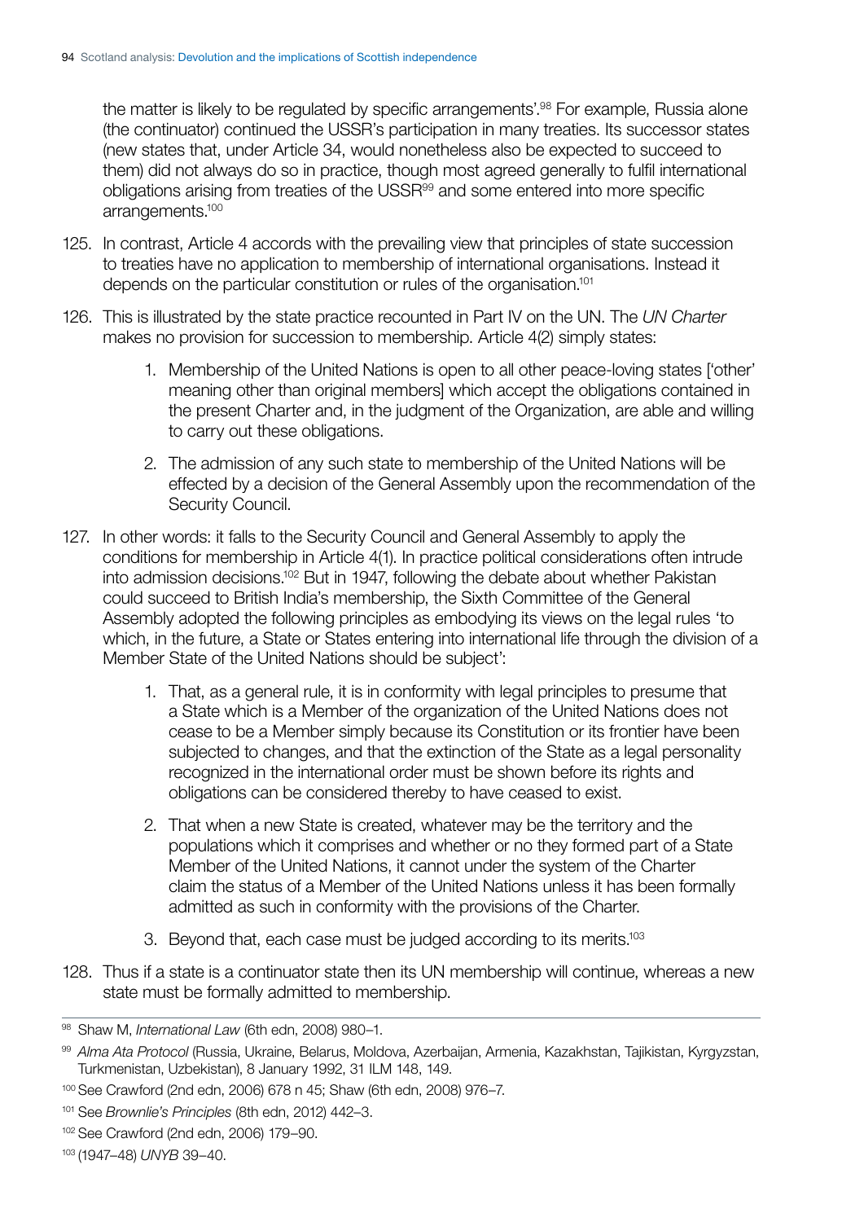the matter is likely to be regulated by specific arrangements'.[98] For example, Russia alone (the continuator) continued the USSR's participation in many treaties. Its successor states (new states that, under Article 34, would nonetheless also be expected to succeed to them) did not always do so in practice, though most agreed generally to fulfil international obligations arising from treaties of the USSR[99] and some entered into more specific arrangements.[100]

125. In contrast, Article 4 accords with the prevailing view that principles of state succession to treaties have no application to membership of international organisations. Instead it depends on the particular constitution or rules of the organisation.[101]

126. This is illustrated by the state practice recounted in Part IV on the UN. The *UN Charter* makes no provision for succession to membership. Article 4(2) simply states:

    1. Membership of the United Nations is open to all other peace-loving states ['other' meaning other than original members] which accept the obligations contained in the present Charter and, in the judgment of the Organization, are able and willing to carry out these obligations.

    2. The admission of any such state to membership of the United Nations will be effected by a decision of the General Assembly upon the recommendation of the Security Council.

127. In other words: it falls to the Security Council and General Assembly to apply the conditions for membership in Article 4(1). In practice political considerations often intrude into admission decisions.[102] But in 1947, following the debate about whether Pakistan could succeed to British India's membership, the Sixth Committee of the General Assembly adopted the following principles as embodying its views on the legal rules 'to which, in the future, a State or States entering into international life through the division of a Member State of the United Nations should be subject':

    1. That, as a general rule, it is in conformity with legal principles to presume that a State which is a Member of the organization of the United Nations does not cease to be a Member simply because its Constitution or its frontier have been subjected to changes, and that the extinction of the State as a legal personality recognized in the international order must be shown before its rights and obligations can be considered thereby to have ceased to exist.

    2. That when a new State is created, whatever may be the territory and the populations which it comprises and whether or no they formed part of a State Member of the United Nations, it cannot under the system of the Charter claim the status of a Member of the United Nations unless it has been formally admitted as such in conformity with the provisions of the Charter.

    3. Beyond that, each case must be judged according to its merits.[103]

128. Thus if a state is a continuator state then its UN membership will continue, whereas a new state must be formally admitted to membership.

---

[98] Shaw M, *International Law* (6th edn, 2008) 980–1.

[99] *Alma Ata Protocol* (Russia, Ukraine, Belarus, Moldova, Azerbaijan, Armenia, Kazakhstan, Tajikistan, Kyrgyzstan, Turkmenistan, Uzbekistan), 8 January 1992, 31 ILM 148, 149.

[100] See Crawford (2nd edn, 2006) 678 n 45; Shaw (6th edn, 2008) 976–7.

[101] See *Brownlie's Principles* (8th edn, 2012) 442–3.

[102] See Crawford (2nd edn, 2006) 179–90.

[103] (1947–48) *UNYB* 39–40.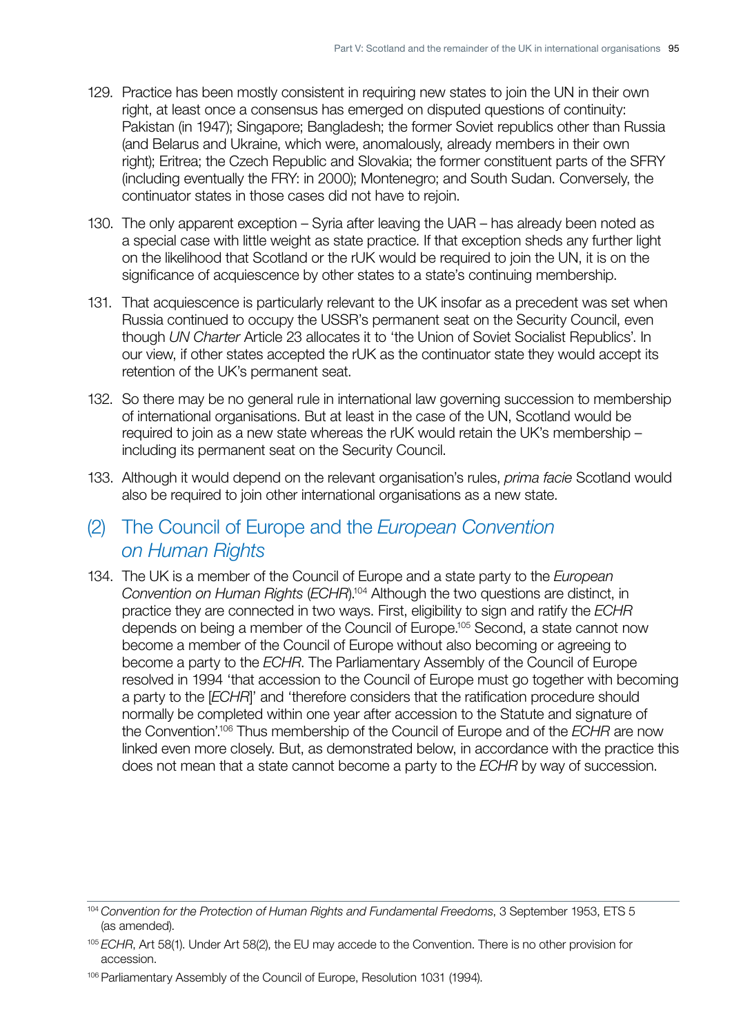129. Practice has been mostly consistent in requiring new states to join the UN in their own right, at least once a consensus has emerged on disputed questions of continuity: Pakistan (in 1947); Singapore; Bangladesh; the former Soviet republics other than Russia (and Belarus and Ukraine, which were, anomalously, already members in their own right); Eritrea; the Czech Republic and Slovakia; the former constituent parts of the SFRY (including eventually the FRY: in 2000); Montenegro; and South Sudan. Conversely, the continuator states in those cases did not have to rejoin.

130. The only apparent exception – Syria after leaving the UAR – has already been noted as a special case with little weight as state practice. If that exception sheds any further light on the likelihood that Scotland or the rUK would be required to join the UN, it is on the significance of acquiescence by other states to a state's continuing membership.

131. That acquiescence is particularly relevant to the UK insofar as a precedent was set when Russia continued to occupy the USSR's permanent seat on the Security Council, even though *UN Charter* Article 23 allocates it to 'the Union of Soviet Socialist Republics'. In our view, if other states accepted the rUK as the continuator state they would accept its retention of the UK's permanent seat.

132. So there may be no general rule in international law governing succession to membership of international organisations. But at least in the case of the UN, Scotland would be required to join as a new state whereas the rUK would retain the UK's membership – including its permanent seat on the Security Council.

133. Although it would depend on the relevant organisation's rules, *prima facie* Scotland would also be required to join other international organisations as a new state.

## (2) The Council of Europe and the *European Convention on Human Rights*

134. The UK is a member of the Council of Europe and a state party to the *European Convention on Human Rights* (*ECHR*).[104] Although the two questions are distinct, in practice they are connected in two ways. First, eligibility to sign and ratify the *ECHR* depends on being a member of the Council of Europe.[105] Second, a state cannot now become a member of the Council of Europe without also becoming or agreeing to become a party to the *ECHR*. The Parliamentary Assembly of the Council of Europe resolved in 1994 'that accession to the Council of Europe must go together with becoming a party to the [*ECHR*]' and 'therefore considers that the ratification procedure should normally be completed within one year after accession to the Statute and signature of the Convention'.[106] Thus membership of the Council of Europe and of the *ECHR* are now linked even more closely. But, as demonstrated below, in accordance with the practice this does not mean that a state cannot become a party to the *ECHR* by way of succession.

---

[104] *Convention for the Protection of Human Rights and Fundamental Freedoms*, 3 September 1953, ETS 5 (as amended).

[105] *ECHR*, Art 58(1). Under Art 58(2), the EU may accede to the Convention. There is no other provision for accession.

[106] Parliamentary Assembly of the Council of Europe, Resolution 1031 (1994).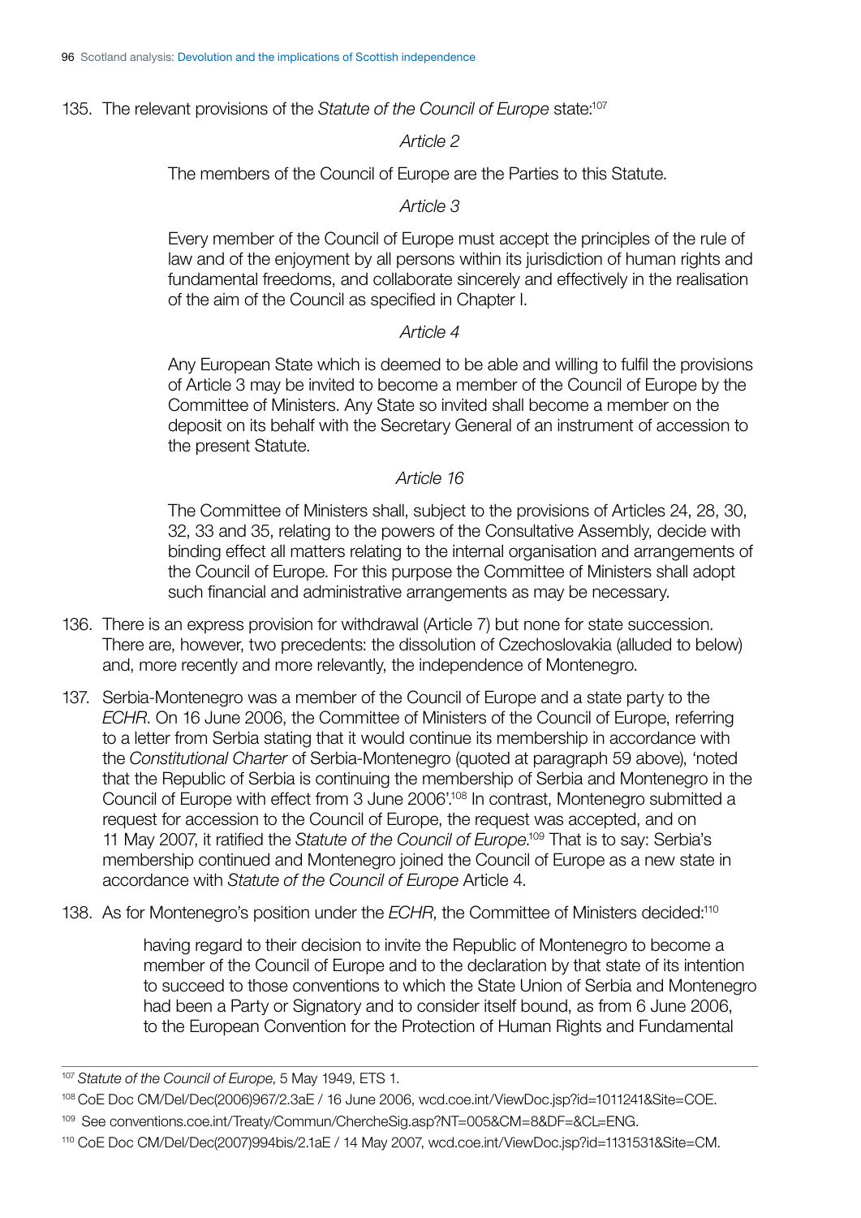135. The relevant provisions of the *Statute of the Council of Europe* state:[107]

> *Article 2*
>
> The members of the Council of Europe are the Parties to this Statute.
>
> *Article 3*
>
> Every member of the Council of Europe must accept the principles of the rule of law and of the enjoyment by all persons within its jurisdiction of human rights and fundamental freedoms, and collaborate sincerely and effectively in the realisation of the aim of the Council as specified in Chapter I.
>
> *Article 4*
>
> Any European State which is deemed to be able and willing to fulfil the provisions of Article 3 may be invited to become a member of the Council of Europe by the Committee of Ministers. Any State so invited shall become a member on the deposit on its behalf with the Secretary General of an instrument of accession to the present Statute.
>
> *Article 16*
>
> The Committee of Ministers shall, subject to the provisions of Articles 24, 28, 30, 32, 33 and 35, relating to the powers of the Consultative Assembly, decide with binding effect all matters relating to the internal organisation and arrangements of the Council of Europe. For this purpose the Committee of Ministers shall adopt such financial and administrative arrangements as may be necessary.

136. There is an express provision for withdrawal (Article 7) but none for state succession. There are, however, two precedents: the dissolution of Czechoslovakia (alluded to below) and, more recently and more relevantly, the independence of Montenegro.

137. Serbia-Montenegro was a member of the Council of Europe and a state party to the *ECHR*. On 16 June 2006, the Committee of Ministers of the Council of Europe, referring to a letter from Serbia stating that it would continue its membership in accordance with the *Constitutional Charter* of Serbia-Montenegro (quoted at paragraph 59 above), 'noted that the Republic of Serbia is continuing the membership of Serbia and Montenegro in the Council of Europe with effect from 3 June 2006'.[108] In contrast, Montenegro submitted a request for accession to the Council of Europe, the request was accepted, and on 11 May 2007, it ratified the *Statute of the Council of Europe*.[109] That is to say: Serbia's membership continued and Montenegro joined the Council of Europe as a new state in accordance with *Statute of the Council of Europe* Article 4.

138. As for Montenegro's position under the *ECHR*, the Committee of Ministers decided:[110]

> having regard to their decision to invite the Republic of Montenegro to become a member of the Council of Europe and to the declaration by that state of its intention to succeed to those conventions to which the State Union of Serbia and Montenegro had been a Party or Signatory and to consider itself bound, as from 6 June 2006, to the European Convention for the Protection of Human Rights and Fundamental

---

[107] *Statute of the Council of Europe*, 5 May 1949, ETS 1.

[108] CoE Doc CM/Del/Dec(2006)967/2.3aE / 16 June 2006, wcd.coe.int/ViewDoc.jsp?id=1011241&Site=COE.

[109] See conventions.coe.int/Treaty/Commun/ChercheSig.asp?NT=005&CM=8&DF=&CL=ENG.

[110] CoE Doc CM/Del/Dec(2007)994bis/2.1aE / 14 May 2007, wcd.coe.int/ViewDoc.jsp?id=1131531&Site=CM.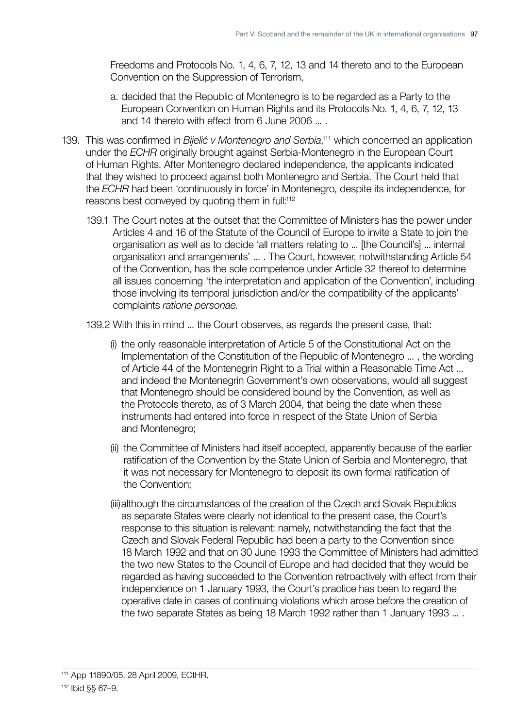Freedoms and Protocols No. 1, 4, 6, 7, 12, 13 and 14 thereto and to the European Convention on the Suppression of Terrorism,

a. decided that the Republic of Montenegro is to be regarded as a Party to the European Convention on Human Rights and its Protocols No. 1, 4, 6, 7, 12, 13 and 14 thereto with effect from 6 June 2006 … .

139. This was confirmed in *Bijelić v Montenegro and Serbia*,[111] which concerned an application under the *ECHR* originally brought against Serbia-Montenegro in the European Court of Human Rights. After Montenegro declared independence, the applicants indicated that they wished to proceed against both Montenegro and Serbia. The Court held that the *ECHR* had been 'continuously in force' in Montenegro, despite its independence, for reasons best conveyed by quoting them in full:[112]

139.1 The Court notes at the outset that the Committee of Ministers has the power under Articles 4 and 16 of the Statute of the Council of Europe to invite a State to join the organisation as well as to decide 'all matters relating to … [the Council's] … internal organisation and arrangements' … . The Court, however, notwithstanding Article 54 of the Convention, has the sole competence under Article 32 thereof to determine all issues concerning 'the interpretation and application of the Convention', including those involving its temporal jurisdiction and/or the compatibility of the applicants' complaints *ratione personae*.

139.2 With this in mind … the Court observes, as regards the present case, that:

(i) the only reasonable interpretation of Article 5 of the Constitutional Act on the Implementation of the Constitution of the Republic of Montenegro … , the wording of Article 44 of the Montenegrin Right to a Trial within a Reasonable Time Act … and indeed the Montenegrin Government's own observations, would all suggest that Montenegro should be considered bound by the Convention, as well as the Protocols thereto, as of 3 March 2004, that being the date when these instruments had entered into force in respect of the State Union of Serbia and Montenegro;

(ii) the Committee of Ministers had itself accepted, apparently because of the earlier ratification of the Convention by the State Union of Serbia and Montenegro, that it was not necessary for Montenegro to deposit its own formal ratification of the Convention;

(iii) although the circumstances of the creation of the Czech and Slovak Republics as separate States were clearly not identical to the present case, the Court's response to this situation is relevant: namely, notwithstanding the fact that the Czech and Slovak Federal Republic had been a party to the Convention since 18 March 1992 and that on 30 June 1993 the Committee of Ministers had admitted the two new States to the Council of Europe and had decided that they would be regarded as having succeeded to the Convention retroactively with effect from their independence on 1 January 1993, the Court's practice has been to regard the operative date in cases of continuing violations which arose before the creation of the two separate States as being 18 March 1992 rather than 1 January 1993 … .

---

[111] App 11890/05, 28 April 2009, ECtHR.

[112] Ibid §§ 67–9.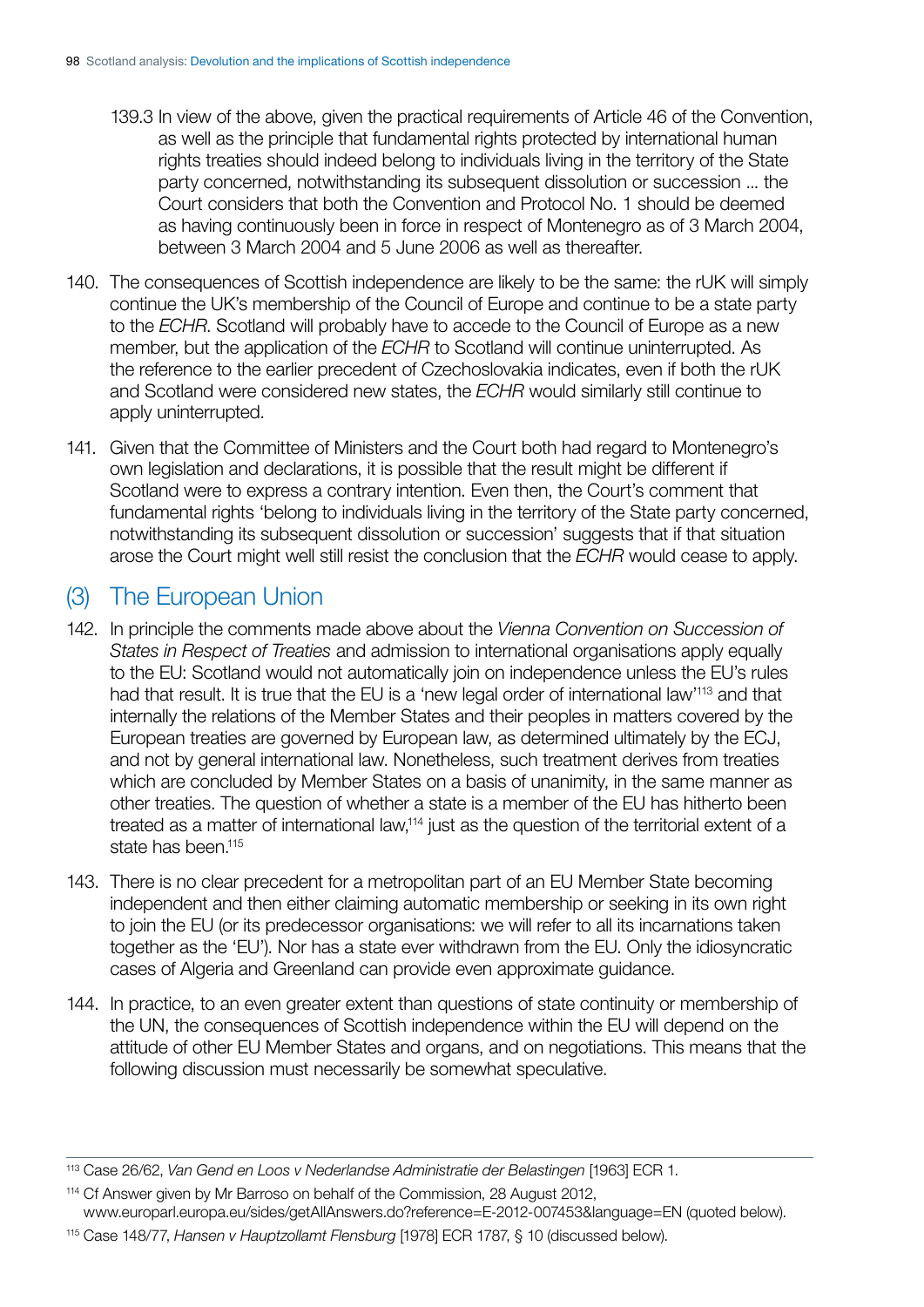139.3 In view of the above, given the practical requirements of Article 46 of the Convention, as well as the principle that fundamental rights protected by international human rights treaties should indeed belong to individuals living in the territory of the State party concerned, notwithstanding its subsequent dissolution or succession ... the Court considers that both the Convention and Protocol No. 1 should be deemed as having continuously been in force in respect of Montenegro as of 3 March 2004, between 3 March 2004 and 5 June 2006 as well as thereafter.

140. The consequences of Scottish independence are likely to be the same: the rUK will simply continue the UK's membership of the Council of Europe and continue to be a state party to the *ECHR*. Scotland will probably have to accede to the Council of Europe as a new member, but the application of the *ECHR* to Scotland will continue uninterrupted. As the reference to the earlier precedent of Czechoslovakia indicates, even if both the rUK and Scotland were considered new states, the *ECHR* would similarly still continue to apply uninterrupted.

141. Given that the Committee of Ministers and the Court both had regard to Montenegro's own legislation and declarations, it is possible that the result might be different if Scotland were to express a contrary intention. Even then, the Court's comment that fundamental rights 'belong to individuals living in the territory of the State party concerned, notwithstanding its subsequent dissolution or succession' suggests that if that situation arose the Court might well still resist the conclusion that the *ECHR* would cease to apply.

## (3) The European Union

142. In principle the comments made above about the *Vienna Convention on Succession of States in Respect of Treaties* and admission to international organisations apply equally to the EU: Scotland would not automatically join on independence unless the EU's rules had that result. It is true that the EU is a 'new legal order of international law'[113] and that internally the relations of the Member States and their peoples in matters covered by the European treaties are governed by European law, as determined ultimately by the ECJ, and not by general international law. Nonetheless, such treatment derives from treaties which are concluded by Member States on a basis of unanimity, in the same manner as other treaties. The question of whether a state is a member of the EU has hitherto been treated as a matter of international law,[114] just as the question of the territorial extent of a state has been.[115]

143. There is no clear precedent for a metropolitan part of an EU Member State becoming independent and then either claiming automatic membership or seeking in its own right to join the EU (or its predecessor organisations: we will refer to all its incarnations taken together as the 'EU'). Nor has a state ever withdrawn from the EU. Only the idiosyncratic cases of Algeria and Greenland can provide even approximate guidance.

144. In practice, to an even greater extent than questions of state continuity or membership of the UN, the consequences of Scottish independence within the EU will depend on the attitude of other EU Member States and organs, and on negotiations. This means that the following discussion must necessarily be somewhat speculative.

---

[113] Case 26/62, *Van Gend en Loos v Nederlandse Administratie der Belastingen* [1963] ECR 1.

[114] Cf Answer given by Mr Barroso on behalf of the Commission, 28 August 2012, www.europarl.europa.eu/sides/getAllAnswers.do?reference=E-2012-007453&language=EN (quoted below).

[115] Case 148/77, *Hansen v Hauptzollamt Flensburg* [1978] ECR 1787, § 10 (discussed below).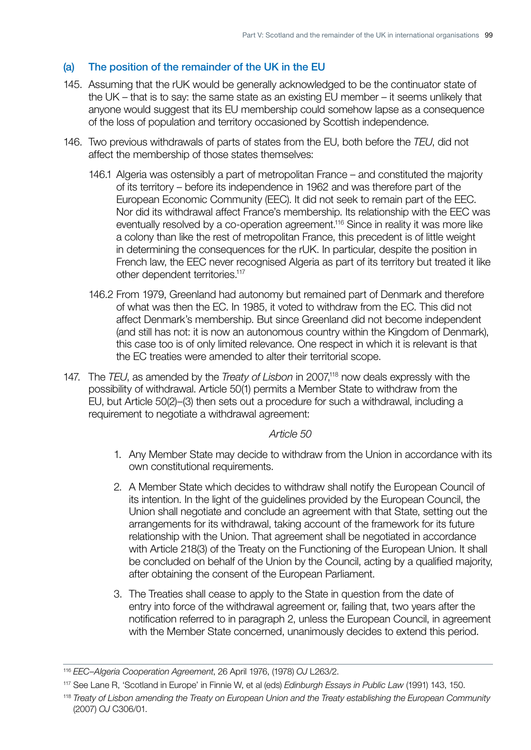### (a) The position of the remainder of the UK in the EU

145. Assuming that the rUK would be generally acknowledged to be the continuator state of the UK – that is to say: the same state as an existing EU member – it seems unlikely that anyone would suggest that its EU membership could somehow lapse as a consequence of the loss of population and territory occasioned by Scottish independence.

146. Two previous withdrawals of parts of states from the EU, both before the *TEU*, did not affect the membership of those states themselves:

    146.1 Algeria was ostensibly a part of metropolitan France – and constituted the majority of its territory – before its independence in 1962 and was therefore part of the European Economic Community (EEC). It did not seek to remain part of the EEC. Nor did its withdrawal affect France's membership. Its relationship with the EEC was eventually resolved by a co-operation agreement.[116] Since in reality it was more like a colony than like the rest of metropolitan France, this precedent is of little weight in determining the consequences for the rUK. In particular, despite the position in French law, the EEC never recognised Algeria as part of its territory but treated it like other dependent territories.[117]

    146.2 From 1979, Greenland had autonomy but remained part of Denmark and therefore of what was then the EC. In 1985, it voted to withdraw from the EC. This did not affect Denmark's membership. But since Greenland did not become independent (and still has not: it is now an autonomous country within the Kingdom of Denmark), this case too is of only limited relevance. One respect in which it is relevant is that the EC treaties were amended to alter their territorial scope.

147. The *TEU*, as amended by the *Treaty of Lisbon* in 2007,[118] now deals expressly with the possibility of withdrawal. Article 50(1) permits a Member State to withdraw from the EU, but Article 50(2)–(3) then sets out a procedure for such a withdrawal, including a requirement to negotiate a withdrawal agreement:

*Article 50*

1. Any Member State may decide to withdraw from the Union in accordance with its own constitutional requirements.
2. A Member State which decides to withdraw shall notify the European Council of its intention. In the light of the guidelines provided by the European Council, the Union shall negotiate and conclude an agreement with that State, setting out the arrangements for its withdrawal, taking account of the framework for its future relationship with the Union. That agreement shall be negotiated in accordance with Article 218(3) of the Treaty on the Functioning of the European Union. It shall be concluded on behalf of the Union by the Council, acting by a qualified majority, after obtaining the consent of the European Parliament.
3. The Treaties shall cease to apply to the State in question from the date of entry into force of the withdrawal agreement or, failing that, two years after the notification referred to in paragraph 2, unless the European Council, in agreement with the Member State concerned, unanimously decides to extend this period.

---

[116] *EEC–Algeria Cooperation Agreement*, 26 April 1976, (1978) *OJ* L263/2.

[117] See Lane R, 'Scotland in Europe' in Finnie W, et al (eds) *Edinburgh Essays in Public Law* (1991) 143, 150.

[118] *Treaty of Lisbon amending the Treaty on European Union and the Treaty establishing the European Community* (2007) *OJ* C306/01.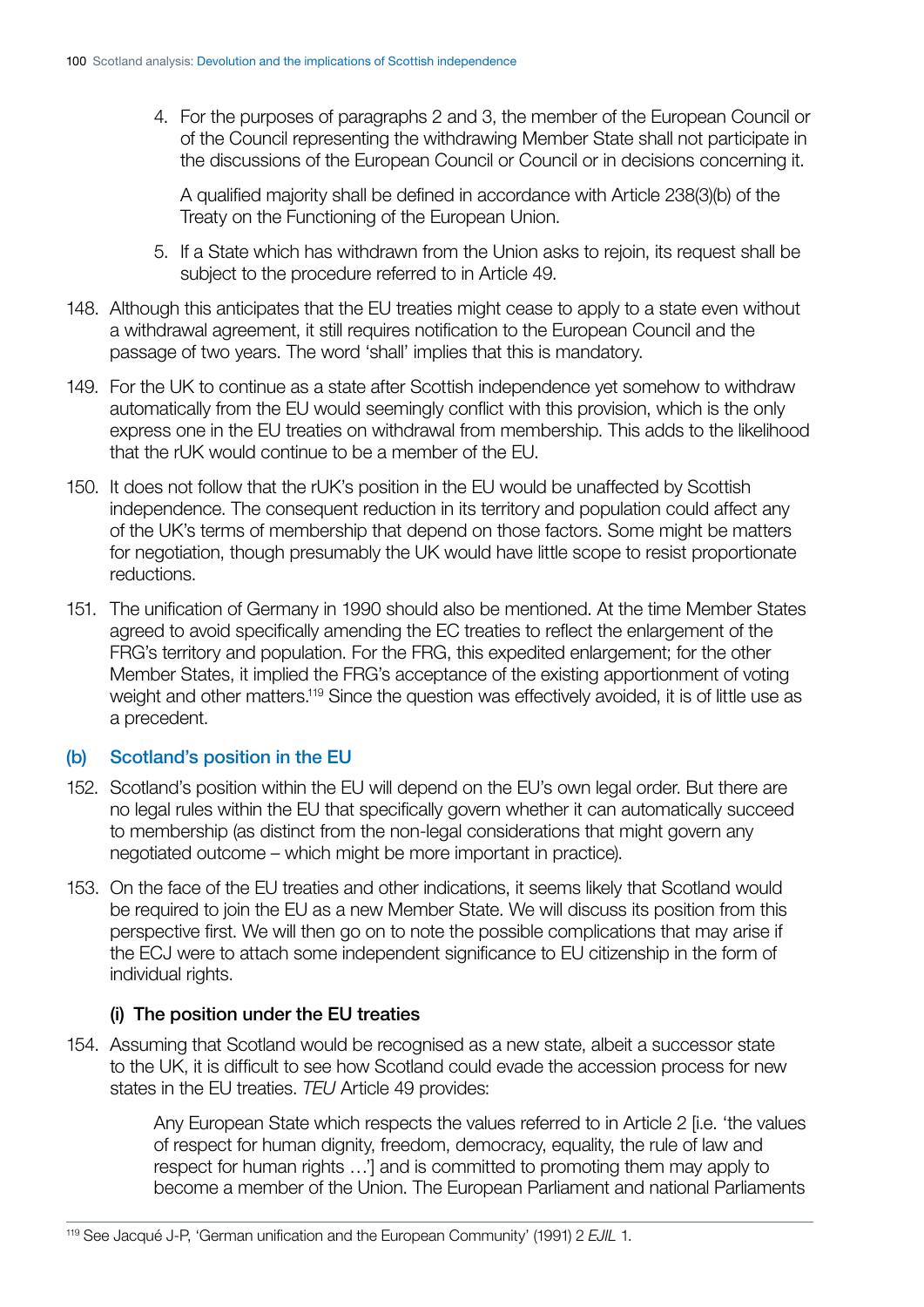> 4. For the purposes of paragraphs 2 and 3, the member of the European Council or of the Council representing the withdrawing Member State shall not participate in the discussions of the European Council or Council or in decisions concerning it.
>
> A qualified majority shall be defined in accordance with Article 238(3)(b) of the Treaty on the Functioning of the European Union.
>
> 5. If a State which has withdrawn from the Union asks to rejoin, its request shall be subject to the procedure referred to in Article 49.

148. Although this anticipates that the EU treaties might cease to apply to a state even without a withdrawal agreement, it still requires notification to the European Council and the passage of two years. The word 'shall' implies that this is mandatory.

149. For the UK to continue as a state after Scottish independence yet somehow to withdraw automatically from the EU would seemingly conflict with this provision, which is the only express one in the EU treaties on withdrawal from membership. This adds to the likelihood that the rUK would continue to be a member of the EU.

150. It does not follow that the rUK's position in the EU would be unaffected by Scottish independence. The consequent reduction in its territory and population could affect any of the UK's terms of membership that depend on those factors. Some might be matters for negotiation, though presumably the UK would have little scope to resist proportionate reductions.

151. The unification of Germany in 1990 should also be mentioned. At the time Member States agreed to avoid specifically amending the EC treaties to reflect the enlargement of the FRG's territory and population. For the FRG, this expedited enlargement; for the other Member States, it implied the FRG's acceptance of the existing apportionment of voting weight and other matters.[119] Since the question was effectively avoided, it is of little use as a precedent.

## (b) Scotland's position in the EU

152. Scotland's position within the EU will depend on the EU's own legal order. But there are no legal rules within the EU that specifically govern whether it can automatically succeed to membership (as distinct from the non-legal considerations that might govern any negotiated outcome – which might be more important in practice).

153. On the face of the EU treaties and other indications, it seems likely that Scotland would be required to join the EU as a new Member State. We will discuss its position from this perspective first. We will then go on to note the possible complications that may arise if the ECJ were to attach some independent significance to EU citizenship in the form of individual rights.

### (i) The position under the EU treaties

154. Assuming that Scotland would be recognised as a new state, albeit a successor state to the UK, it is difficult to see how Scotland could evade the accession process for new states in the EU treaties. *TEU* Article 49 provides:

> Any European State which respects the values referred to in Article 2 [i.e. 'the values of respect for human dignity, freedom, democracy, equality, the rule of law and respect for human rights …'] and is committed to promoting them may apply to become a member of the Union. The European Parliament and national Parliaments

[119] See Jacqué J-P, 'German unification and the European Community' (1991) 2 *EJIL* 1.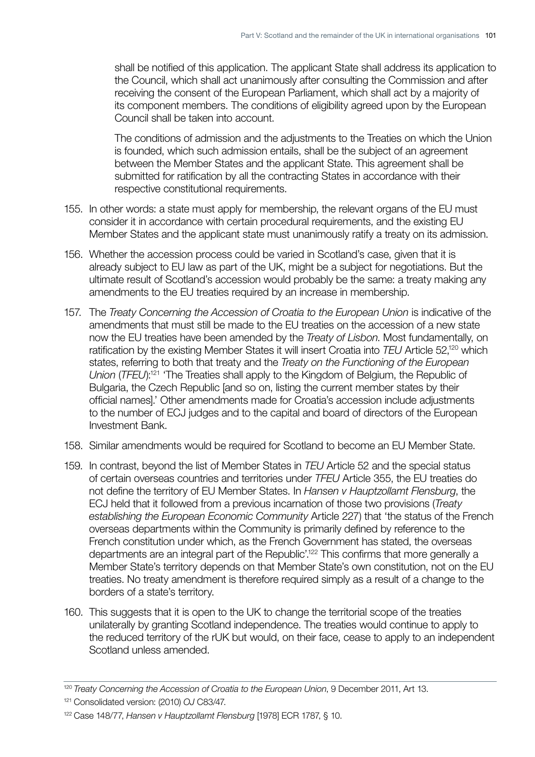shall be notified of this application. The applicant State shall address its application to the Council, which shall act unanimously after consulting the Commission and after receiving the consent of the European Parliament, which shall act by a majority of its component members. The conditions of eligibility agreed upon by the European Council shall be taken into account.

The conditions of admission and the adjustments to the Treaties on which the Union is founded, which such admission entails, shall be the subject of an agreement between the Member States and the applicant State. This agreement shall be submitted for ratification by all the contracting States in accordance with their respective constitutional requirements.

155. In other words: a state must apply for membership, the relevant organs of the EU must consider it in accordance with certain procedural requirements, and the existing EU Member States and the applicant state must unanimously ratify a treaty on its admission.

156. Whether the accession process could be varied in Scotland's case, given that it is already subject to EU law as part of the UK, might be a subject for negotiations. But the ultimate result of Scotland's accession would probably be the same: a treaty making any amendments to the EU treaties required by an increase in membership.

157. The *Treaty Concerning the Accession of Croatia to the European Union* is indicative of the amendments that must still be made to the EU treaties on the accession of a new state now the EU treaties have been amended by the *Treaty of Lisbon*. Most fundamentally, on ratification by the existing Member States it will insert Croatia into *TEU* Article 52,[120] which states, referring to both that treaty and the *Treaty on the Functioning of the European Union* (*TFEU*):[121] 'The Treaties shall apply to the Kingdom of Belgium, the Republic of Bulgaria, the Czech Republic [and so on, listing the current member states by their official names].' Other amendments made for Croatia's accession include adjustments to the number of ECJ judges and to the capital and board of directors of the European Investment Bank.

158. Similar amendments would be required for Scotland to become an EU Member State.

159. In contrast, beyond the list of Member States in *TEU* Article 52 and the special status of certain overseas countries and territories under *TFEU* Article 355, the EU treaties do not define the territory of EU Member States. In *Hansen v Hauptzollamt Flensburg*, the ECJ held that it followed from a previous incarnation of those two provisions (*Treaty establishing the European Economic Community* Article 227) that 'the status of the French overseas departments within the Community is primarily defined by reference to the French constitution under which, as the French Government has stated, the overseas departments are an integral part of the Republic'.[122] This confirms that more generally a Member State's territory depends on that Member State's own constitution, not on the EU treaties. No treaty amendment is therefore required simply as a result of a change to the borders of a state's territory.

160. This suggests that it is open to the UK to change the territorial scope of the treaties unilaterally by granting Scotland independence. The treaties would continue to apply to the reduced territory of the rUK but would, on their face, cease to apply to an independent Scotland unless amended.

---

[120] *Treaty Concerning the Accession of Croatia to the European Union*, 9 December 2011, Art 13.

[121] Consolidated version: (2010) *OJ* C83/47.

[122] Case 148/77, *Hansen v Hauptzollamt Flensburg* [1978] ECR 1787, § 10.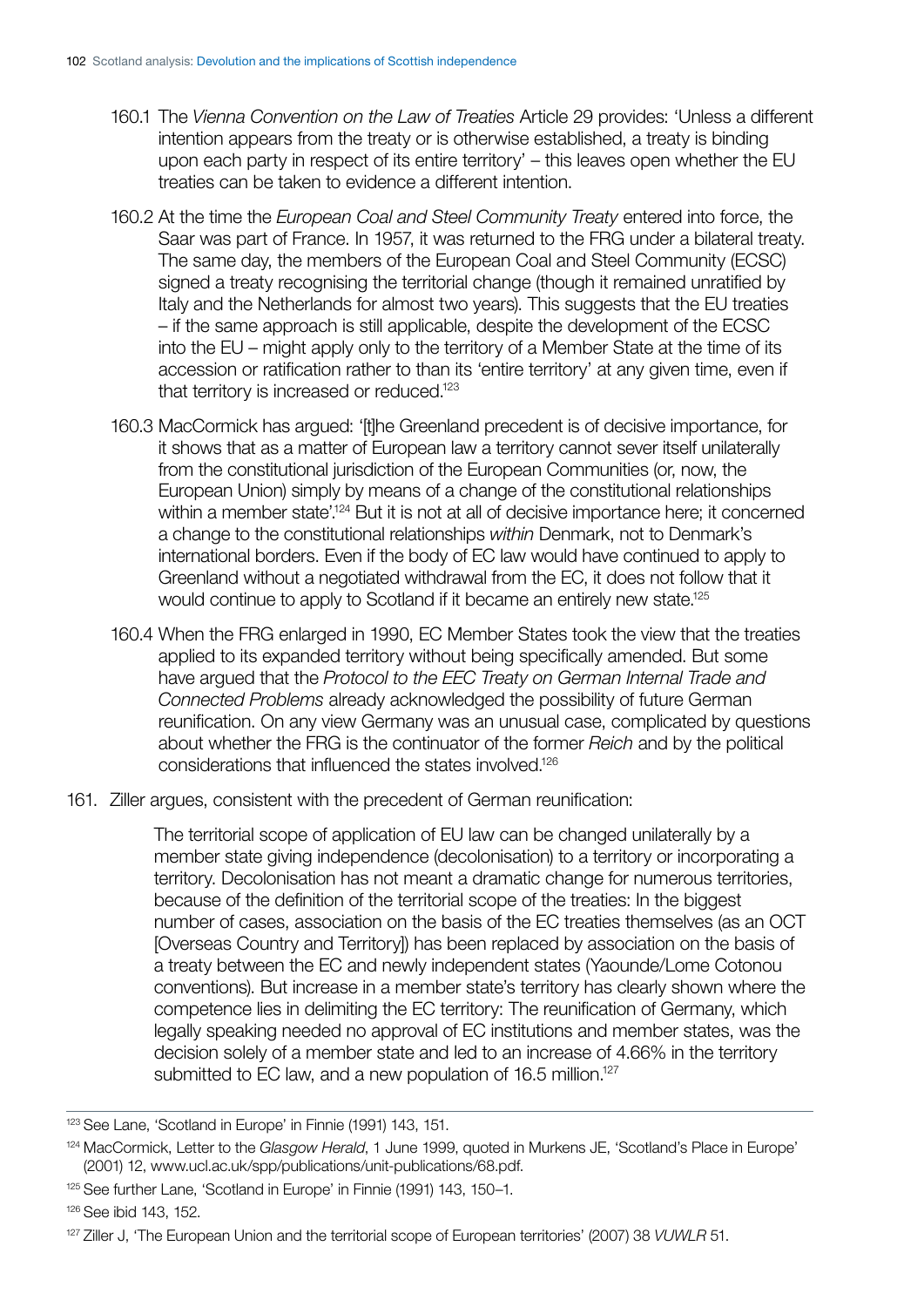160.1 The *Vienna Convention on the Law of Treaties* Article 29 provides: 'Unless a different intention appears from the treaty or is otherwise established, a treaty is binding upon each party in respect of its entire territory' – this leaves open whether the EU treaties can be taken to evidence a different intention.

160.2 At the time the *European Coal and Steel Community Treaty* entered into force, the Saar was part of France. In 1957, it was returned to the FRG under a bilateral treaty. The same day, the members of the European Coal and Steel Community (ECSC) signed a treaty recognising the territorial change (though it remained unratified by Italy and the Netherlands for almost two years). This suggests that the EU treaties – if the same approach is still applicable, despite the development of the ECSC into the EU – might apply only to the territory of a Member State at the time of its accession or ratification rather to than its 'entire territory' at any given time, even if that territory is increased or reduced.[123]

160.3 MacCormick has argued: '[t]he Greenland precedent is of decisive importance, for it shows that as a matter of European law a territory cannot sever itself unilaterally from the constitutional jurisdiction of the European Communities (or, now, the European Union) simply by means of a change of the constitutional relationships within a member state'.[124] But it is not at all of decisive importance here; it concerned a change to the constitutional relationships *within* Denmark, not to Denmark's international borders. Even if the body of EC law would have continued to apply to Greenland without a negotiated withdrawal from the EC, it does not follow that it would continue to apply to Scotland if it became an entirely new state.[125]

160.4 When the FRG enlarged in 1990, EC Member States took the view that the treaties applied to its expanded territory without being specifically amended. But some have argued that the *Protocol to the EEC Treaty on German Internal Trade and Connected Problems* already acknowledged the possibility of future German reunification. On any view Germany was an unusual case, complicated by questions about whether the FRG is the continuator of the former *Reich* and by the political considerations that influenced the states involved.[126]

161. Ziller argues, consistent with the precedent of German reunification:

> The territorial scope of application of EU law can be changed unilaterally by a member state giving independence (decolonisation) to a territory or incorporating a territory. Decolonisation has not meant a dramatic change for numerous territories, because of the definition of the territorial scope of the treaties: In the biggest number of cases, association on the basis of the EC treaties themselves (as an OCT [Overseas Country and Territory]) has been replaced by association on the basis of a treaty between the EC and newly independent states (Yaounde/Lome Cotonou conventions). But increase in a member state's territory has clearly shown where the competence lies in delimiting the EC territory: The reunification of Germany, which legally speaking needed no approval of EC institutions and member states, was the decision solely of a member state and led to an increase of 4.66% in the territory submitted to EC law, and a new population of 16.5 million.[127]

---

[123] See Lane, 'Scotland in Europe' in Finnie (1991) 143, 151.

[124] MacCormick, Letter to the *Glasgow Herald*, 1 June 1999, quoted in Murkens JE, 'Scotland's Place in Europe' (2001) 12, www.ucl.ac.uk/spp/publications/unit-publications/68.pdf.

[125] See further Lane, 'Scotland in Europe' in Finnie (1991) 143, 150–1.

[126] See ibid 143, 152.

[127] Ziller J, 'The European Union and the territorial scope of European territories' (2007) 38 *VUWLR* 51.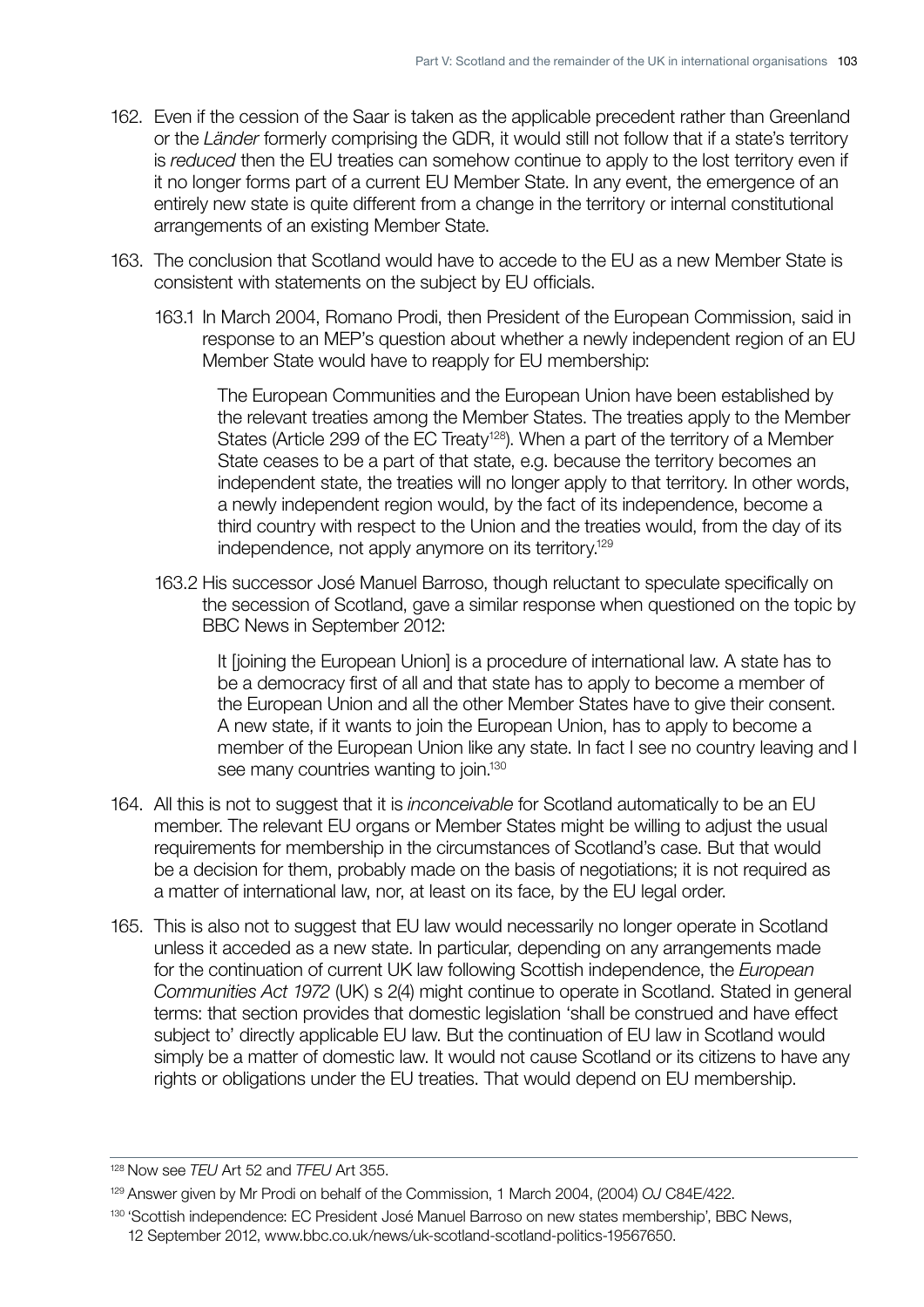162. Even if the cession of the Saar is taken as the applicable precedent rather than Greenland or the *Länder* formerly comprising the GDR, it would still not follow that if a state's territory is *reduced* then the EU treaties can somehow continue to apply to the lost territory even if it no longer forms part of a current EU Member State. In any event, the emergence of an entirely new state is quite different from a change in the territory or internal constitutional arrangements of an existing Member State.

163. The conclusion that Scotland would have to accede to the EU as a new Member State is consistent with statements on the subject by EU officials.

163.1 In March 2004, Romano Prodi, then President of the European Commission, said in response to an MEP's question about whether a newly independent region of an EU Member State would have to reapply for EU membership:

> The European Communities and the European Union have been established by the relevant treaties among the Member States. The treaties apply to the Member States (Article 299 of the EC Treaty[128]). When a part of the territory of a Member State ceases to be a part of that state, e.g. because the territory becomes an independent state, the treaties will no longer apply to that territory. In other words, a newly independent region would, by the fact of its independence, become a third country with respect to the Union and the treaties would, from the day of its independence, not apply anymore on its territory.[129]

163.2 His successor José Manuel Barroso, though reluctant to speculate specifically on the secession of Scotland, gave a similar response when questioned on the topic by BBC News in September 2012:

> It [joining the European Union] is a procedure of international law. A state has to be a democracy first of all and that state has to apply to become a member of the European Union and all the other Member States have to give their consent. A new state, if it wants to join the European Union, has to apply to become a member of the European Union like any state. In fact I see no country leaving and I see many countries wanting to join.[130]

164. All this is not to suggest that it is *inconceivable* for Scotland automatically to be an EU member. The relevant EU organs or Member States might be willing to adjust the usual requirements for membership in the circumstances of Scotland's case. But that would be a decision for them, probably made on the basis of negotiations; it is not required as a matter of international law, nor, at least on its face, by the EU legal order.

165. This is also not to suggest that EU law would necessarily no longer operate in Scotland unless it acceded as a new state. In particular, depending on any arrangements made for the continuation of current UK law following Scottish independence, the *European Communities Act 1972* (UK) s 2(4) might continue to operate in Scotland. Stated in general terms: that section provides that domestic legislation 'shall be construed and have effect subject to' directly applicable EU law. But the continuation of EU law in Scotland would simply be a matter of domestic law. It would not cause Scotland or its citizens to have any rights or obligations under the EU treaties. That would depend on EU membership.

---

[128] Now see *TEU* Art 52 and *TFEU* Art 355.

[129] Answer given by Mr Prodi on behalf of the Commission, 1 March 2004, (2004) *OJ* C84E/422.

[130] 'Scottish independence: EC President José Manuel Barroso on new states membership', BBC News, 12 September 2012, www.bbc.co.uk/news/uk-scotland-scotland-politics-19567650.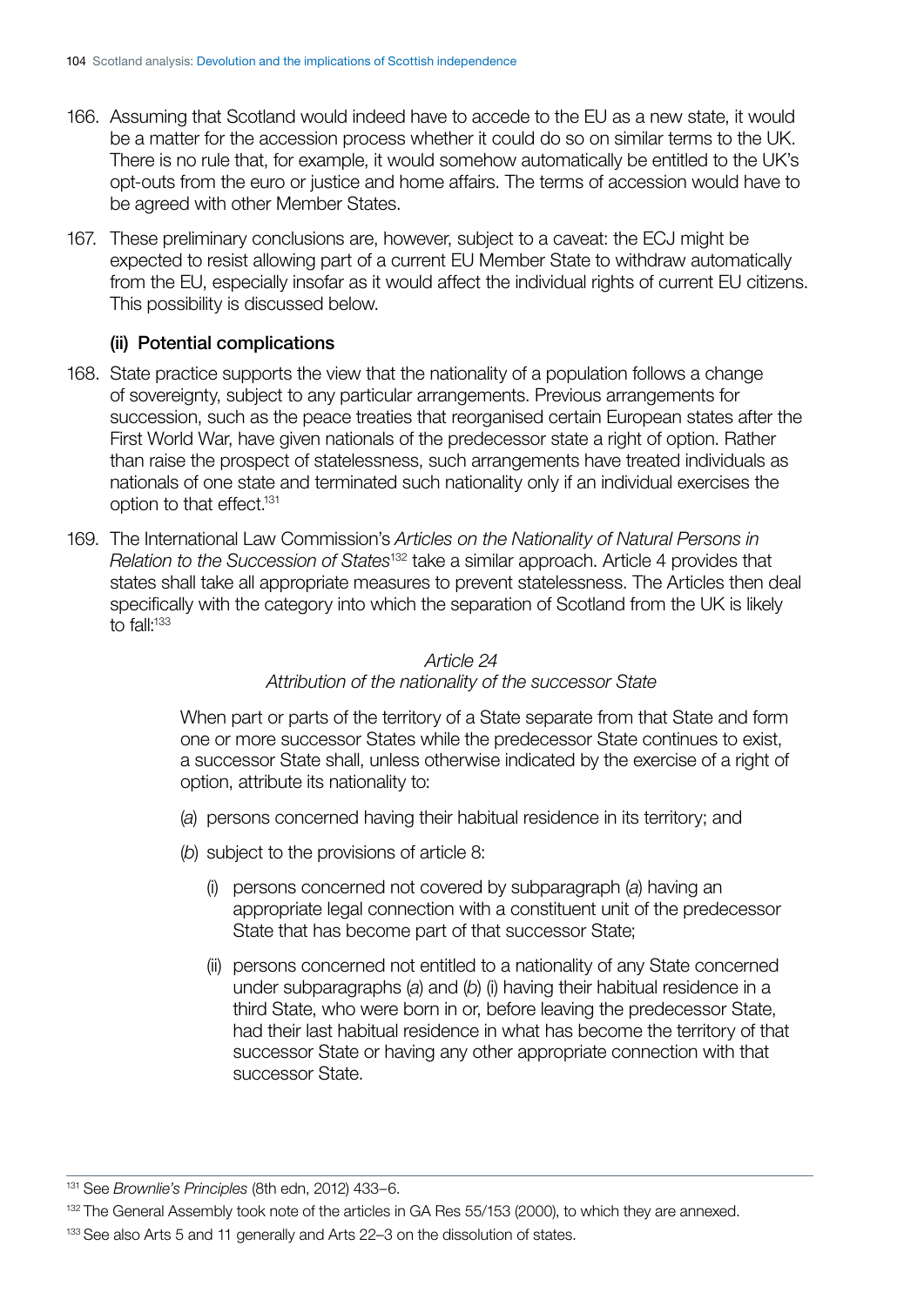166. Assuming that Scotland would indeed have to accede to the EU as a new state, it would be a matter for the accession process whether it could do so on similar terms to the UK. There is no rule that, for example, it would somehow automatically be entitled to the UK's opt-outs from the euro or justice and home affairs. The terms of accession would have to be agreed with other Member States.

167. These preliminary conclusions are, however, subject to a caveat: the ECJ might be expected to resist allowing part of a current EU Member State to withdraw automatically from the EU, especially insofar as it would affect the individual rights of current EU citizens. This possibility is discussed below.

**(ii) Potential complications**

168. State practice supports the view that the nationality of a population follows a change of sovereignty, subject to any particular arrangements. Previous arrangements for succession, such as the peace treaties that reorganised certain European states after the First World War, have given nationals of the predecessor state a right of option. Rather than raise the prospect of statelessness, such arrangements have treated individuals as nationals of one state and terminated such nationality only if an individual exercises the option to that effect.[131]

169. The International Law Commission's *Articles on the Nationality of Natural Persons in Relation to the Succession of States*[132] take a similar approach. Article 4 provides that states shall take all appropriate measures to prevent statelessness. The Articles then deal specifically with the category into which the separation of Scotland from the UK is likely to fall:[133]

> *Article 24*
> *Attribution of the nationality of the successor State*
>
> When part or parts of the territory of a State separate from that State and form one or more successor States while the predecessor State continues to exist, a successor State shall, unless otherwise indicated by the exercise of a right of option, attribute its nationality to:
>
> (*a*) persons concerned having their habitual residence in its territory; and
>
> (*b*) subject to the provisions of article 8:
>
> (i) persons concerned not covered by subparagraph (*a*) having an appropriate legal connection with a constituent unit of the predecessor State that has become part of that successor State;
>
> (ii) persons concerned not entitled to a nationality of any State concerned under subparagraphs (*a*) and (*b*) (i) having their habitual residence in a third State, who were born in or, before leaving the predecessor State, had their last habitual residence in what has become the territory of that successor State or having any other appropriate connection with that successor State.

---

[131] See *Brownlie's Principles* (8th edn, 2012) 433–6.

[132] The General Assembly took note of the articles in GA Res 55/153 (2000), to which they are annexed.

[133] See also Arts 5 and 11 generally and Arts 22–3 on the dissolution of states.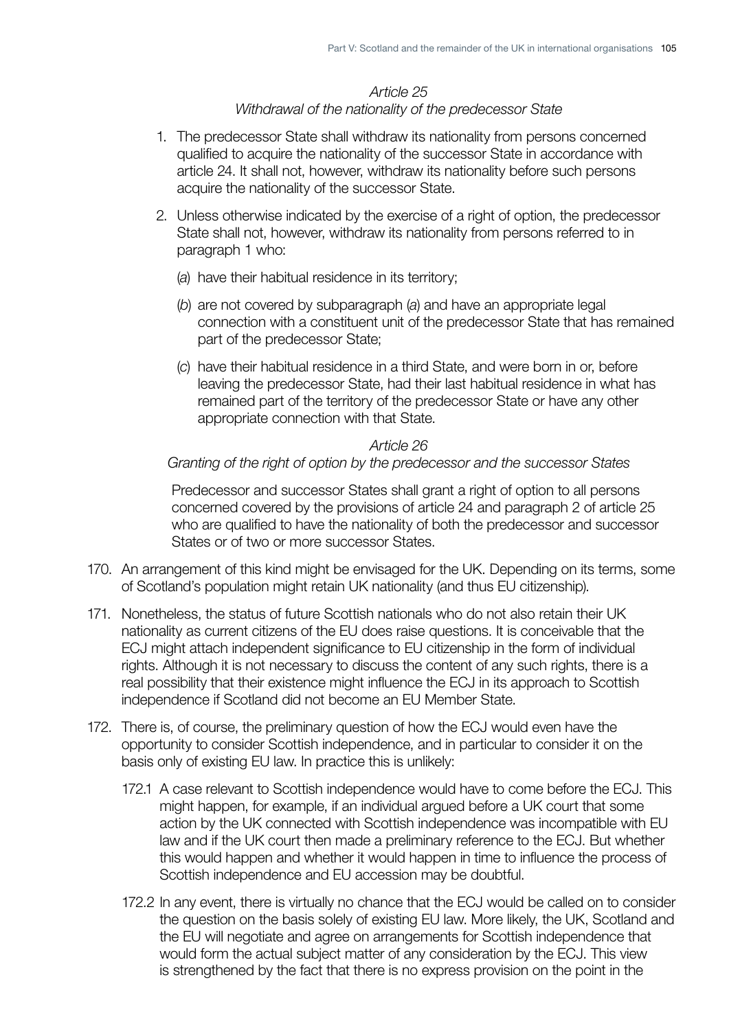*Article 25*
*Withdrawal of the nationality of the predecessor State*

1. The predecessor State shall withdraw its nationality from persons concerned qualified to acquire the nationality of the successor State in accordance with article 24. It shall not, however, withdraw its nationality before such persons acquire the nationality of the successor State.

2. Unless otherwise indicated by the exercise of a right of option, the predecessor State shall not, however, withdraw its nationality from persons referred to in paragraph 1 who:

   (*a*) have their habitual residence in its territory;

   (*b*) are not covered by subparagraph (*a*) and have an appropriate legal connection with a constituent unit of the predecessor State that has remained part of the predecessor State;

   (*c*) have their habitual residence in a third State, and were born in or, before leaving the predecessor State, had their last habitual residence in what has remained part of the territory of the predecessor State or have any other appropriate connection with that State.

*Article 26*
*Granting of the right of option by the predecessor and the successor States*

Predecessor and successor States shall grant a right of option to all persons concerned covered by the provisions of article 24 and paragraph 2 of article 25 who are qualified to have the nationality of both the predecessor and successor States or of two or more successor States.

170. An arrangement of this kind might be envisaged for the UK. Depending on its terms, some of Scotland's population might retain UK nationality (and thus EU citizenship).

171. Nonetheless, the status of future Scottish nationals who do not also retain their UK nationality as current citizens of the EU does raise questions. It is conceivable that the ECJ might attach independent significance to EU citizenship in the form of individual rights. Although it is not necessary to discuss the content of any such rights, there is a real possibility that their existence might influence the ECJ in its approach to Scottish independence if Scotland did not become an EU Member State.

172. There is, of course, the preliminary question of how the ECJ would even have the opportunity to consider Scottish independence, and in particular to consider it on the basis only of existing EU law. In practice this is unlikely:

172.1 A case relevant to Scottish independence would have to come before the ECJ. This might happen, for example, if an individual argued before a UK court that some action by the UK connected with Scottish independence was incompatible with EU law and if the UK court then made a preliminary reference to the ECJ. But whether this would happen and whether it would happen in time to influence the process of Scottish independence and EU accession may be doubtful.

172.2 In any event, there is virtually no chance that the ECJ would be called on to consider the question on the basis solely of existing EU law. More likely, the UK, Scotland and the EU will negotiate and agree on arrangements for Scottish independence that would form the actual subject matter of any consideration by the ECJ. This view is strengthened by the fact that there is no express provision on the point in the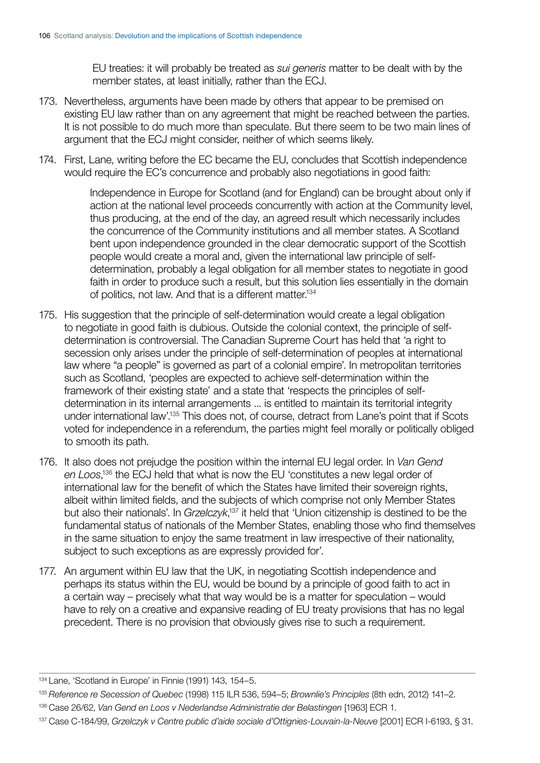EU treaties: it will probably be treated as *sui generis* matter to be dealt with by the member states, at least initially, rather than the ECJ.

173. Nevertheless, arguments have been made by others that appear to be premised on existing EU law rather than on any agreement that might be reached between the parties. It is not possible to do much more than speculate. But there seem to be two main lines of argument that the ECJ might consider, neither of which seems likely.

174. First, Lane, writing before the EC became the EU, concludes that Scottish independence would require the EC's concurrence and probably also negotiations in good faith:

> Independence in Europe for Scotland (and for England) can be brought about only if action at the national level proceeds concurrently with action at the Community level, thus producing, at the end of the day, an agreed result which necessarily includes the concurrence of the Community institutions and all member states. A Scotland bent upon independence grounded in the clear democratic support of the Scottish people would create a moral and, given the international law principle of self-determination, probably a legal obligation for all member states to negotiate in good faith in order to produce such a result, but this solution lies essentially in the domain of politics, not law. And that is a different matter.[134]

175. His suggestion that the principle of self-determination would create a legal obligation to negotiate in good faith is dubious. Outside the colonial context, the principle of self-determination is controversial. The Canadian Supreme Court has held that 'a right to secession only arises under the principle of self-determination of peoples at international law where "a people" is governed as part of a colonial empire'. In metropolitan territories such as Scotland, 'peoples are expected to achieve self-determination within the framework of their existing state' and a state that 'respects the principles of self-determination in its internal arrangements ... is entitled to maintain its territorial integrity under international law'.[135] This does not, of course, detract from Lane's point that if Scots voted for independence in a referendum, the parties might feel morally or politically obliged to smooth its path.

176. It also does not prejudge the position within the internal EU legal order. In *Van Gend en Loos*,[136] the ECJ held that what is now the EU 'constitutes a new legal order of international law for the benefit of which the States have limited their sovereign rights, albeit within limited fields, and the subjects of which comprise not only Member States but also their nationals'. In *Grzelczyk*,[137] it held that 'Union citizenship is destined to be the fundamental status of nationals of the Member States, enabling those who find themselves in the same situation to enjoy the same treatment in law irrespective of their nationality, subject to such exceptions as are expressly provided for'.

177. An argument within EU law that the UK, in negotiating Scottish independence and perhaps its status within the EU, would be bound by a principle of good faith to act in a certain way – precisely what that way would be is a matter for speculation – would have to rely on a creative and expansive reading of EU treaty provisions that has no legal precedent. There is no provision that obviously gives rise to such a requirement.

---

[134] Lane, 'Scotland in Europe' in Finnie (1991) 143, 154–5.

[135] *Reference re Secession of Quebec* (1998) 115 ILR 536, 594–5; *Brownlie's Principles* (8th edn, 2012) 141–2.

[136] Case 26/62, *Van Gend en Loos v Nederlandse Administratie der Belastingen* [1963] ECR 1.

[137] Case C-184/99, *Grzelczyk v Centre public d'aide sociale d'Ottignies-Louvain-la-Neuve* [2001] ECR I-6193, § 31.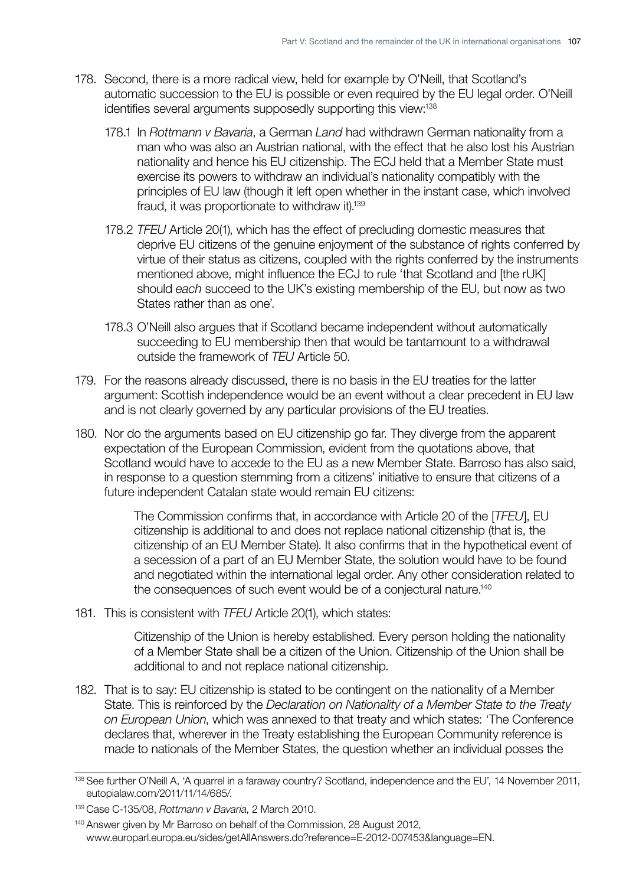178. Second, there is a more radical view, held for example by O'Neill, that Scotland's automatic succession to the EU is possible or even required by the EU legal order. O'Neill identifies several arguments supposedly supporting this view:[138]

   178.1 In *Rottmann v Bavaria*, a German *Land* had withdrawn German nationality from a man who was also an Austrian national, with the effect that he also lost his Austrian nationality and hence his EU citizenship. The ECJ held that a Member State must exercise its powers to withdraw an individual's nationality compatibly with the principles of EU law (though it left open whether in the instant case, which involved fraud, it was proportionate to withdraw it).[139]

   178.2 *TFEU* Article 20(1), which has the effect of precluding domestic measures that deprive EU citizens of the genuine enjoyment of the substance of rights conferred by virtue of their status as citizens, coupled with the rights conferred by the instruments mentioned above, might influence the ECJ to rule 'that Scotland and [the rUK] should *each* succeed to the UK's existing membership of the EU, but now as two States rather than as one'.

   178.3 O'Neill also argues that if Scotland became independent without automatically succeeding to EU membership then that would be tantamount to a withdrawal outside the framework of *TEU* Article 50.

179. For the reasons already discussed, there is no basis in the EU treaties for the latter argument: Scottish independence would be an event without a clear precedent in EU law and is not clearly governed by any particular provisions of the EU treaties.

180. Nor do the arguments based on EU citizenship go far. They diverge from the apparent expectation of the European Commission, evident from the quotations above, that Scotland would have to accede to the EU as a new Member State. Barroso has also said, in response to a question stemming from a citizens' initiative to ensure that citizens of a future independent Catalan state would remain EU citizens:

   > The Commission confirms that, in accordance with Article 20 of the [*TFEU*], EU citizenship is additional to and does not replace national citizenship (that is, the citizenship of an EU Member State). It also confirms that in the hypothetical event of a secession of a part of an EU Member State, the solution would have to be found and negotiated within the international legal order. Any other consideration related to the consequences of such event would be of a conjectural nature.[140]

181. This is consistent with *TFEU* Article 20(1), which states:

   > Citizenship of the Union is hereby established. Every person holding the nationality of a Member State shall be a citizen of the Union. Citizenship of the Union shall be additional to and not replace national citizenship.

182. That is to say: EU citizenship is stated to be contingent on the nationality of a Member State. This is reinforced by the *Declaration on Nationality of a Member State to the Treaty on European Union*, which was annexed to that treaty and which states: 'The Conference declares that, wherever in the Treaty establishing the European Community reference is made to nationals of the Member States, the question whether an individual posses the

---

[138] See further O'Neill A, 'A quarrel in a faraway country? Scotland, independence and the EU', 14 November 2011, eutopialaw.com/2011/11/14/685/.

[139] Case C-135/08, *Rottmann v Bavaria*, 2 March 2010.

[140] Answer given by Mr Barroso on behalf of the Commission, 28 August 2012, www.europarl.europa.eu/sides/getAllAnswers.do?reference=E-2012-007453&language=EN.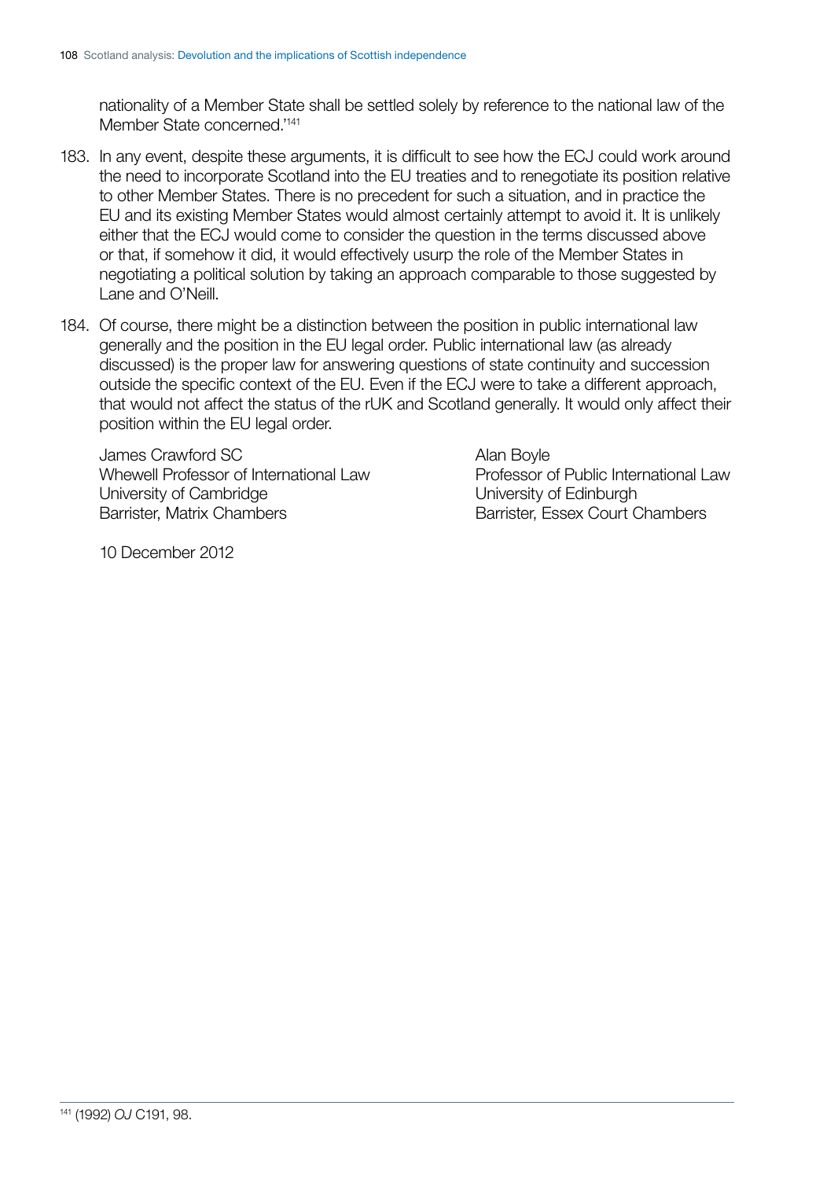nationality of a Member State shall be settled solely by reference to the national law of the Member State concerned.'[141]

183. In any event, despite these arguments, it is difficult to see how the ECJ could work around the need to incorporate Scotland into the EU treaties and to renegotiate its position relative to other Member States. There is no precedent for such a situation, and in practice the EU and its existing Member States would almost certainly attempt to avoid it. It is unlikely either that the ECJ would come to consider the question in the terms discussed above or that, if somehow it did, it would effectively usurp the role of the Member States in negotiating a political solution by taking an approach comparable to those suggested by Lane and O'Neill.

184. Of course, there might be a distinction between the position in public international law generally and the position in the EU legal order. Public international law (as already discussed) is the proper law for answering questions of state continuity and succession outside the specific context of the EU. Even if the ECJ were to take a different approach, that would not affect the status of the rUK and Scotland generally. It would only affect their position within the EU legal order.

James Crawford SC
Whewell Professor of International Law
University of Cambridge
Barrister, Matrix Chambers

Alan Boyle
Professor of Public International Law
University of Edinburgh
Barrister, Essex Court Chambers

10 December 2012

[141] (1992) *OJ* C191, 98.